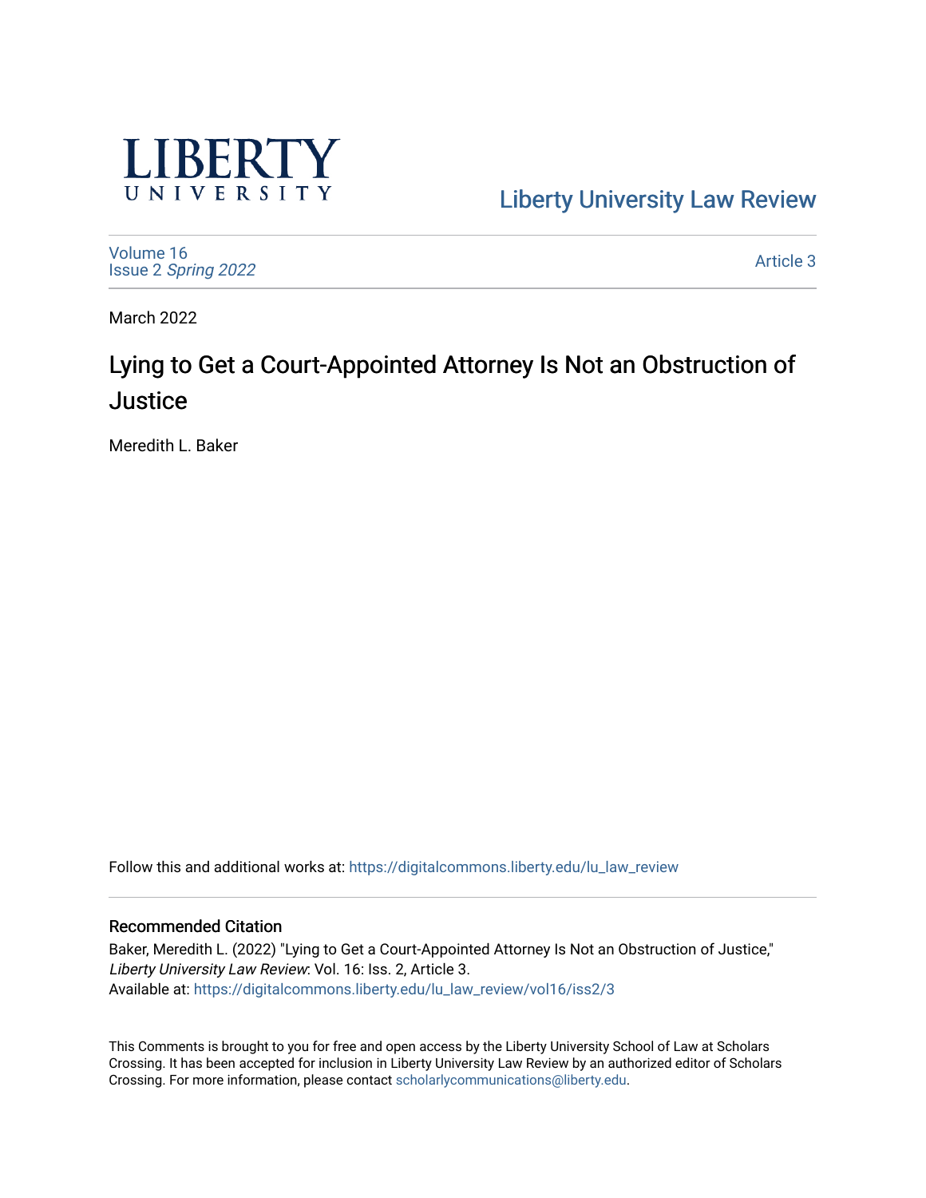Liberty University Law Review

Volume 16
Issue 2 *Spring 2022*

Article 3

March 2022

# Lying to Get a Court-Appointed Attorney Is Not an Obstruction of Justice

Meredith L. Baker

Follow this and additional works at: https://digitalcommons.liberty.edu/lu_law_review

## Recommended Citation

Baker, Meredith L. (2022) "Lying to Get a Court-Appointed Attorney Is Not an Obstruction of Justice," *Liberty University Law Review*: Vol. 16: Iss. 2, Article 3.
Available at: https://digitalcommons.liberty.edu/lu_law_review/vol16/iss2/3

This Comments is brought to you for free and open access by the Liberty University School of Law at Scholars Crossing. It has been accepted for inclusion in Liberty University Law Review by an authorized editor of Scholars Crossing. For more information, please contact scholarlycommunications@liberty.edu.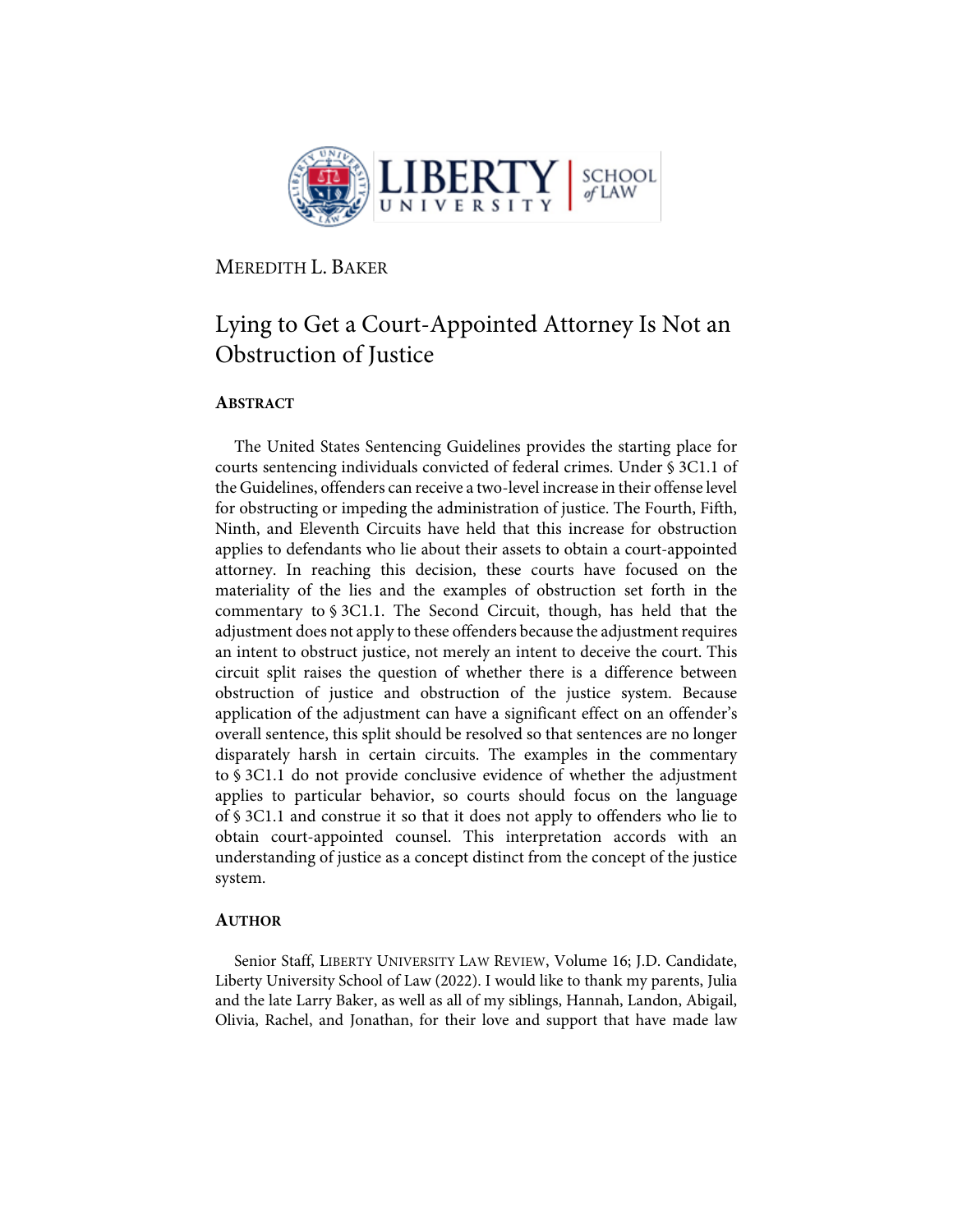MEREDITH L. BAKER

# Lying to Get a Court-Appointed Attorney Is Not an Obstruction of Justice

## ABSTRACT

The United States Sentencing Guidelines provides the starting place for courts sentencing individuals convicted of federal crimes. Under § 3C1.1 of the Guidelines, offenders can receive a two-level increase in their offense level for obstructing or impeding the administration of justice. The Fourth, Fifth, Ninth, and Eleventh Circuits have held that this increase for obstruction applies to defendants who lie about their assets to obtain a court-appointed attorney. In reaching this decision, these courts have focused on the materiality of the lies and the examples of obstruction set forth in the commentary to § 3C1.1. The Second Circuit, though, has held that the adjustment does not apply to these offenders because the adjustment requires an intent to obstruct justice, not merely an intent to deceive the court. This circuit split raises the question of whether there is a difference between obstruction of justice and obstruction of the justice system. Because application of the adjustment can have a significant effect on an offender's overall sentence, this split should be resolved so that sentences are no longer disparately harsh in certain circuits. The examples in the commentary to § 3C1.1 do not provide conclusive evidence of whether the adjustment applies to particular behavior, so courts should focus on the language of § 3C1.1 and construe it so that it does not apply to offenders who lie to obtain court-appointed counsel. This interpretation accords with an understanding of justice as a concept distinct from the concept of the justice system.

## AUTHOR

Senior Staff, LIBERTY UNIVERSITY LAW REVIEW, Volume 16; J.D. Candidate, Liberty University School of Law (2022). I would like to thank my parents, Julia and the late Larry Baker, as well as all of my siblings, Hannah, Landon, Abigail, Olivia, Rachel, and Jonathan, for their love and support that have made law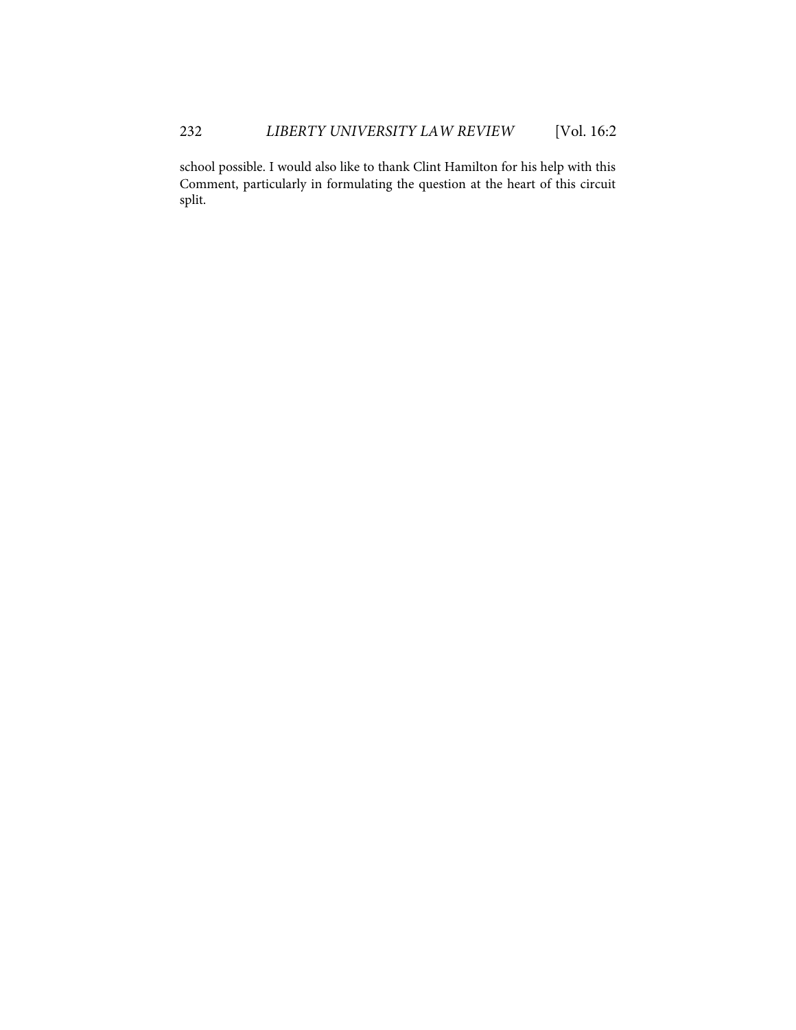school possible. I would also like to thank Clint Hamilton for his help with this Comment, particularly in formulating the question at the heart of this circuit split.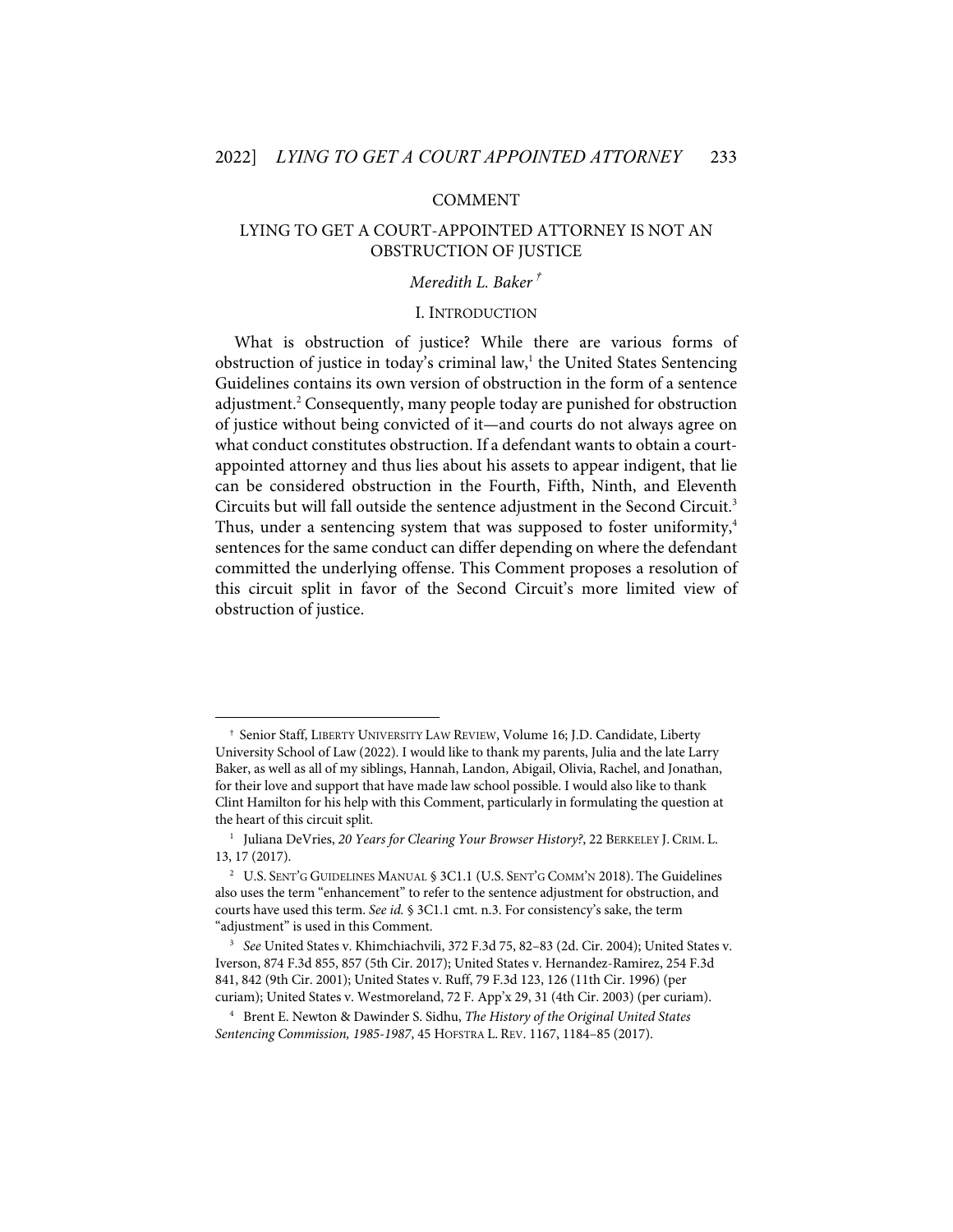## COMMENT

# LYING TO GET A COURT-APPOINTED ATTORNEY IS NOT AN OBSTRUCTION OF JUSTICE

*Meredith L. Baker* [†]

## I. INTRODUCTION

What is obstruction of justice? While there are various forms of obstruction of justice in today's criminal law,[1] the United States Sentencing Guidelines contains its own version of obstruction in the form of a sentence adjustment.[2] Consequently, many people today are punished for obstruction of justice without being convicted of it—and courts do not always agree on what conduct constitutes obstruction. If a defendant wants to obtain a court-appointed attorney and thus lies about his assets to appear indigent, that lie can be considered obstruction in the Fourth, Fifth, Ninth, and Eleventh Circuits but will fall outside the sentence adjustment in the Second Circuit.[3] Thus, under a sentencing system that was supposed to foster uniformity,[4] sentences for the same conduct can differ depending on where the defendant committed the underlying offense. This Comment proposes a resolution of this circuit split in favor of the Second Circuit's more limited view of obstruction of justice.

---

† Senior Staff, LIBERTY UNIVERSITY LAW REVIEW, Volume 16; J.D. Candidate, Liberty University School of Law (2022). I would like to thank my parents, Julia and the late Larry Baker, as well as all of my siblings, Hannah, Landon, Abigail, Olivia, Rachel, and Jonathan, for their love and support that have made law school possible. I would also like to thank Clint Hamilton for his help with this Comment, particularly in formulating the question at the heart of this circuit split.

[1] Juliana DeVries, *20 Years for Clearing Your Browser History?*, 22 BERKELEY J. CRIM. L. 13, 17 (2017).

[2] U.S. SENT'G GUIDELINES MANUAL § 3C1.1 (U.S. SENT'G COMM'N 2018). The Guidelines also uses the term "enhancement" to refer to the sentence adjustment for obstruction, and courts have used this term. *See id.* § 3C1.1 cmt. n.3. For consistency's sake, the term "adjustment" is used in this Comment.

[3] *See* United States v. Khimchiachvili, 372 F.3d 75, 82–83 (2d. Cir. 2004); United States v. Iverson, 874 F.3d 855, 857 (5th Cir. 2017); United States v. Hernandez-Ramirez, 254 F.3d 841, 842 (9th Cir. 2001); United States v. Ruff, 79 F.3d 123, 126 (11th Cir. 1996) (per curiam); United States v. Westmoreland, 72 F. App'x 29, 31 (4th Cir. 2003) (per curiam).

[4] Brent E. Newton & Dawinder S. Sidhu, *The History of the Original United States Sentencing Commission, 1985-1987*, 45 HOFSTRA L. REV. 1167, 1184–85 (2017).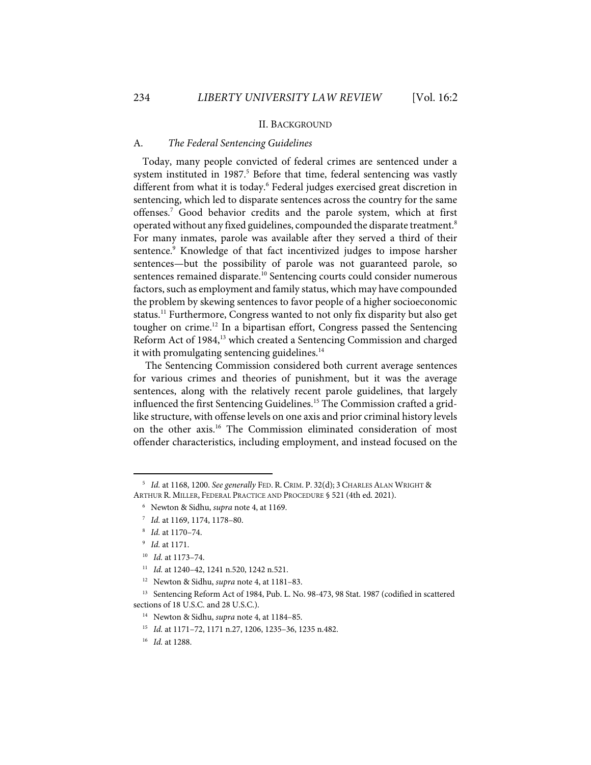## II. BACKGROUND

### A. *The Federal Sentencing Guidelines*

Today, many people convicted of federal crimes are sentenced under a system instituted in 1987.[5] Before that time, federal sentencing was vastly different from what it is today.[6] Federal judges exercised great discretion in sentencing, which led to disparate sentences across the country for the same offenses.[7] Good behavior credits and the parole system, which at first operated without any fixed guidelines, compounded the disparate treatment.[8] For many inmates, parole was available after they served a third of their sentence.[9] Knowledge of that fact incentivized judges to impose harsher sentences—but the possibility of parole was not guaranteed parole, so sentences remained disparate.[10] Sentencing courts could consider numerous factors, such as employment and family status, which may have compounded the problem by skewing sentences to favor people of a higher socioeconomic status.[11] Furthermore, Congress wanted to not only fix disparity but also get tougher on crime.[12] In a bipartisan effort, Congress passed the Sentencing Reform Act of 1984,[13] which created a Sentencing Commission and charged it with promulgating sentencing guidelines.[14]

The Sentencing Commission considered both current average sentences for various crimes and theories of punishment, but it was the average sentences, along with the relatively recent parole guidelines, that largely influenced the first Sentencing Guidelines.[15] The Commission crafted a grid-like structure, with offense levels on one axis and prior criminal history levels on the other axis.[16] The Commission eliminated consideration of most offender characteristics, including employment, and instead focused on the

---

[5] *Id.* at 1168, 1200. *See generally* FED. R. CRIM. P. 32(d); 3 CHARLES ALAN WRIGHT & ARTHUR R. MILLER, FEDERAL PRACTICE AND PROCEDURE § 521 (4th ed. 2021).

[6] Newton & Sidhu, *supra* note 4, at 1169.

[7] *Id.* at 1169, 1174, 1178–80.

[8] *Id.* at 1170–74.

[9] *Id.* at 1171.

[10] *Id.* at 1173–74.

[11] *Id.* at 1240–42, 1241 n.520, 1242 n.521.

[12] Newton & Sidhu, *supra* note 4, at 1181–83.

[13] Sentencing Reform Act of 1984, Pub. L. No. 98-473, 98 Stat. 1987 (codified in scattered sections of 18 U.S.C. and 28 U.S.C.).

[14] Newton & Sidhu, *supra* note 4, at 1184–85.

[15] *Id.* at 1171–72, 1171 n.27, 1206, 1235–36, 1235 n.482.

[16] *Id.* at 1288.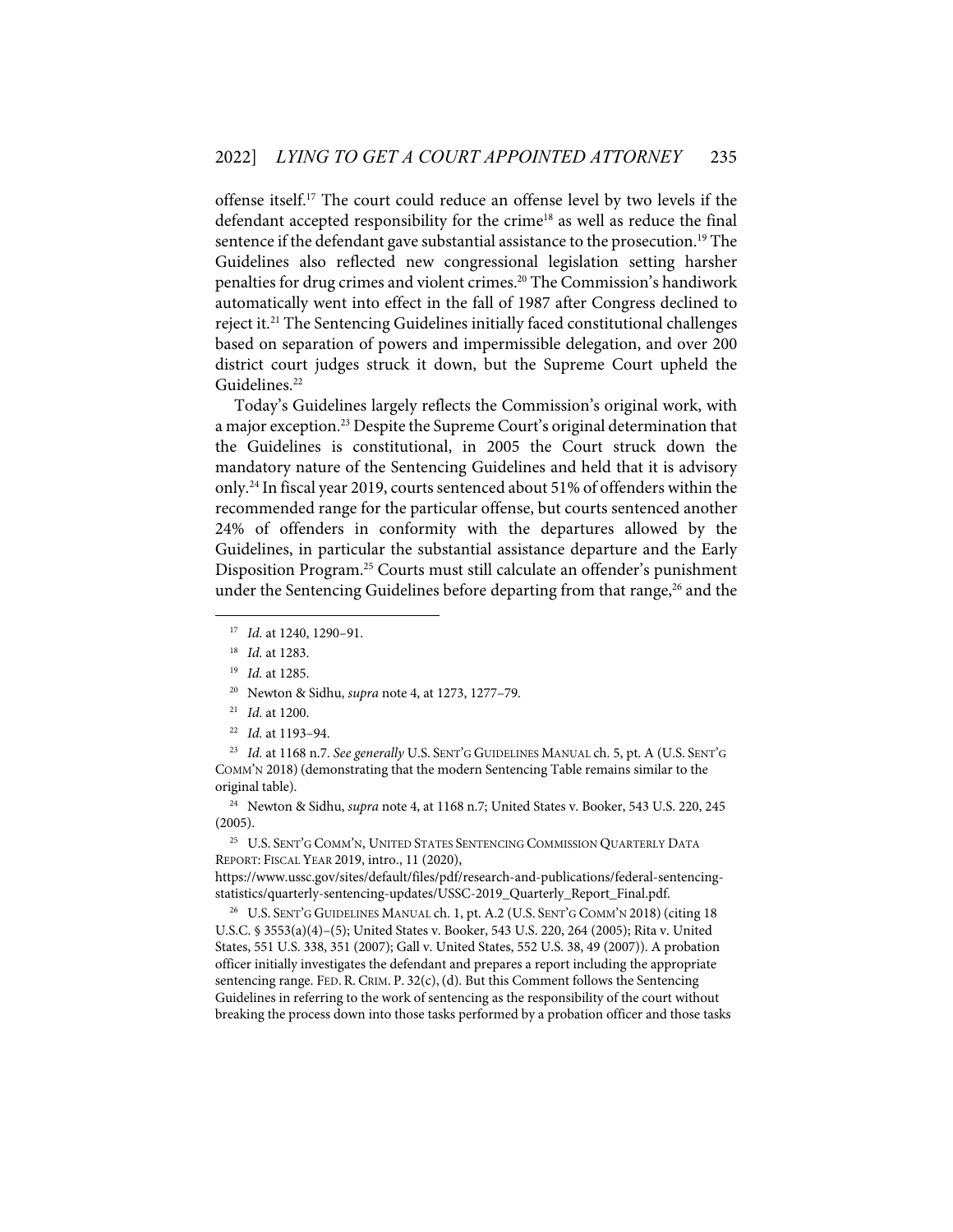offense itself.[17] The court could reduce an offense level by two levels if the defendant accepted responsibility for the crime[18] as well as reduce the final sentence if the defendant gave substantial assistance to the prosecution.[19] The Guidelines also reflected new congressional legislation setting harsher penalties for drug crimes and violent crimes.[20] The Commission's handiwork automatically went into effect in the fall of 1987 after Congress declined to reject it.[21] The Sentencing Guidelines initially faced constitutional challenges based on separation of powers and impermissible delegation, and over 200 district court judges struck it down, but the Supreme Court upheld the Guidelines.[22]

Today's Guidelines largely reflects the Commission's original work, with a major exception.[23] Despite the Supreme Court's original determination that the Guidelines is constitutional, in 2005 the Court struck down the mandatory nature of the Sentencing Guidelines and held that it is advisory only.[24] In fiscal year 2019, courts sentenced about 51% of offenders within the recommended range for the particular offense, but courts sentenced another 24% of offenders in conformity with the departures allowed by the Guidelines, in particular the substantial assistance departure and the Early Disposition Program.[25] Courts must still calculate an offender's punishment under the Sentencing Guidelines before departing from that range,[26] and the

---

[17] *Id.* at 1240, 1290–91.

[18] *Id.* at 1283.

[19] *Id.* at 1285.

[20] Newton & Sidhu, *supra* note 4, at 1273, 1277–79.

[21] *Id.* at 1200.

[22] *Id.* at 1193–94.

[23] *Id.* at 1168 n.7. *See generally* U.S. SENT'G GUIDELINES MANUAL ch. 5, pt. A (U.S. SENT'G COMM'N 2018) (demonstrating that the modern Sentencing Table remains similar to the original table).

[24] Newton & Sidhu, *supra* note 4, at 1168 n.7; United States v. Booker, 543 U.S. 220, 245 (2005).

[25] U.S. SENT'G COMM'N, UNITED STATES SENTENCING COMMISSION QUARTERLY DATA REPORT: FISCAL YEAR 2019, intro., 11 (2020), https://www.ussc.gov/sites/default/files/pdf/research-and-publications/federal-sentencing-statistics/quarterly-sentencing-updates/USSC-2019_Quarterly_Report_Final.pdf.

[26] U.S. SENT'G GUIDELINES MANUAL ch. 1, pt. A.2 (U.S. SENT'G COMM'N 2018) (citing 18 U.S.C. § 3553(a)(4)–(5); United States v. Booker, 543 U.S. 220, 264 (2005); Rita v. United States, 551 U.S. 338, 351 (2007); Gall v. United States, 552 U.S. 38, 49 (2007)). A probation officer initially investigates the defendant and prepares a report including the appropriate sentencing range. FED. R. CRIM. P. 32(c), (d). But this Comment follows the Sentencing Guidelines in referring to the work of sentencing as the responsibility of the court without breaking the process down into those tasks performed by a probation officer and those tasks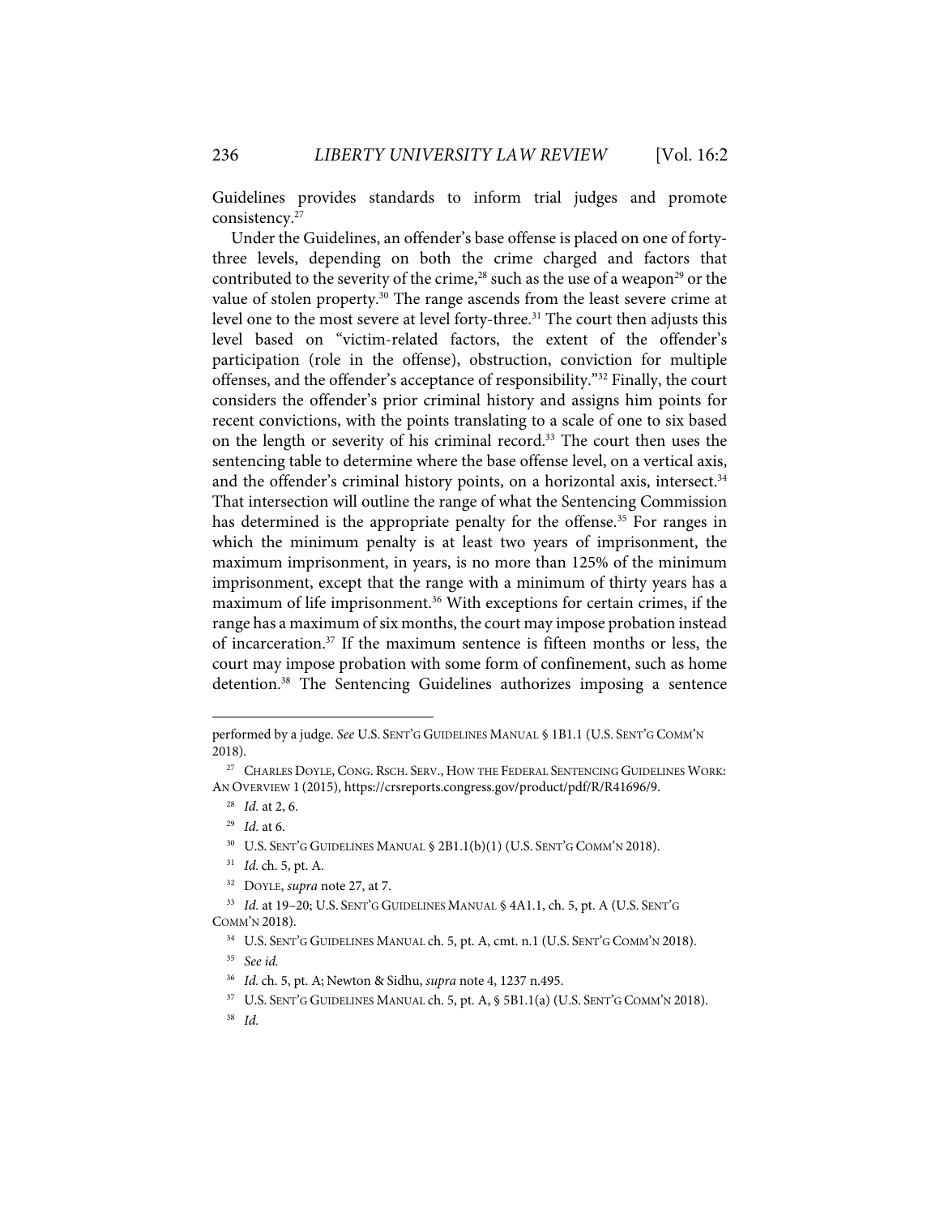Guidelines provides standards to inform trial judges and promote consistency.[27]

Under the Guidelines, an offender's base offense is placed on one of forty-three levels, depending on both the crime charged and factors that contributed to the severity of the crime,[28] such as the use of a weapon[29] or the value of stolen property.[30] The range ascends from the least severe crime at level one to the most severe at level forty-three.[31] The court then adjusts this level based on "victim-related factors, the extent of the offender's participation (role in the offense), obstruction, conviction for multiple offenses, and the offender's acceptance of responsibility."[32] Finally, the court considers the offender's prior criminal history and assigns him points for recent convictions, with the points translating to a scale of one to six based on the length or severity of his criminal record.[33] The court then uses the sentencing table to determine where the base offense level, on a vertical axis, and the offender's criminal history points, on a horizontal axis, intersect.[34] That intersection will outline the range of what the Sentencing Commission has determined is the appropriate penalty for the offense.[35] For ranges in which the minimum penalty is at least two years of imprisonment, the maximum imprisonment, in years, is no more than 125% of the minimum imprisonment, except that the range with a minimum of thirty years has a maximum of life imprisonment.[36] With exceptions for certain crimes, if the range has a maximum of six months, the court may impose probation instead of incarceration.[37] If the maximum sentence is fifteen months or less, the court may impose probation with some form of confinement, such as home detention.[38] The Sentencing Guidelines authorizes imposing a sentence

---

performed by a judge. *See* U.S. SENT'G GUIDELINES MANUAL § 1B1.1 (U.S. SENT'G COMM'N 2018).

[27] CHARLES DOYLE, CONG. RSCH. SERV., HOW THE FEDERAL SENTENCING GUIDELINES WORK: AN OVERVIEW 1 (2015), https://crsreports.congress.gov/product/pdf/R/R41696/9.

[28] *Id.* at 2, 6.

[29] *Id.* at 6.

[30] U.S. SENT'G GUIDELINES MANUAL § 2B1.1(b)(1) (U.S. SENT'G COMM'N 2018).

[31] *Id.* ch. 5, pt. A.

[32] DOYLE, *supra* note 27, at 7.

[33] *Id.* at 19–20; U.S. SENT'G GUIDELINES MANUAL § 4A1.1, ch. 5, pt. A (U.S. SENT'G COMM'N 2018).

[34] U.S. SENT'G GUIDELINES MANUAL ch. 5, pt. A, cmt. n.1 (U.S. SENT'G COMM'N 2018).

[35] *See id.*

[36] *Id.* ch. 5, pt. A; Newton & Sidhu, *supra* note 4, 1237 n.495.

[37] U.S. SENT'G GUIDELINES MANUAL ch. 5, pt. A, § 5B1.1(a) (U.S. SENT'G COMM'N 2018).

[38] *Id.*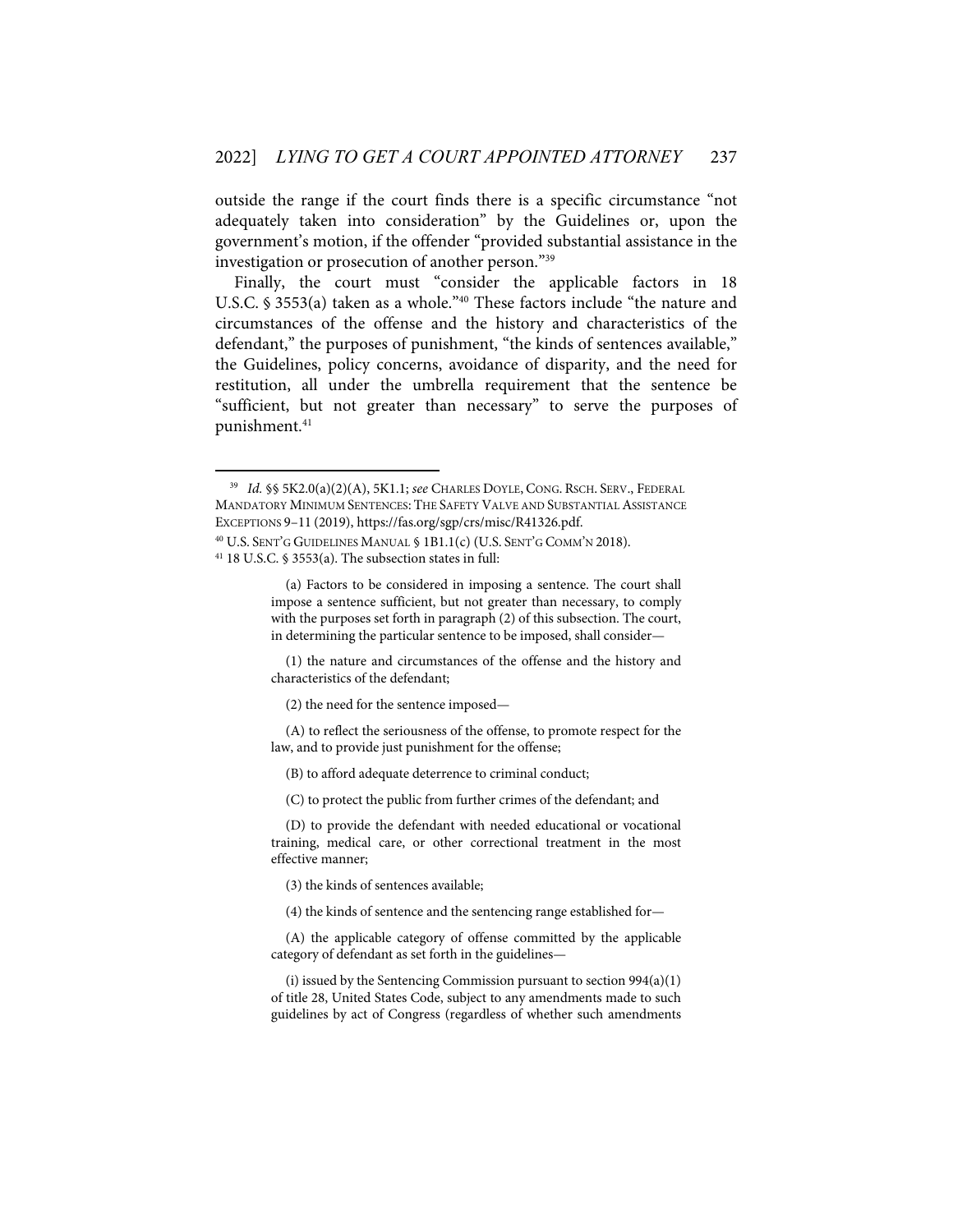outside the range if the court finds there is a specific circumstance "not adequately taken into consideration" by the Guidelines or, upon the government's motion, if the offender "provided substantial assistance in the investigation or prosecution of another person."[39]

Finally, the court must "consider the applicable factors in 18 U.S.C. § 3553(a) taken as a whole."[40] These factors include "the nature and circumstances of the offense and the history and characteristics of the defendant," the purposes of punishment, "the kinds of sentences available," the Guidelines, policy concerns, avoidance of disparity, and the need for restitution, all under the umbrella requirement that the sentence be "sufficient, but not greater than necessary" to serve the purposes of punishment.[41]

---

[39] *Id.* §§ 5K2.0(a)(2)(A), 5K1.1; *see* CHARLES DOYLE, CONG. RSCH. SERV., FEDERAL MANDATORY MINIMUM SENTENCES: THE SAFETY VALVE AND SUBSTANTIAL ASSISTANCE EXCEPTIONS 9–11 (2019), https://fas.org/sgp/crs/misc/R41326.pdf.

[40] U.S. SENT'G GUIDELINES MANUAL § 1B1.1(c) (U.S. SENT'G COMM'N 2018).

[41] 18 U.S.C. § 3553(a). The subsection states in full:

> (a) Factors to be considered in imposing a sentence. The court shall impose a sentence sufficient, but not greater than necessary, to comply with the purposes set forth in paragraph (2) of this subsection. The court, in determining the particular sentence to be imposed, shall consider—
>
> (1) the nature and circumstances of the offense and the history and characteristics of the defendant;
>
> (2) the need for the sentence imposed—
>
> (A) to reflect the seriousness of the offense, to promote respect for the law, and to provide just punishment for the offense;
>
> (B) to afford adequate deterrence to criminal conduct;
>
> (C) to protect the public from further crimes of the defendant; and
>
> (D) to provide the defendant with needed educational or vocational training, medical care, or other correctional treatment in the most effective manner;
>
> (3) the kinds of sentences available;
>
> (4) the kinds of sentence and the sentencing range established for—
>
> (A) the applicable category of offense committed by the applicable category of defendant as set forth in the guidelines—
>
> (i) issued by the Sentencing Commission pursuant to section 994(a)(1) of title 28, United States Code, subject to any amendments made to such guidelines by act of Congress (regardless of whether such amendments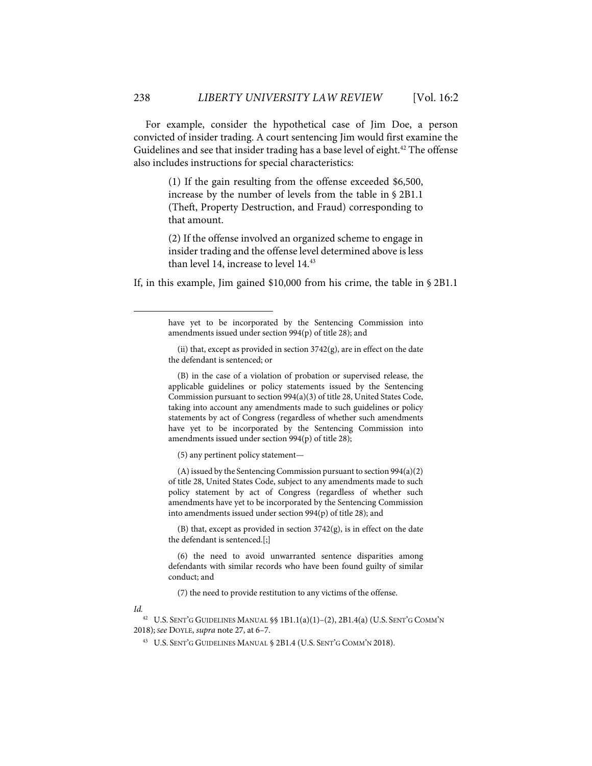For example, consider the hypothetical case of Jim Doe, a person convicted of insider trading. A court sentencing Jim would first examine the Guidelines and see that insider trading has a base level of eight.[42] The offense also includes instructions for special characteristics:

> (1) If the gain resulting from the offense exceeded $6,500, increase by the number of levels from the table in § 2B1.1 (Theft, Property Destruction, and Fraud) corresponding to that amount.
>
> (2) If the offense involved an organized scheme to engage in insider trading and the offense level determined above is less than level 14, increase to level 14.[43]

If, in this example, Jim gained $10,000 from his crime, the table in § 2B1.1

---

> have yet to be incorporated by the Sentencing Commission into amendments issued under section 994(p) of title 28); and
>
> (ii) that, except as provided in section 3742(g), are in effect on the date the defendant is sentenced; or
>
> (B) in the case of a violation of probation or supervised release, the applicable guidelines or policy statements issued by the Sentencing Commission pursuant to section 994(a)(3) of title 28, United States Code, taking into account any amendments made to such guidelines or policy statements by act of Congress (regardless of whether such amendments have yet to be incorporated by the Sentencing Commission into amendments issued under section 994(p) of title 28);
>
> (5) any pertinent policy statement—
>
> (A) issued by the Sentencing Commission pursuant to section 994(a)(2) of title 28, United States Code, subject to any amendments made to such policy statement by act of Congress (regardless of whether such amendments have yet to be incorporated by the Sentencing Commission into amendments issued under section 994(p) of title 28); and
>
> (B) that, except as provided in section 3742(g), is in effect on the date the defendant is sentenced.[;]
>
> (6) the need to avoid unwarranted sentence disparities among defendants with similar records who have been found guilty of similar conduct; and
>
> (7) the need to provide restitution to any victims of the offense.

*Id.*

[42] U.S. SENT'G GUIDELINES MANUAL §§ 1B1.1(a)(1)–(2), 2B1.4(a) (U.S. SENT'G COMM'N 2018); *see* DOYLE, *supra* note 27, at 6–7.

[43] U.S. SENT'G GUIDELINES MANUAL § 2B1.4 (U.S. SENT'G COMM'N 2018).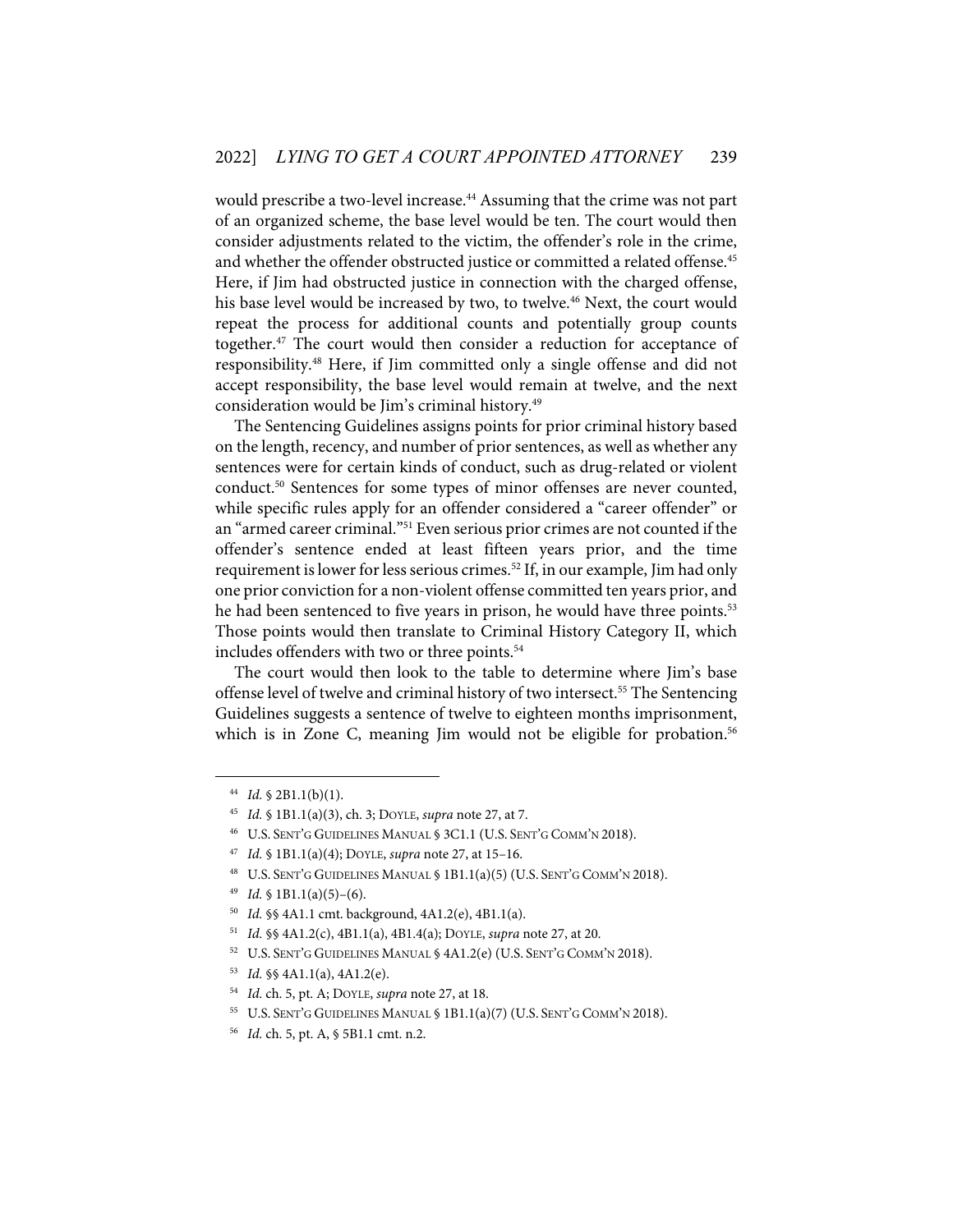would prescribe a two-level increase.[44] Assuming that the crime was not part of an organized scheme, the base level would be ten. The court would then consider adjustments related to the victim, the offender's role in the crime, and whether the offender obstructed justice or committed a related offense.[45] Here, if Jim had obstructed justice in connection with the charged offense, his base level would be increased by two, to twelve.[46] Next, the court would repeat the process for additional counts and potentially group counts together.[47] The court would then consider a reduction for acceptance of responsibility.[48] Here, if Jim committed only a single offense and did not accept responsibility, the base level would remain at twelve, and the next consideration would be Jim's criminal history.[49]

The Sentencing Guidelines assigns points for prior criminal history based on the length, recency, and number of prior sentences, as well as whether any sentences were for certain kinds of conduct, such as drug-related or violent conduct.[50] Sentences for some types of minor offenses are never counted, while specific rules apply for an offender considered a "career offender" or an "armed career criminal."[51] Even serious prior crimes are not counted if the offender's sentence ended at least fifteen years prior, and the time requirement is lower for less serious crimes.[52] If, in our example, Jim had only one prior conviction for a non-violent offense committed ten years prior, and he had been sentenced to five years in prison, he would have three points.[53] Those points would then translate to Criminal History Category II, which includes offenders with two or three points.[54]

The court would then look to the table to determine where Jim's base offense level of twelve and criminal history of two intersect.[55] The Sentencing Guidelines suggests a sentence of twelve to eighteen months imprisonment, which is in Zone C, meaning Jim would not be eligible for probation.[56]

---

[44] *Id.* § 2B1.1(b)(1).

[45] *Id.* § 1B1.1(a)(3), ch. 3; DOYLE, *supra* note 27, at 7.

[46] U.S. SENT'G GUIDELINES MANUAL § 3C1.1 (U.S. SENT'G COMM'N 2018).

[47] *Id.* § 1B1.1(a)(4); DOYLE, *supra* note 27, at 15–16.

[48] U.S. SENT'G GUIDELINES MANUAL § 1B1.1(a)(5) (U.S. SENT'G COMM'N 2018).

[49] *Id.* § 1B1.1(a)(5)–(6).

[50] *Id.* §§ 4A1.1 cmt. background, 4A1.2(e), 4B1.1(a).

[51] *Id.* §§ 4A1.2(c), 4B1.1(a), 4B1.4(a); DOYLE, *supra* note 27, at 20.

[52] U.S. SENT'G GUIDELINES MANUAL § 4A1.2(e) (U.S. SENT'G COMM'N 2018).

[53] *Id.* §§ 4A1.1(a), 4A1.2(e).

[54] *Id.* ch. 5, pt. A; DOYLE, *supra* note 27, at 18.

[55] U.S. SENT'G GUIDELINES MANUAL § 1B1.1(a)(7) (U.S. SENT'G COMM'N 2018).

[56] *Id.* ch. 5, pt. A, § 5B1.1 cmt. n.2.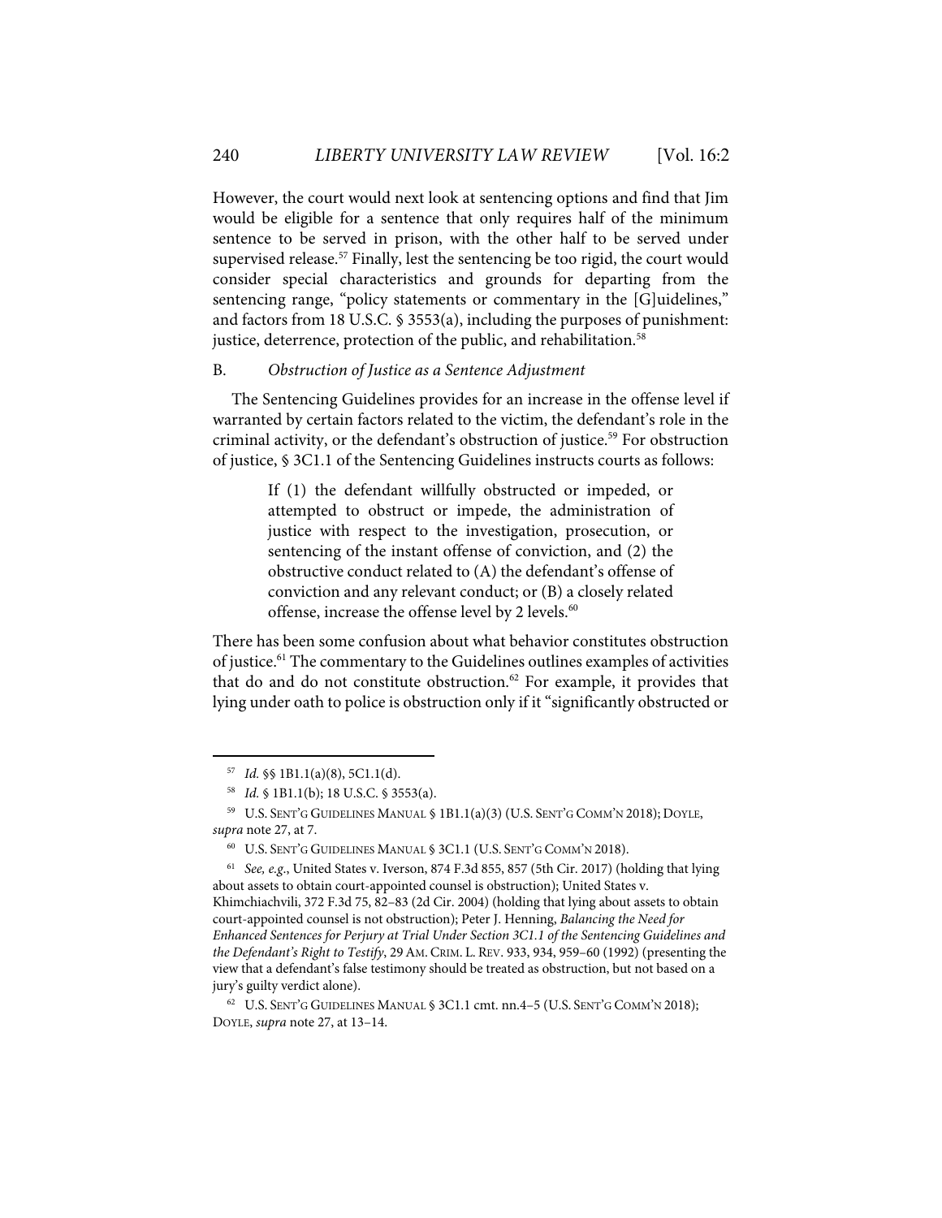However, the court would next look at sentencing options and find that Jim would be eligible for a sentence that only requires half of the minimum sentence to be served in prison, with the other half to be served under supervised release.[57] Finally, lest the sentencing be too rigid, the court would consider special characteristics and grounds for departing from the sentencing range, "policy statements or commentary in the [G]uidelines," and factors from 18 U.S.C. § 3553(a), including the purposes of punishment: justice, deterrence, protection of the public, and rehabilitation.[58]

### B. *Obstruction of Justice as a Sentence Adjustment*

The Sentencing Guidelines provides for an increase in the offense level if warranted by certain factors related to the victim, the defendant's role in the criminal activity, or the defendant's obstruction of justice.[59] For obstruction of justice, § 3C1.1 of the Sentencing Guidelines instructs courts as follows:

> If (1) the defendant willfully obstructed or impeded, or attempted to obstruct or impede, the administration of justice with respect to the investigation, prosecution, or sentencing of the instant offense of conviction, and (2) the obstructive conduct related to (A) the defendant's offense of conviction and any relevant conduct; or (B) a closely related offense, increase the offense level by 2 levels.[60]

There has been some confusion about what behavior constitutes obstruction of justice.[61] The commentary to the Guidelines outlines examples of activities that do and do not constitute obstruction.[62] For example, it provides that lying under oath to police is obstruction only if it "significantly obstructed or

---

[57] *Id.* §§ 1B1.1(a)(8), 5C1.1(d).

[58] *Id.* § 1B1.1(b); 18 U.S.C. § 3553(a).

[59] U.S. SENT'G GUIDELINES MANUAL § 1B1.1(a)(3) (U.S. SENT'G COMM'N 2018); DOYLE, *supra* note 27, at 7.

[60] U.S. SENT'G GUIDELINES MANUAL § 3C1.1 (U.S. SENT'G COMM'N 2018).

[61] *See, e.g.*, United States v. Iverson, 874 F.3d 855, 857 (5th Cir. 2017) (holding that lying about assets to obtain court-appointed counsel is obstruction); United States v. Khimchiachvili, 372 F.3d 75, 82–83 (2d Cir. 2004) (holding that lying about assets to obtain court-appointed counsel is not obstruction); Peter J. Henning, *Balancing the Need for Enhanced Sentences for Perjury at Trial Under Section 3C1.1 of the Sentencing Guidelines and the Defendant's Right to Testify*, 29 AM. CRIM. L. REV. 933, 934, 959–60 (1992) (presenting the view that a defendant's false testimony should be treated as obstruction, but not based on a jury's guilty verdict alone).

[62] U.S. SENT'G GUIDELINES MANUAL § 3C1.1 cmt. nn.4–5 (U.S. SENT'G COMM'N 2018); DOYLE, *supra* note 27, at 13–14.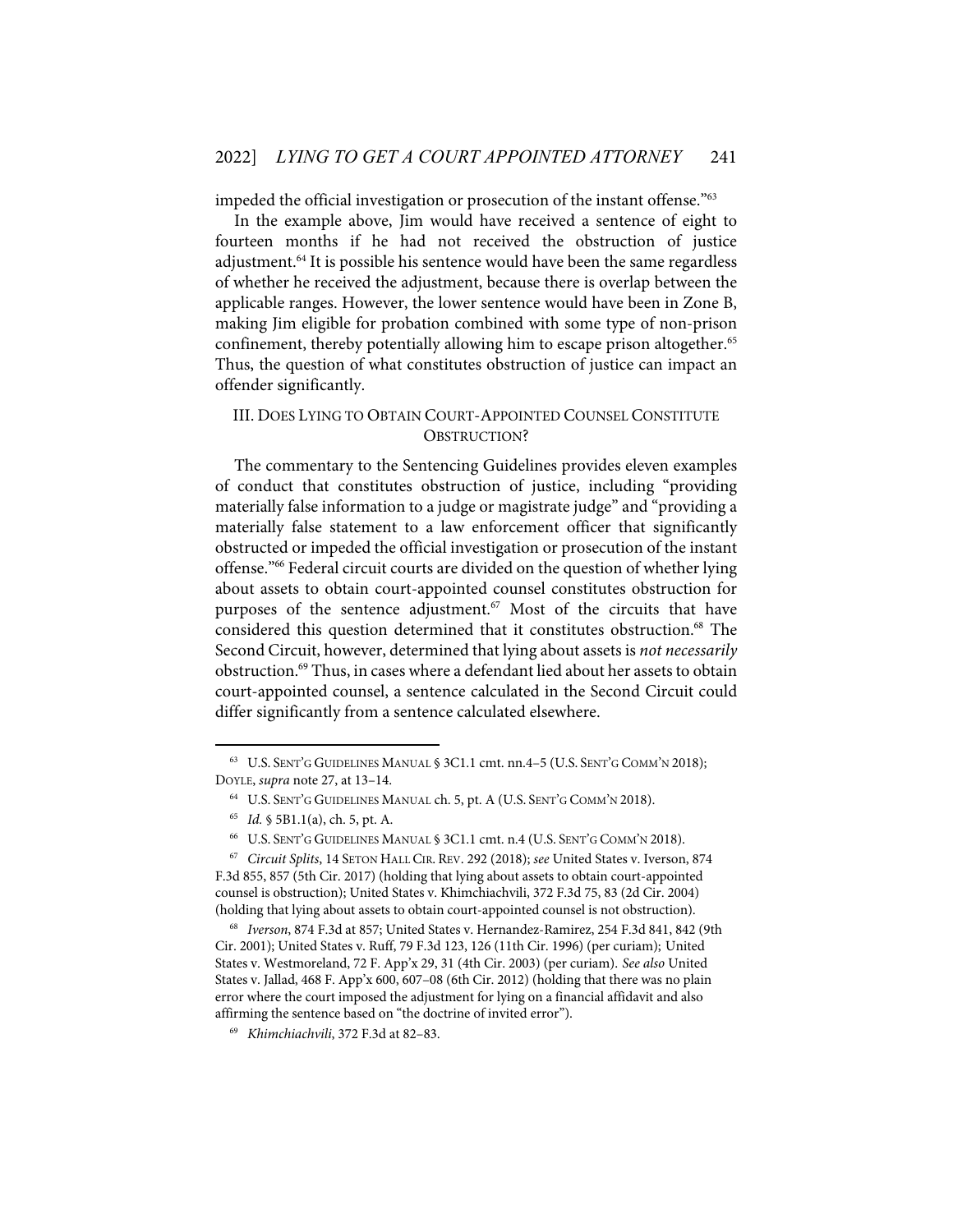impeded the official investigation or prosecution of the instant offense."[63]

In the example above, Jim would have received a sentence of eight to fourteen months if he had not received the obstruction of justice adjustment.[64] It is possible his sentence would have been the same regardless of whether he received the adjustment, because there is overlap between the applicable ranges. However, the lower sentence would have been in Zone B, making Jim eligible for probation combined with some type of non-prison confinement, thereby potentially allowing him to escape prison altogether.[65] Thus, the question of what constitutes obstruction of justice can impact an offender significantly.

## III. DOES LYING TO OBTAIN COURT-APPOINTED COUNSEL CONSTITUTE OBSTRUCTION?

The commentary to the Sentencing Guidelines provides eleven examples of conduct that constitutes obstruction of justice, including "providing materially false information to a judge or magistrate judge" and "providing a materially false statement to a law enforcement officer that significantly obstructed or impeded the official investigation or prosecution of the instant offense."[66] Federal circuit courts are divided on the question of whether lying about assets to obtain court-appointed counsel constitutes obstruction for purposes of the sentence adjustment.[67] Most of the circuits that have considered this question determined that it constitutes obstruction.[68] The Second Circuit, however, determined that lying about assets is *not necessarily* obstruction.[69] Thus, in cases where a defendant lied about her assets to obtain court-appointed counsel, a sentence calculated in the Second Circuit could differ significantly from a sentence calculated elsewhere.

---

[63] U.S. SENT'G GUIDELINES MANUAL § 3C1.1 cmt. nn.4–5 (U.S. SENT'G COMM'N 2018); DOYLE, *supra* note 27, at 13–14.

[64] U.S. SENT'G GUIDELINES MANUAL ch. 5, pt. A (U.S. SENT'G COMM'N 2018).

[65] *Id.* § 5B1.1(a), ch. 5, pt. A.

[66] U.S. SENT'G GUIDELINES MANUAL § 3C1.1 cmt. n.4 (U.S. SENT'G COMM'N 2018).

[67] *Circuit Splits*, 14 SETON HALL CIR. REV. 292 (2018); *see* United States v. Iverson, 874 F.3d 855, 857 (5th Cir. 2017) (holding that lying about assets to obtain court-appointed counsel is obstruction); United States v. Khimchiachvili, 372 F.3d 75, 83 (2d Cir. 2004) (holding that lying about assets to obtain court-appointed counsel is not obstruction).

[68] *Iverson*, 874 F.3d at 857; United States v. Hernandez-Ramirez, 254 F.3d 841, 842 (9th Cir. 2001); United States v. Ruff, 79 F.3d 123, 126 (11th Cir. 1996) (per curiam); United States v. Westmoreland, 72 F. App'x 29, 31 (4th Cir. 2003) (per curiam). *See also* United States v. Jallad, 468 F. App'x 600, 607–08 (6th Cir. 2012) (holding that there was no plain error where the court imposed the adjustment for lying on a financial affidavit and also affirming the sentence based on "the doctrine of invited error").

[69] *Khimchiachvili*, 372 F.3d at 82–83.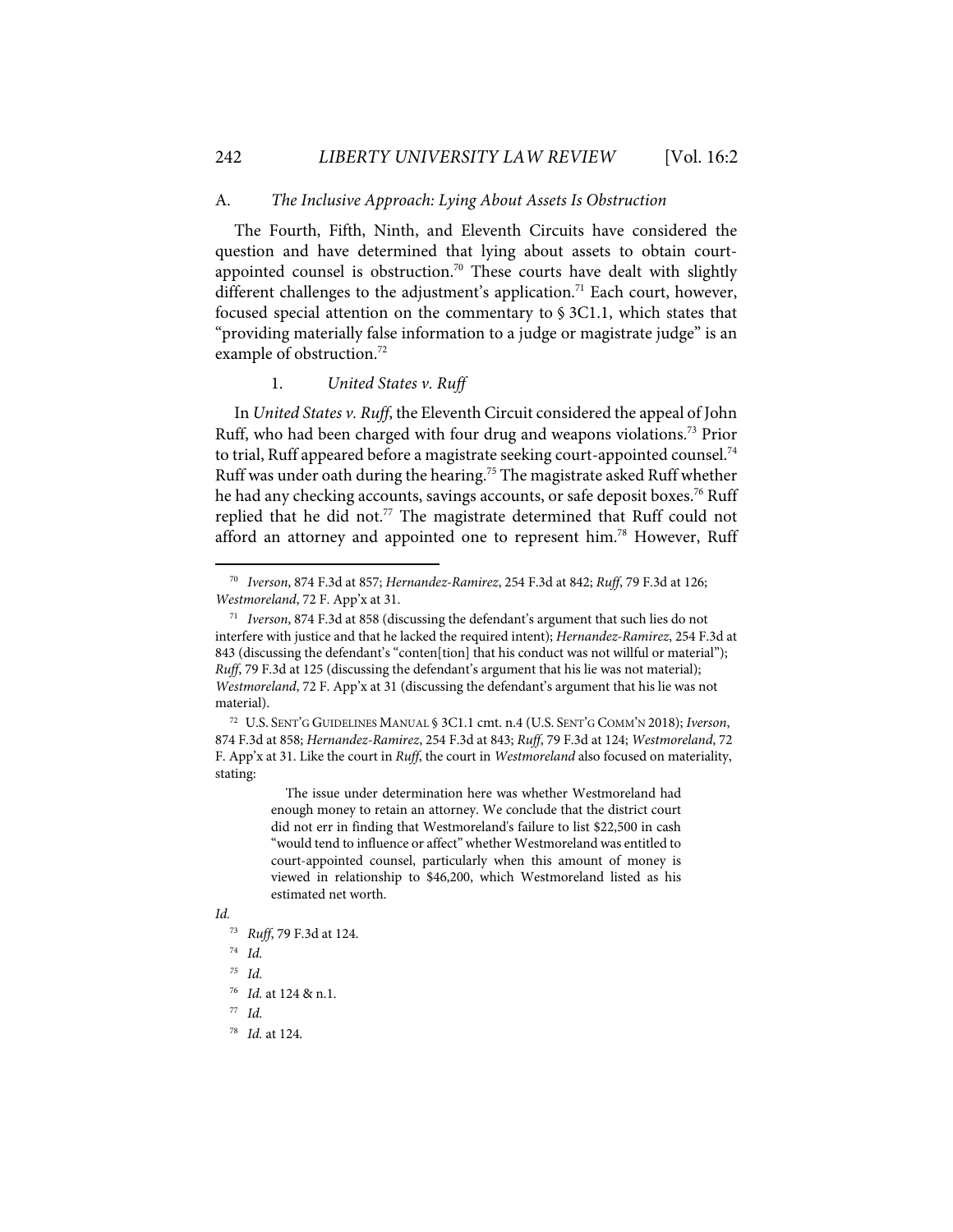### A. *The Inclusive Approach: Lying About Assets Is Obstruction*

The Fourth, Fifth, Ninth, and Eleventh Circuits have considered the question and have determined that lying about assets to obtain court-appointed counsel is obstruction.[70] These courts have dealt with slightly different challenges to the adjustment's application.[71] Each court, however, focused special attention on the commentary to § 3C1.1, which states that "providing materially false information to a judge or magistrate judge" is an example of obstruction.[72]

#### 1. *United States v. Ruff*

In *United States v. Ruff*, the Eleventh Circuit considered the appeal of John Ruff, who had been charged with four drug and weapons violations.[73] Prior to trial, Ruff appeared before a magistrate seeking court-appointed counsel.[74] Ruff was under oath during the hearing.[75] The magistrate asked Ruff whether he had any checking accounts, savings accounts, or safe deposit boxes.[76] Ruff replied that he did not.[77] The magistrate determined that Ruff could not afford an attorney and appointed one to represent him.[78] However, Ruff

---

[70] *Iverson*, 874 F.3d at 857; *Hernandez-Ramirez*, 254 F.3d at 842; *Ruff*, 79 F.3d at 126; *Westmoreland*, 72 F. App'x at 31.

[71] *Iverson*, 874 F.3d at 858 (discussing the defendant's argument that such lies do not interfere with justice and that he lacked the required intent); *Hernandez-Ramirez*, 254 F.3d at 843 (discussing the defendant's "conten[tion] that his conduct was not willful or material"); *Ruff*, 79 F.3d at 125 (discussing the defendant's argument that his lie was not material); *Westmoreland*, 72 F. App'x at 31 (discussing the defendant's argument that his lie was not material).

[72] U.S. SENT'G GUIDELINES MANUAL § 3C1.1 cmt. n.4 (U.S. SENT'G COMM'N 2018); *Iverson*, 874 F.3d at 858; *Hernandez-Ramirez*, 254 F.3d at 843; *Ruff*, 79 F.3d at 124; *Westmoreland*, 72 F. App'x at 31. Like the court in *Ruff*, the court in *Westmoreland* also focused on materiality, stating:

> The issue under determination here was whether Westmoreland had enough money to retain an attorney. We conclude that the district court did not err in finding that Westmoreland's failure to list $22,500 in cash "would tend to influence or affect" whether Westmoreland was entitled to court-appointed counsel, particularly when this amount of money is viewed in relationship to $46,200, which Westmoreland listed as his estimated net worth.

*Id.*

[73] *Ruff*, 79 F.3d at 124.

[74] *Id.*

[75] *Id.*

[76] *Id.* at 124 & n.1.

[77] *Id.*

[78] *Id.* at 124.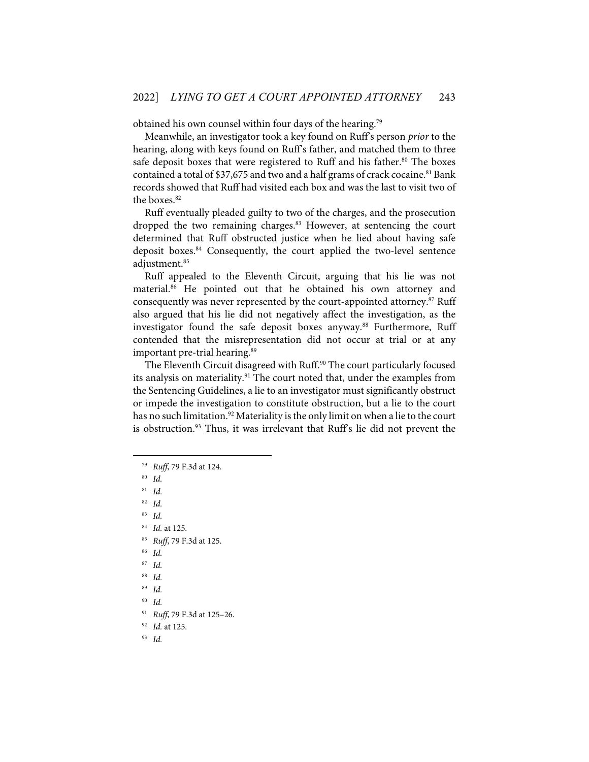obtained his own counsel within four days of the hearing.[79]

Meanwhile, an investigator took a key found on Ruff's person *prior* to the hearing, along with keys found on Ruff's father, and matched them to three safe deposit boxes that were registered to Ruff and his father.[80] The boxes contained a total of $37,675 and two and a half grams of crack cocaine.[81] Bank records showed that Ruff had visited each box and was the last to visit two of the boxes.[82]

Ruff eventually pleaded guilty to two of the charges, and the prosecution dropped the two remaining charges.[83] However, at sentencing the court determined that Ruff obstructed justice when he lied about having safe deposit boxes.[84] Consequently, the court applied the two-level sentence adjustment.[85]

Ruff appealed to the Eleventh Circuit, arguing that his lie was not material.[86] He pointed out that he obtained his own attorney and consequently was never represented by the court-appointed attorney.[87] Ruff also argued that his lie did not negatively affect the investigation, as the investigator found the safe deposit boxes anyway.[88] Furthermore, Ruff contended that the misrepresentation did not occur at trial or at any important pre-trial hearing.[89]

The Eleventh Circuit disagreed with Ruff.[90] The court particularly focused its analysis on materiality.[91] The court noted that, under the examples from the Sentencing Guidelines, a lie to an investigator must significantly obstruct or impede the investigation to constitute obstruction, but a lie to the court has no such limitation.[92] Materiality is the only limit on when a lie to the court is obstruction.[93] Thus, it was irrelevant that Ruff's lie did not prevent the

---

[79] *Ruff*, 79 F.3d at 124.

[80] *Id.*

[81] *Id.*

[82] *Id.*

[83] *Id.*

[84] *Id.* at 125.

[85] *Ruff*, 79 F.3d at 125.

[86] *Id.*

[87] *Id.*

[88] *Id.*

[89] *Id.*

[90] *Id.*

[91] *Ruff*, 79 F.3d at 125–26.

[92] *Id.* at 125.

[93] *Id.*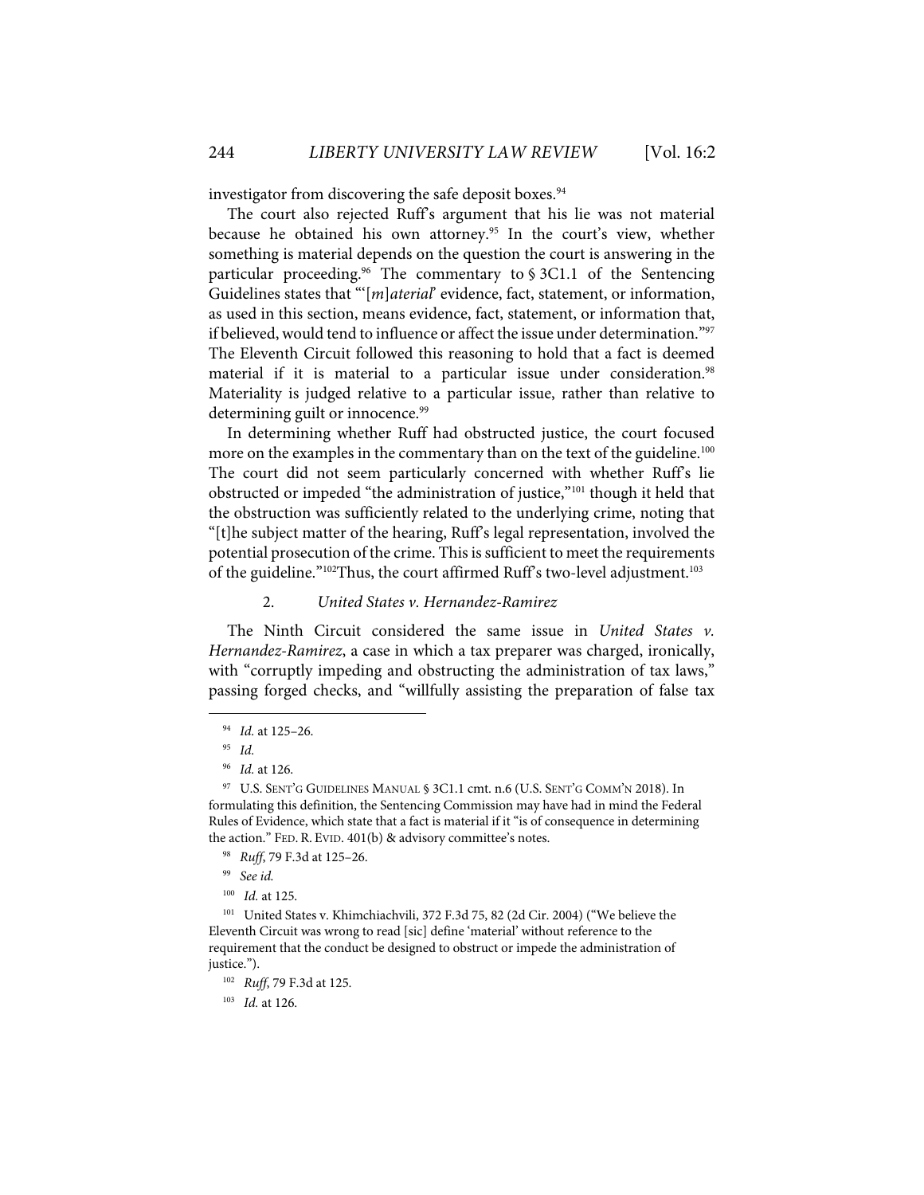investigator from discovering the safe deposit boxes.[94]

The court also rejected Ruff's argument that his lie was not material because he obtained his own attorney.[95] In the court's view, whether something is material depends on the question the court is answering in the particular proceeding.[96] The commentary to § 3C1.1 of the Sentencing Guidelines states that "'[*m*]*aterial*' evidence, fact, statement, or information, as used in this section, means evidence, fact, statement, or information that, if believed, would tend to influence or affect the issue under determination."[97] The Eleventh Circuit followed this reasoning to hold that a fact is deemed material if it is material to a particular issue under consideration.[98] Materiality is judged relative to a particular issue, rather than relative to determining guilt or innocence.[99]

In determining whether Ruff had obstructed justice, the court focused more on the examples in the commentary than on the text of the guideline.[100] The court did not seem particularly concerned with whether Ruff's lie obstructed or impeded "the administration of justice,"[101] though it held that the obstruction was sufficiently related to the underlying crime, noting that "[t]he subject matter of the hearing, Ruff's legal representation, involved the potential prosecution of the crime. This is sufficient to meet the requirements of the guideline."[102]Thus, the court affirmed Ruff's two-level adjustment.[103]

### 2. *United States v. Hernandez-Ramirez*

The Ninth Circuit considered the same issue in *United States v. Hernandez-Ramirez*, a case in which a tax preparer was charged, ironically, with "corruptly impeding and obstructing the administration of tax laws," passing forged checks, and "willfully assisting the preparation of false tax

---

[94] *Id.* at 125–26.

[95] *Id.*

[96] *Id.* at 126.

[97] U.S. SENT'G GUIDELINES MANUAL § 3C1.1 cmt. n.6 (U.S. SENT'G COMM'N 2018). In formulating this definition, the Sentencing Commission may have had in mind the Federal Rules of Evidence, which state that a fact is material if it "is of consequence in determining the action." FED. R. EVID. 401(b) & advisory committee's notes.

[98] *Ruff*, 79 F.3d at 125–26.

[99] *See id.*

[100] *Id.* at 125.

[101] United States v. Khimchiachvili, 372 F.3d 75, 82 (2d Cir. 2004) ("We believe the Eleventh Circuit was wrong to read [sic] define 'material' without reference to the requirement that the conduct be designed to obstruct or impede the administration of justice.").

[102] *Ruff*, 79 F.3d at 125.

[103] *Id.* at 126.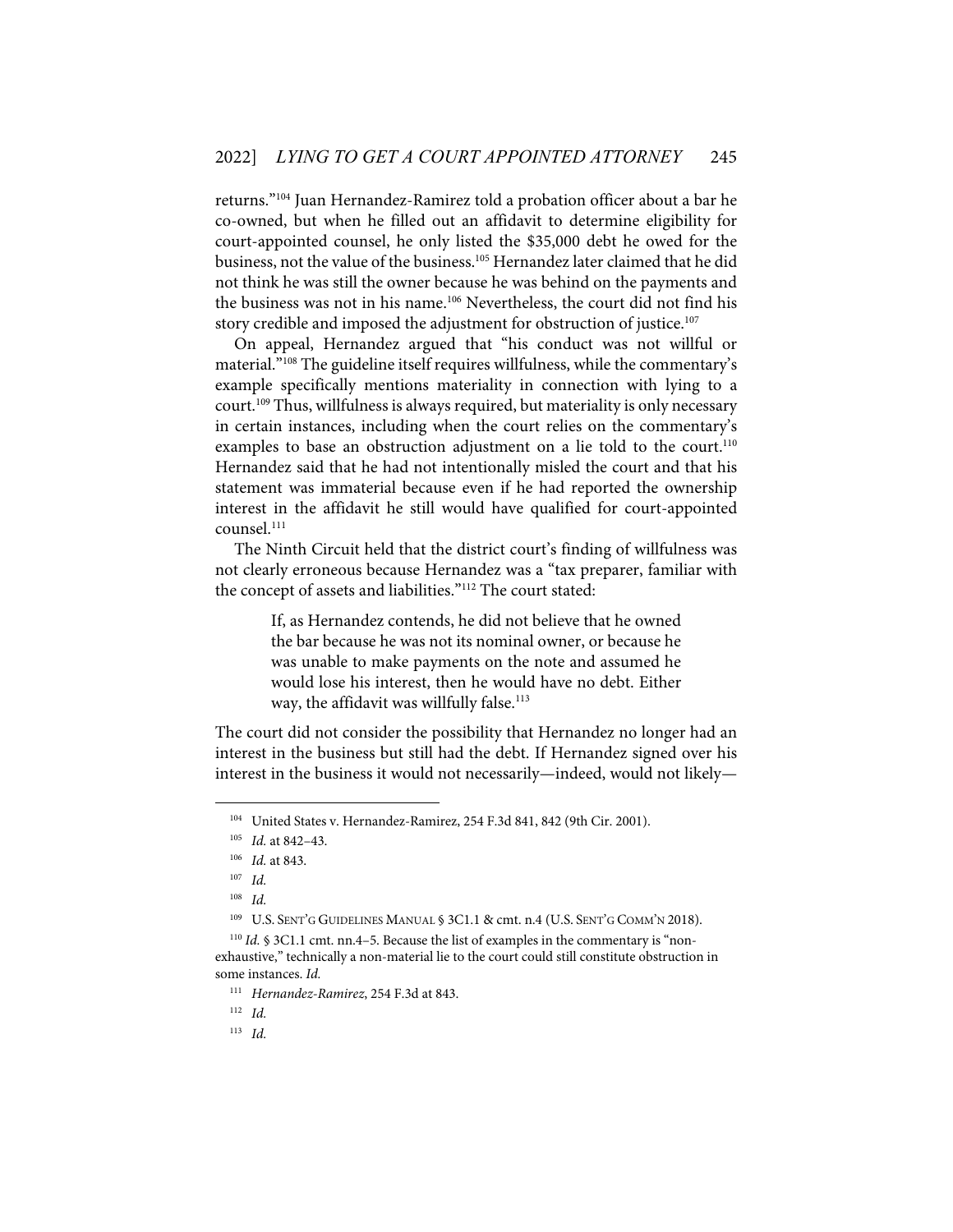returns."[104] Juan Hernandez-Ramirez told a probation officer about a bar he co-owned, but when he filled out an affidavit to determine eligibility for court-appointed counsel, he only listed the $35,000 debt he owed for the business, not the value of the business.[105] Hernandez later claimed that he did not think he was still the owner because he was behind on the payments and the business was not in his name.[106] Nevertheless, the court did not find his story credible and imposed the adjustment for obstruction of justice.[107]

On appeal, Hernandez argued that "his conduct was not willful or material."[108] The guideline itself requires willfulness, while the commentary's example specifically mentions materiality in connection with lying to a court.[109] Thus, willfulness is always required, but materiality is only necessary in certain instances, including when the court relies on the commentary's examples to base an obstruction adjustment on a lie told to the court.[110] Hernandez said that he had not intentionally misled the court and that his statement was immaterial because even if he had reported the ownership interest in the affidavit he still would have qualified for court-appointed counsel.[111]

The Ninth Circuit held that the district court's finding of willfulness was not clearly erroneous because Hernandez was a "tax preparer, familiar with the concept of assets and liabilities."[112] The court stated:

> If, as Hernandez contends, he did not believe that he owned the bar because he was not its nominal owner, or because he was unable to make payments on the note and assumed he would lose his interest, then he would have no debt. Either way, the affidavit was willfully false.[113]

The court did not consider the possibility that Hernandez no longer had an interest in the business but still had the debt. If Hernandez signed over his interest in the business it would not necessarily—indeed, would not likely—

---

[104] United States v. Hernandez-Ramirez, 254 F.3d 841, 842 (9th Cir. 2001).

[105] *Id.* at 842–43.

[106] *Id.* at 843.

[107] *Id.*

[108] *Id.*

[109] U.S. SENT'G GUIDELINES MANUAL § 3C1.1 & cmt. n.4 (U.S. SENT'G COMM'N 2018).

[110] *Id.* § 3C1.1 cmt. nn.4–5. Because the list of examples in the commentary is "non-exhaustive," technically a non-material lie to the court could still constitute obstruction in some instances. *Id.*

[111] *Hernandez-Ramirez*, 254 F.3d at 843.

[112] *Id.*

[113] *Id.*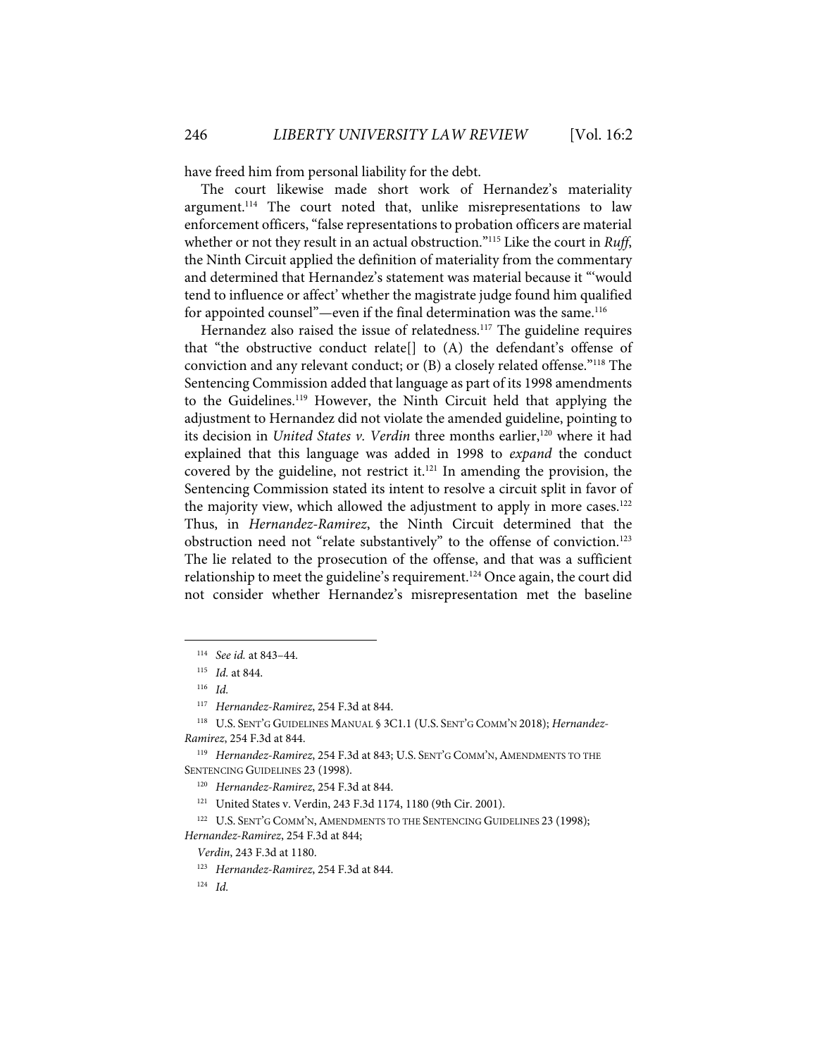have freed him from personal liability for the debt.

The court likewise made short work of Hernandez's materiality argument.[114] The court noted that, unlike misrepresentations to law enforcement officers, "false representations to probation officers are material whether or not they result in an actual obstruction."[115] Like the court in *Ruff*, the Ninth Circuit applied the definition of materiality from the commentary and determined that Hernandez's statement was material because it "'would tend to influence or affect' whether the magistrate judge found him qualified for appointed counsel"—even if the final determination was the same.[116]

Hernandez also raised the issue of relatedness.[117] The guideline requires that "the obstructive conduct relate[] to (A) the defendant's offense of conviction and any relevant conduct; or (B) a closely related offense."[118] The Sentencing Commission added that language as part of its 1998 amendments to the Guidelines.[119] However, the Ninth Circuit held that applying the adjustment to Hernandez did not violate the amended guideline, pointing to its decision in *United States v. Verdin* three months earlier,[120] where it had explained that this language was added in 1998 to *expand* the conduct covered by the guideline, not restrict it.[121] In amending the provision, the Sentencing Commission stated its intent to resolve a circuit split in favor of the majority view, which allowed the adjustment to apply in more cases.[122] Thus, in *Hernandez-Ramirez*, the Ninth Circuit determined that the obstruction need not "relate substantively" to the offense of conviction.[123] The lie related to the prosecution of the offense, and that was a sufficient relationship to meet the guideline's requirement.[124] Once again, the court did not consider whether Hernandez's misrepresentation met the baseline

---

[114] *See id.* at 843–44.

[115] *Id.* at 844.

[116] *Id.*

[117] *Hernandez-Ramirez*, 254 F.3d at 844.

[118] U.S. SENT'G GUIDELINES MANUAL § 3C1.1 (U.S. SENT'G COMM'N 2018); *Hernandez-Ramirez*, 254 F.3d at 844.

[119] *Hernandez-Ramirez*, 254 F.3d at 843; U.S. SENT'G COMM'N, AMENDMENTS TO THE SENTENCING GUIDELINES 23 (1998).

[120] *Hernandez-Ramirez*, 254 F.3d at 844.

[121] United States v. Verdin, 243 F.3d 1174, 1180 (9th Cir. 2001).

[122] U.S. SENT'G COMM'N, AMENDMENTS TO THE SENTENCING GUIDELINES 23 (1998); *Hernandez-Ramirez*, 254 F.3d at 844;

*Verdin*, 243 F.3d at 1180.

[123] *Hernandez-Ramirez*, 254 F.3d at 844.

[124] *Id.*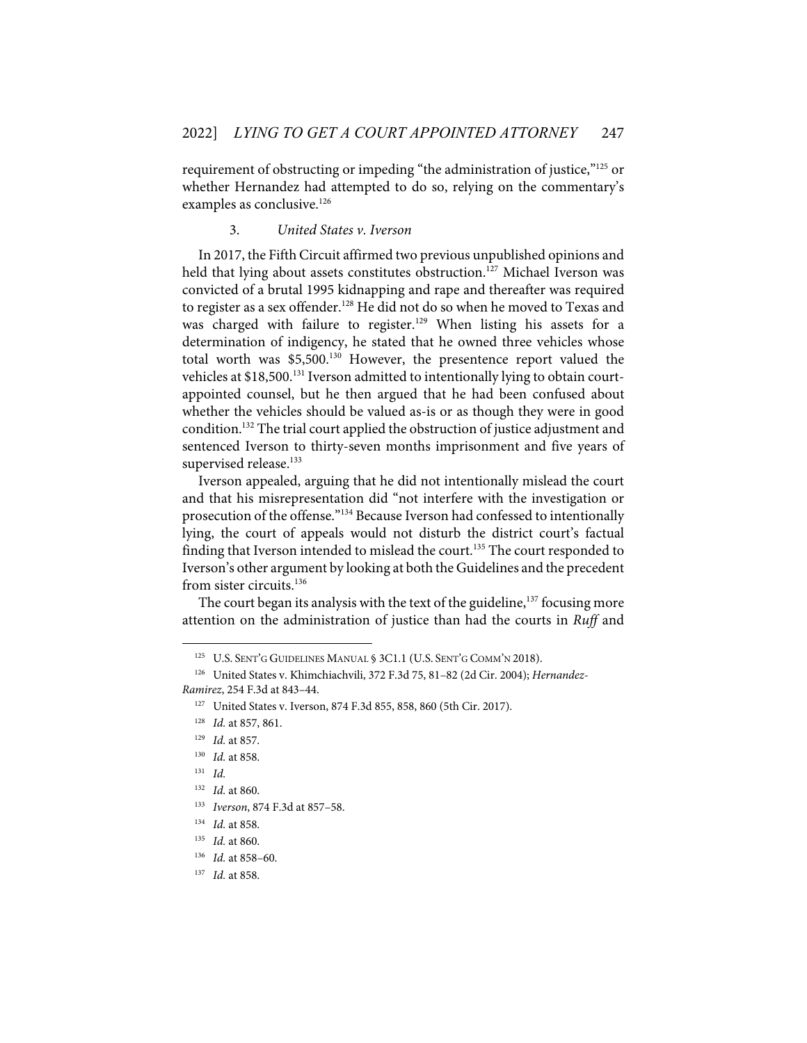requirement of obstructing or impeding "the administration of justice,"[125] or whether Hernandez had attempted to do so, relying on the commentary's examples as conclusive.[126]

### 3. *United States v. Iverson*

In 2017, the Fifth Circuit affirmed two previous unpublished opinions and held that lying about assets constitutes obstruction.[127] Michael Iverson was convicted of a brutal 1995 kidnapping and rape and thereafter was required to register as a sex offender.[128] He did not do so when he moved to Texas and was charged with failure to register.[129] When listing his assets for a determination of indigency, he stated that he owned three vehicles whose total worth was $5,500.[130] However, the presentence report valued the vehicles at $18,500.[131] Iverson admitted to intentionally lying to obtain court-appointed counsel, but he then argued that he had been confused about whether the vehicles should be valued as-is or as though they were in good condition.[132] The trial court applied the obstruction of justice adjustment and sentenced Iverson to thirty-seven months imprisonment and five years of supervised release.[133]

Iverson appealed, arguing that he did not intentionally mislead the court and that his misrepresentation did "not interfere with the investigation or prosecution of the offense."[134] Because Iverson had confessed to intentionally lying, the court of appeals would not disturb the district court's factual finding that Iverson intended to mislead the court.[135] The court responded to Iverson's other argument by looking at both the Guidelines and the precedent from sister circuits.[136]

The court began its analysis with the text of the guideline,[137] focusing more attention on the administration of justice than had the courts in *Ruff* and

---

[125] U.S. SENT'G GUIDELINES MANUAL § 3C1.1 (U.S. SENT'G COMM'N 2018).

[126] United States v. Khimchiachvili, 372 F.3d 75, 81–82 (2d Cir. 2004); *Hernandez-Ramirez*, 254 F.3d at 843–44.

[127] United States v. Iverson, 874 F.3d 855, 858, 860 (5th Cir. 2017).

[128] *Id.* at 857, 861.

[129] *Id.* at 857.

[130] *Id.* at 858.

[131] *Id.*

[132] *Id.* at 860.

[133] *Iverson*, 874 F.3d at 857–58.

[134] *Id.* at 858.

[135] *Id.* at 860.

[136] *Id.* at 858–60.

[137] *Id.* at 858.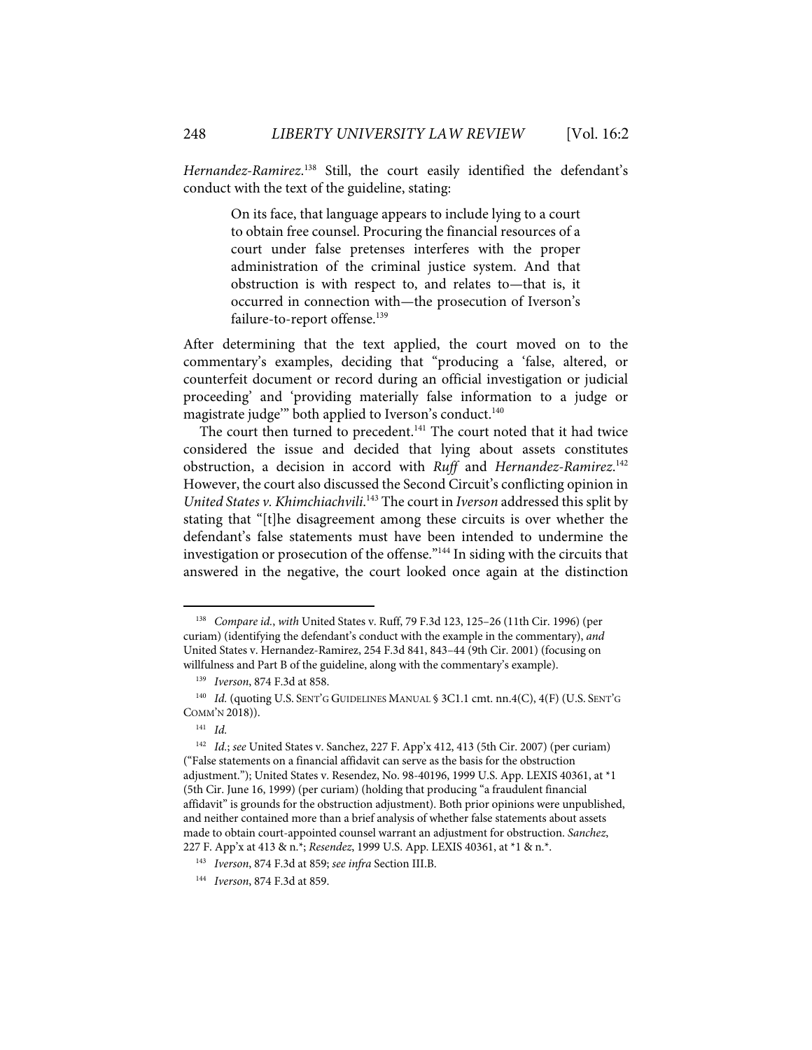*Hernandez-Ramirez*.[138] Still, the court easily identified the defendant's conduct with the text of the guideline, stating:

> On its face, that language appears to include lying to a court to obtain free counsel. Procuring the financial resources of a court under false pretenses interferes with the proper administration of the criminal justice system. And that obstruction is with respect to, and relates to—that is, it occurred in connection with—the prosecution of Iverson's failure-to-report offense.[139]

After determining that the text applied, the court moved on to the commentary's examples, deciding that "producing a 'false, altered, or counterfeit document or record during an official investigation or judicial proceeding' and 'providing materially false information to a judge or magistrate judge'" both applied to Iverson's conduct.[140]

The court then turned to precedent.[141] The court noted that it had twice considered the issue and decided that lying about assets constitutes obstruction, a decision in accord with *Ruff* and *Hernandez-Ramirez*.[142] However, the court also discussed the Second Circuit's conflicting opinion in *United States v. Khimchiachvili*.[143] The court in *Iverson* addressed this split by stating that "[t]he disagreement among these circuits is over whether the defendant's false statements must have been intended to undermine the investigation or prosecution of the offense."[144] In siding with the circuits that answered in the negative, the court looked once again at the distinction

---

[138] *Compare id.*, *with* United States v. Ruff, 79 F.3d 123, 125–26 (11th Cir. 1996) (per curiam) (identifying the defendant's conduct with the example in the commentary), *and* United States v. Hernandez-Ramirez, 254 F.3d 841, 843–44 (9th Cir. 2001) (focusing on willfulness and Part B of the guideline, along with the commentary's example).

[139] *Iverson*, 874 F.3d at 858.

[140] *Id.* (quoting U.S. SENT'G GUIDELINES MANUAL § 3C1.1 cmt. nn.4(C), 4(F) (U.S. SENT'G COMM'N 2018)).

[141] *Id.*

[142] *Id.*; *see* United States v. Sanchez, 227 F. App'x 412, 413 (5th Cir. 2007) (per curiam) ("False statements on a financial affidavit can serve as the basis for the obstruction adjustment."); United States v. Resendez, No. 98-40196, 1999 U.S. App. LEXIS 40361, at *1 (5th Cir. June 16, 1999) (per curiam) (holding that producing "a fraudulent financial affidavit" is grounds for the obstruction adjustment). Both prior opinions were unpublished, and neither contained more than a brief analysis of whether false statements about assets made to obtain court-appointed counsel warrant an adjustment for obstruction. *Sanchez*, 227 F. App'x at 413 & n.*; *Resendez*, 1999 U.S. App. LEXIS 40361, at *1 & n.*.

[143] *Iverson*, 874 F.3d at 859; *see infra* Section III.B.

[144] *Iverson*, 874 F.3d at 859.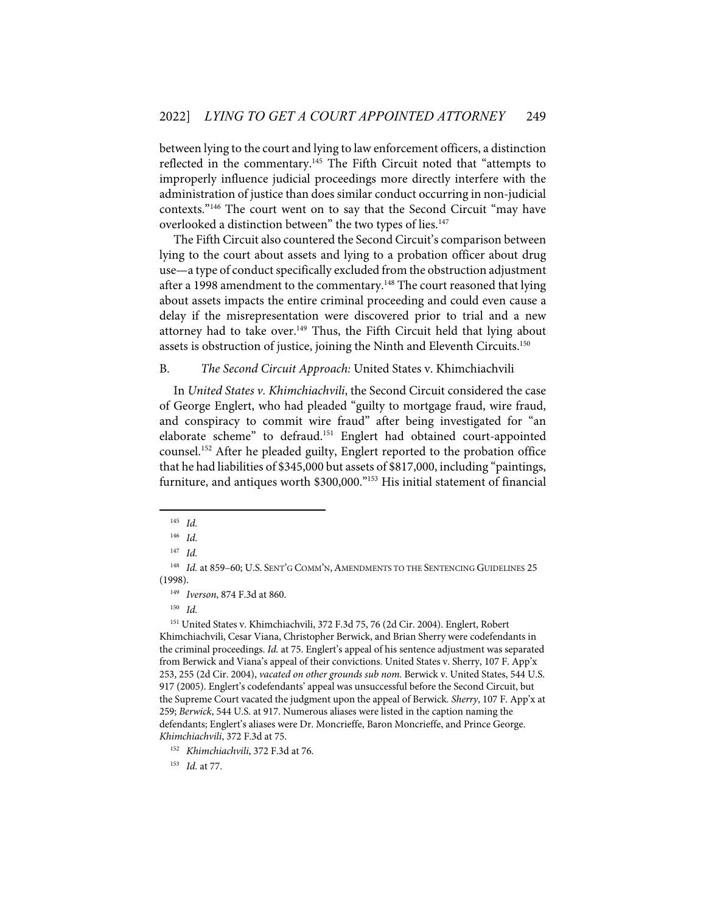between lying to the court and lying to law enforcement officers, a distinction reflected in the commentary.[145] The Fifth Circuit noted that "attempts to improperly influence judicial proceedings more directly interfere with the administration of justice than does similar conduct occurring in non-judicial contexts."[146] The court went on to say that the Second Circuit "may have overlooked a distinction between" the two types of lies.[147]

The Fifth Circuit also countered the Second Circuit's comparison between lying to the court about assets and lying to a probation officer about drug use—a type of conduct specifically excluded from the obstruction adjustment after a 1998 amendment to the commentary.[148] The court reasoned that lying about assets impacts the entire criminal proceeding and could even cause a delay if the misrepresentation were discovered prior to trial and a new attorney had to take over.[149] Thus, the Fifth Circuit held that lying about assets is obstruction of justice, joining the Ninth and Eleventh Circuits.[150]

### B. *The Second Circuit Approach:* United States v. Khimchiachvili

In *United States v. Khimchiachvili*, the Second Circuit considered the case of George Englert, who had pleaded "guilty to mortgage fraud, wire fraud, and conspiracy to commit wire fraud" after being investigated for "an elaborate scheme" to defraud.[151] Englert had obtained court-appointed counsel.[152] After he pleaded guilty, Englert reported to the probation office that he had liabilities of $345,000 but assets of $817,000, including "paintings, furniture, and antiques worth $300,000."[153] His initial statement of financial

---

[145] *Id.*

[146] *Id.*

[147] *Id.*

[148] *Id.* at 859–60; U.S. SENT'G COMM'N, AMENDMENTS TO THE SENTENCING GUIDELINES 25 (1998).

[149] *Iverson*, 874 F.3d at 860.

[150] *Id.*

[151] United States v. Khimchiachvili, 372 F.3d 75, 76 (2d Cir. 2004). Englert, Robert Khimchiachvili, Cesar Viana, Christopher Berwick, and Brian Sherry were codefendants in the criminal proceedings. *Id.* at 75. Englert's appeal of his sentence adjustment was separated from Berwick and Viana's appeal of their convictions. United States v. Sherry, 107 F. App'x 253, 255 (2d Cir. 2004), *vacated on other grounds sub nom.* Berwick v. United States, 544 U.S. 917 (2005). Englert's codefendants' appeal was unsuccessful before the Second Circuit, but the Supreme Court vacated the judgment upon the appeal of Berwick. *Sherry*, 107 F. App'x at 259; *Berwick*, 544 U.S. at 917. Numerous aliases were listed in the caption naming the defendants; Englert's aliases were Dr. Moncrieffe, Baron Moncrieffe, and Prince George. *Khimchiachvili*, 372 F.3d at 75.

[152] *Khimchiachvili*, 372 F.3d at 76.

[153] *Id.* at 77.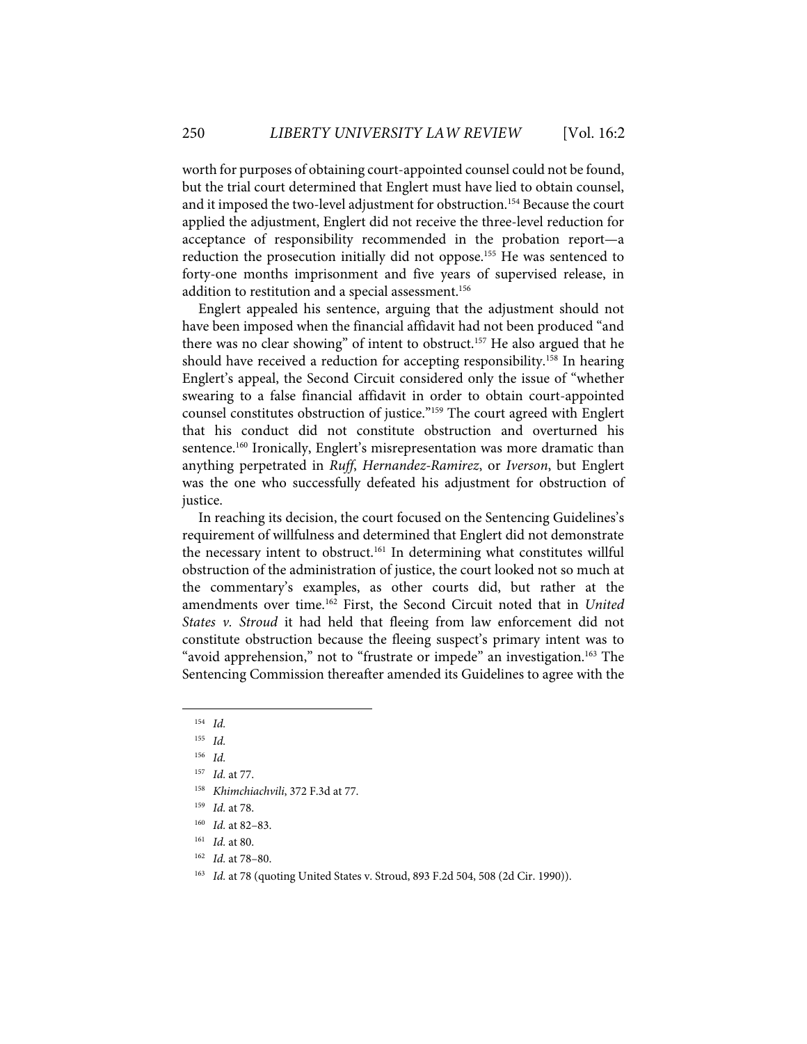worth for purposes of obtaining court-appointed counsel could not be found, but the trial court determined that Englert must have lied to obtain counsel, and it imposed the two-level adjustment for obstruction.[154] Because the court applied the adjustment, Englert did not receive the three-level reduction for acceptance of responsibility recommended in the probation report—a reduction the prosecution initially did not oppose.[155] He was sentenced to forty-one months imprisonment and five years of supervised release, in addition to restitution and a special assessment.[156]

Englert appealed his sentence, arguing that the adjustment should not have been imposed when the financial affidavit had not been produced "and there was no clear showing" of intent to obstruct.[157] He also argued that he should have received a reduction for accepting responsibility.[158] In hearing Englert's appeal, the Second Circuit considered only the issue of "whether swearing to a false financial affidavit in order to obtain court-appointed counsel constitutes obstruction of justice."[159] The court agreed with Englert that his conduct did not constitute obstruction and overturned his sentence.[160] Ironically, Englert's misrepresentation was more dramatic than anything perpetrated in *Ruff*, *Hernandez-Ramirez*, or *Iverson*, but Englert was the one who successfully defeated his adjustment for obstruction of justice.

In reaching its decision, the court focused on the Sentencing Guidelines's requirement of willfulness and determined that Englert did not demonstrate the necessary intent to obstruct.[161] In determining what constitutes willful obstruction of the administration of justice, the court looked not so much at the commentary's examples, as other courts did, but rather at the amendments over time.[162] First, the Second Circuit noted that in *United States v. Stroud* it had held that fleeing from law enforcement did not constitute obstruction because the fleeing suspect's primary intent was to "avoid apprehension," not to "frustrate or impede" an investigation.[163] The Sentencing Commission thereafter amended its Guidelines to agree with the

---

[154] *Id.*

[155] *Id.*

[156] *Id.*

[157] *Id.* at 77.

[158] *Khimchiachvili*, 372 F.3d at 77.

[159] *Id.* at 78.

[160] *Id.* at 82–83.

[161] *Id.* at 80.

[162] *Id.* at 78–80.

[163] *Id.* at 78 (quoting United States v. Stroud, 893 F.2d 504, 508 (2d Cir. 1990)).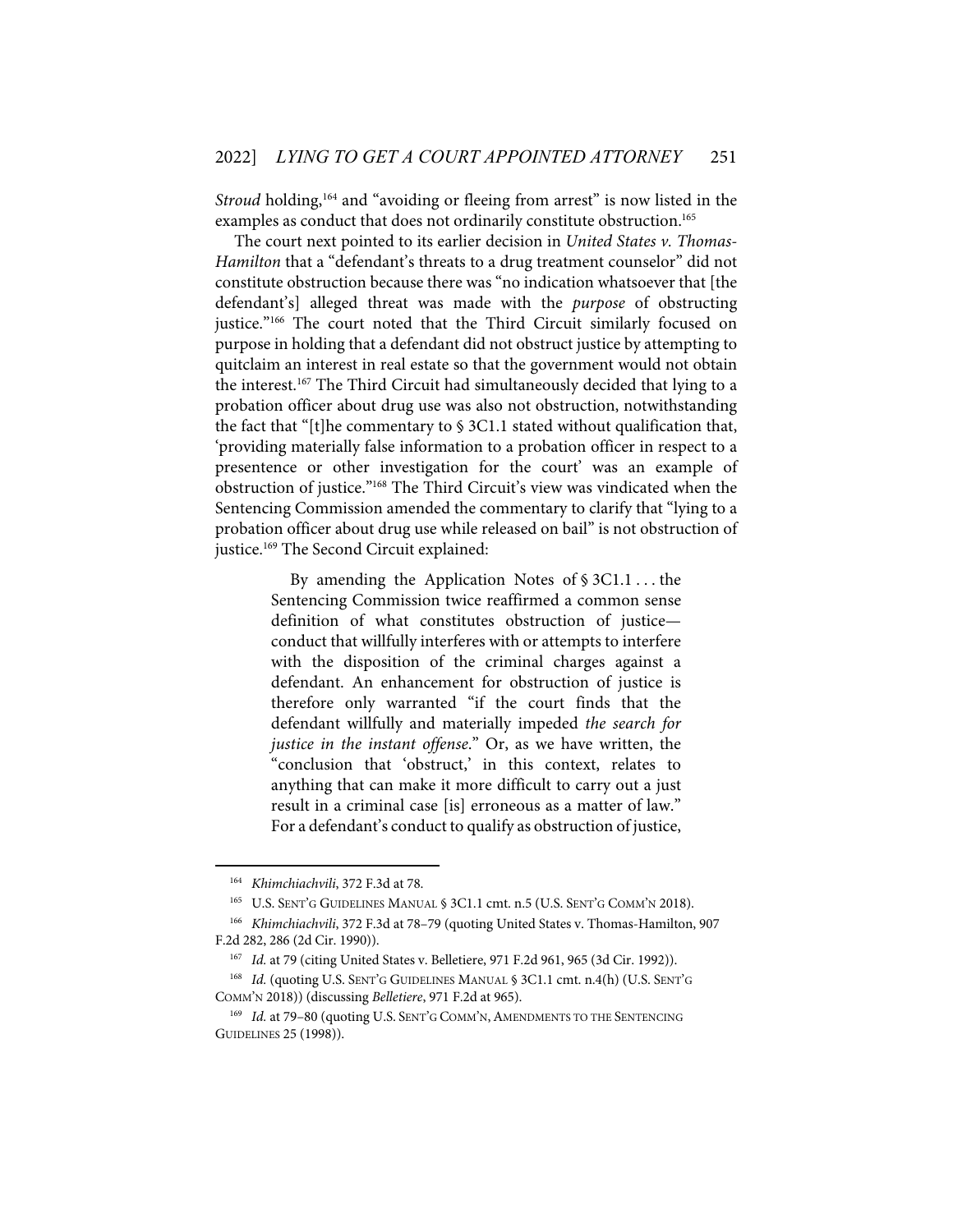*Stroud* holding,[164] and "avoiding or fleeing from arrest" is now listed in the examples as conduct that does not ordinarily constitute obstruction.[165]

The court next pointed to its earlier decision in *United States v. Thomas-Hamilton* that a "defendant's threats to a drug treatment counselor" did not constitute obstruction because there was "no indication whatsoever that [the defendant's] alleged threat was made with the *purpose* of obstructing justice."[166] The court noted that the Third Circuit similarly focused on purpose in holding that a defendant did not obstruct justice by attempting to quitclaim an interest in real estate so that the government would not obtain the interest.[167] The Third Circuit had simultaneously decided that lying to a probation officer about drug use was also not obstruction, notwithstanding the fact that "[t]he commentary to § 3C1.1 stated without qualification that, 'providing materially false information to a probation officer in respect to a presentence or other investigation for the court' was an example of obstruction of justice."[168] The Third Circuit's view was vindicated when the Sentencing Commission amended the commentary to clarify that "lying to a probation officer about drug use while released on bail" is not obstruction of justice.[169] The Second Circuit explained:

> By amending the Application Notes of § 3C1.1 . . . the Sentencing Commission twice reaffirmed a common sense definition of what constitutes obstruction of justice—conduct that willfully interferes with or attempts to interfere with the disposition of the criminal charges against a defendant. An enhancement for obstruction of justice is therefore only warranted "if the court finds that the defendant willfully and materially impeded *the search for justice in the instant offense*." Or, as we have written, the "conclusion that 'obstruct,' in this context, relates to anything that can make it more difficult to carry out a just result in a criminal case [is] erroneous as a matter of law." For a defendant's conduct to qualify as obstruction of justice,

---

[164] *Khimchiachvili*, 372 F.3d at 78.

[165] U.S. SENT'G GUIDELINES MANUAL § 3C1.1 cmt. n.5 (U.S. SENT'G COMM'N 2018).

[166] *Khimchiachvili*, 372 F.3d at 78–79 (quoting United States v. Thomas-Hamilton, 907 F.2d 282, 286 (2d Cir. 1990)).

[167] *Id.* at 79 (citing United States v. Belletiere, 971 F.2d 961, 965 (3d Cir. 1992)).

[168] *Id.* (quoting U.S. SENT'G GUIDELINES MANUAL § 3C1.1 cmt. n.4(h) (U.S. SENT'G COMM'N 2018)) (discussing *Belletiere*, 971 F.2d at 965).

[169] *Id.* at 79–80 (quoting U.S. SENT'G COMM'N, AMENDMENTS TO THE SENTENCING GUIDELINES 25 (1998)).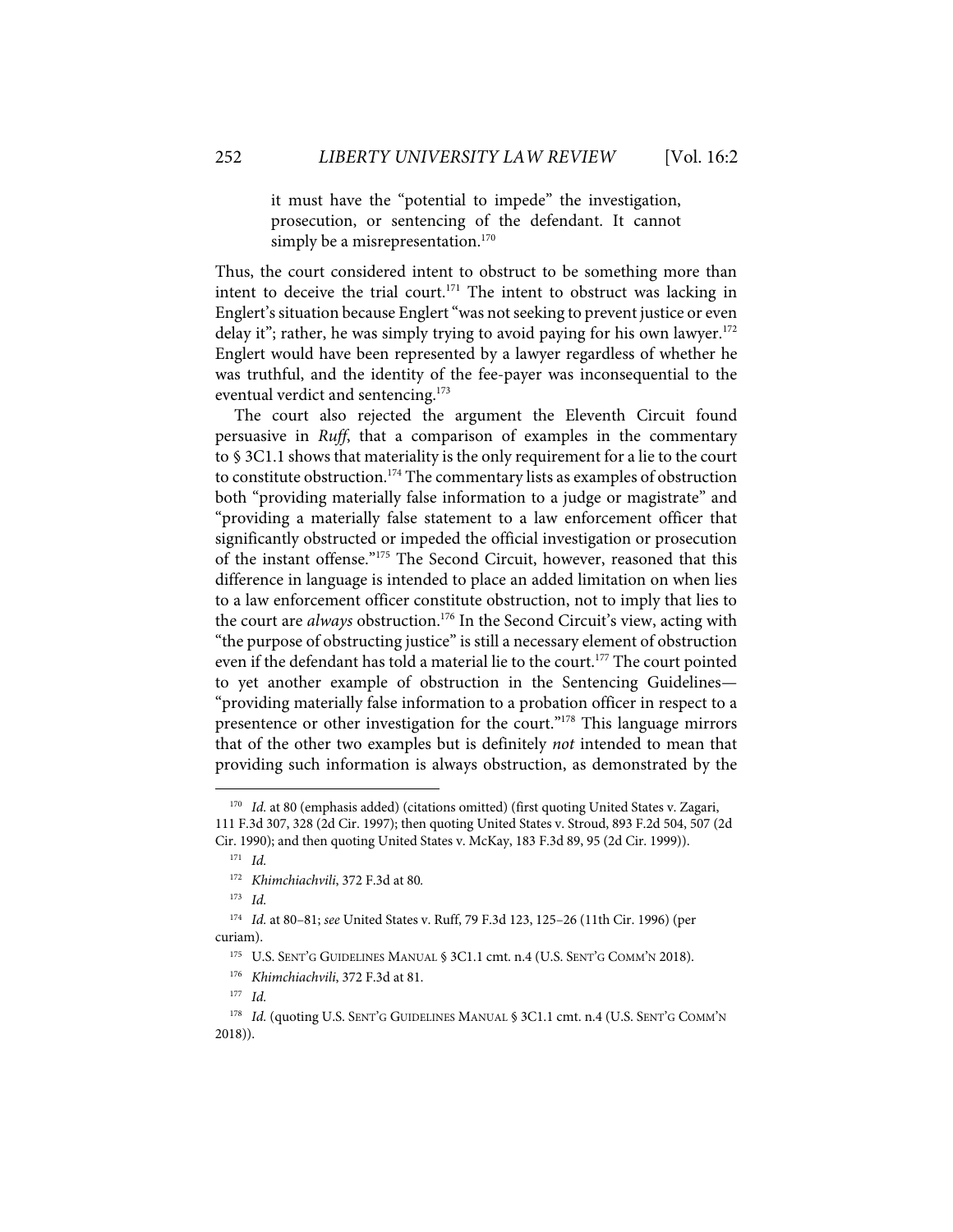> it must have the "potential to impede" the investigation, prosecution, or sentencing of the defendant. It cannot simply be a misrepresentation.[170]

Thus, the court considered intent to obstruct to be something more than intent to deceive the trial court.[171] The intent to obstruct was lacking in Englert's situation because Englert "was not seeking to prevent justice or even delay it"; rather, he was simply trying to avoid paying for his own lawyer.[172] Englert would have been represented by a lawyer regardless of whether he was truthful, and the identity of the fee-payer was inconsequential to the eventual verdict and sentencing.[173]

The court also rejected the argument the Eleventh Circuit found persuasive in *Ruff*, that a comparison of examples in the commentary to § 3C1.1 shows that materiality is the only requirement for a lie to the court to constitute obstruction.[174] The commentary lists as examples of obstruction both "providing materially false information to a judge or magistrate" and "providing a materially false statement to a law enforcement officer that significantly obstructed or impeded the official investigation or prosecution of the instant offense."[175] The Second Circuit, however, reasoned that this difference in language is intended to place an added limitation on when lies to a law enforcement officer constitute obstruction, not to imply that lies to the court are *always* obstruction.[176] In the Second Circuit's view, acting with "the purpose of obstructing justice" is still a necessary element of obstruction even if the defendant has told a material lie to the court.[177] The court pointed to yet another example of obstruction in the Sentencing Guidelines—"providing materially false information to a probation officer in respect to a presentence or other investigation for the court."[178] This language mirrors that of the other two examples but is definitely *not* intended to mean that providing such information is always obstruction, as demonstrated by the

---

[170] *Id.* at 80 (emphasis added) (citations omitted) (first quoting United States v. Zagari, 111 F.3d 307, 328 (2d Cir. 1997); then quoting United States v. Stroud, 893 F.2d 504, 507 (2d Cir. 1990); and then quoting United States v. McKay, 183 F.3d 89, 95 (2d Cir. 1999)).

[171] *Id.*

[172] *Khimchiachvili*, 372 F.3d at 80.

[173] *Id.*

[174] *Id.* at 80–81; *see* United States v. Ruff, 79 F.3d 123, 125–26 (11th Cir. 1996) (per curiam).

[175] U.S. SENT'G GUIDELINES MANUAL § 3C1.1 cmt. n.4 (U.S. SENT'G COMM'N 2018).

[176] *Khimchiachvili*, 372 F.3d at 81.

[177] *Id.*

[178] *Id.* (quoting U.S. SENT'G GUIDELINES MANUAL § 3C1.1 cmt. n.4 (U.S. SENT'G COMM'N 2018)).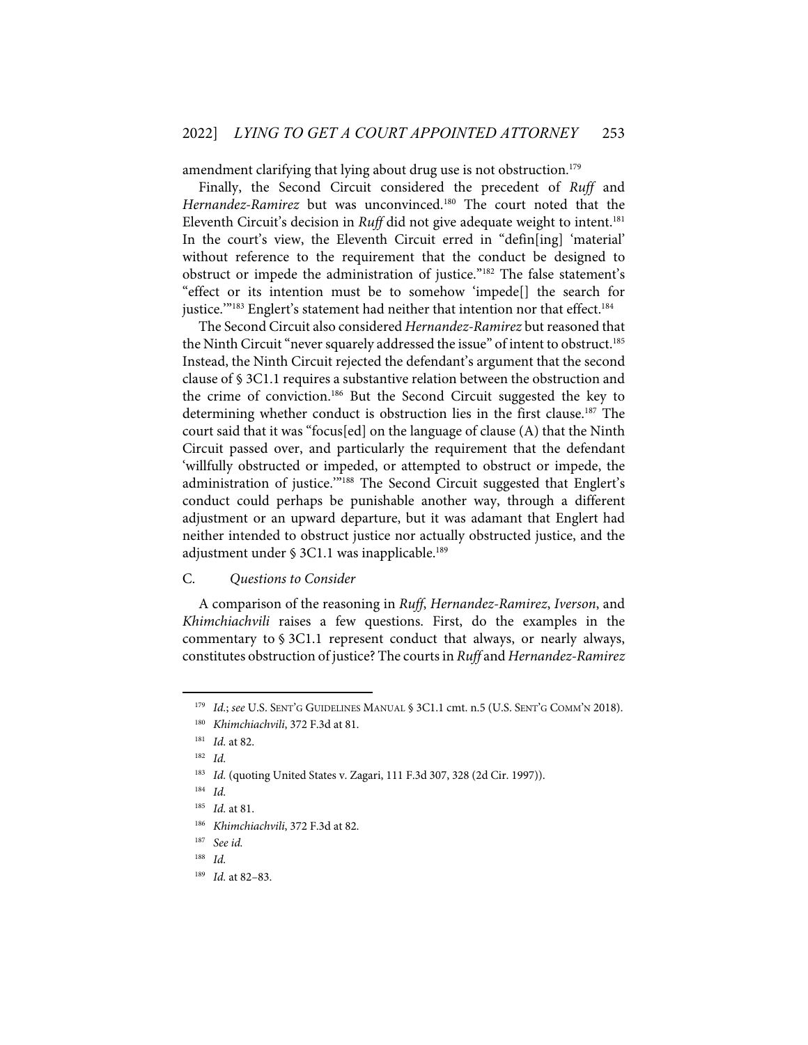amendment clarifying that lying about drug use is not obstruction.[179]

Finally, the Second Circuit considered the precedent of *Ruff* and *Hernandez-Ramirez* but was unconvinced.[180] The court noted that the Eleventh Circuit's decision in *Ruff* did not give adequate weight to intent.[181] In the court's view, the Eleventh Circuit erred in "defin[ing] 'material' without reference to the requirement that the conduct be designed to obstruct or impede the administration of justice."[182] The false statement's "effect or its intention must be to somehow 'impede[] the search for justice.'"[183] Englert's statement had neither that intention nor that effect.[184]

The Second Circuit also considered *Hernandez-Ramirez* but reasoned that the Ninth Circuit "never squarely addressed the issue" of intent to obstruct.[185] Instead, the Ninth Circuit rejected the defendant's argument that the second clause of § 3C1.1 requires a substantive relation between the obstruction and the crime of conviction.[186] But the Second Circuit suggested the key to determining whether conduct is obstruction lies in the first clause.[187] The court said that it was "focus[ed] on the language of clause (A) that the Ninth Circuit passed over, and particularly the requirement that the defendant 'willfully obstructed or impeded, or attempted to obstruct or impede, the administration of justice.'"[188] The Second Circuit suggested that Englert's conduct could perhaps be punishable another way, through a different adjustment or an upward departure, but it was adamant that Englert had neither intended to obstruct justice nor actually obstructed justice, and the adjustment under § 3C1.1 was inapplicable.[189]

### C. *Questions to Consider*

A comparison of the reasoning in *Ruff*, *Hernandez-Ramirez*, *Iverson*, and *Khimchiachvili* raises a few questions. First, do the examples in the commentary to § 3C1.1 represent conduct that always, or nearly always, constitutes obstruction of justice? The courts in *Ruff* and *Hernandez-Ramirez*

---

[179] *Id.*; *see* U.S. SENT'G GUIDELINES MANUAL § 3C1.1 cmt. n.5 (U.S. SENT'G COMM'N 2018).

[180] *Khimchiachvili*, 372 F.3d at 81.

[181] *Id.* at 82.

[182] *Id.*

[183] *Id.* (quoting United States v. Zagari, 111 F.3d 307, 328 (2d Cir. 1997)).

[184] *Id.*

[185] *Id.* at 81.

[186] *Khimchiachvili*, 372 F.3d at 82.

[187] *See id.*

[188] *Id.*

[189] *Id.* at 82–83.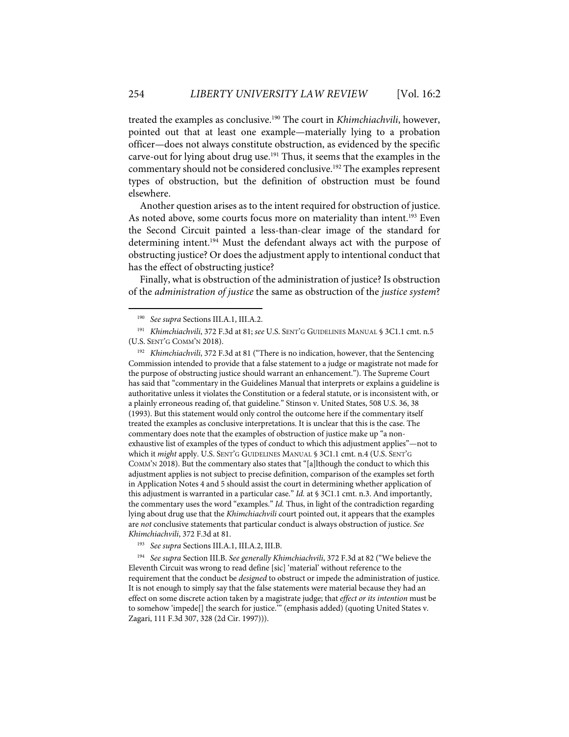treated the examples as conclusive.[190] The court in *Khimchiachvili*, however, pointed out that at least one example—materially lying to a probation officer—does not always constitute obstruction, as evidenced by the specific carve-out for lying about drug use.[191] Thus, it seems that the examples in the commentary should not be considered conclusive.[192] The examples represent types of obstruction, but the definition of obstruction must be found elsewhere.

Another question arises as to the intent required for obstruction of justice. As noted above, some courts focus more on materiality than intent.[193] Even the Second Circuit painted a less-than-clear image of the standard for determining intent.[194] Must the defendant always act with the purpose of obstructing justice? Or does the adjustment apply to intentional conduct that has the effect of obstructing justice?

Finally, what is obstruction of the administration of justice? Is obstruction of the *administration of justice* the same as obstruction of the *justice system*?

---

[190] *See supra* Sections III.A.1, III.A.2.

[191] *Khimchiachvili*, 372 F.3d at 81; *see* U.S. SENT'G GUIDELINES MANUAL § 3C1.1 cmt. n.5 (U.S. SENT'G COMM'N 2018).

[192] *Khimchiachvili*, 372 F.3d at 81 ("There is no indication, however, that the Sentencing Commission intended to provide that a false statement to a judge or magistrate not made for the purpose of obstructing justice should warrant an enhancement."). The Supreme Court has said that "commentary in the Guidelines Manual that interprets or explains a guideline is authoritative unless it violates the Constitution or a federal statute, or is inconsistent with, or a plainly erroneous reading of, that guideline." Stinson v. United States, 508 U.S. 36, 38 (1993). But this statement would only control the outcome here if the commentary itself treated the examples as conclusive interpretations. It is unclear that this is the case. The commentary does note that the examples of obstruction of justice make up "a non-exhaustive list of examples of the types of conduct to which this adjustment applies"—not to which it *might* apply. U.S. SENT'G GUIDELINES MANUAL § 3C1.1 cmt. n.4 (U.S. SENT'G COMM'N 2018). But the commentary also states that "[a]lthough the conduct to which this adjustment applies is not subject to precise definition, comparison of the examples set forth in Application Notes 4 and 5 should assist the court in determining whether application of this adjustment is warranted in a particular case." *Id.* at § 3C1.1 cmt. n.3. And importantly, the commentary uses the word "examples." *Id.* Thus, in light of the contradiction regarding lying about drug use that the *Khimchiachvili* court pointed out, it appears that the examples are *not* conclusive statements that particular conduct is always obstruction of justice. *See Khimchiachvili*, 372 F.3d at 81.

[193] *See supra* Sections III.A.1, III.A.2, III.B.

[194] *See supra* Section III.B. *See generally Khimchiachvili*, 372 F.3d at 82 ("We believe the Eleventh Circuit was wrong to read define [sic] 'material' without reference to the requirement that the conduct be *designed* to obstruct or impede the administration of justice. It is not enough to simply say that the false statements were material because they had an effect on some discrete action taken by a magistrate judge; that *effect or its intention* must be to somehow 'impede[] the search for justice.'" (emphasis added) (quoting United States v. Zagari, 111 F.3d 307, 328 (2d Cir. 1997))).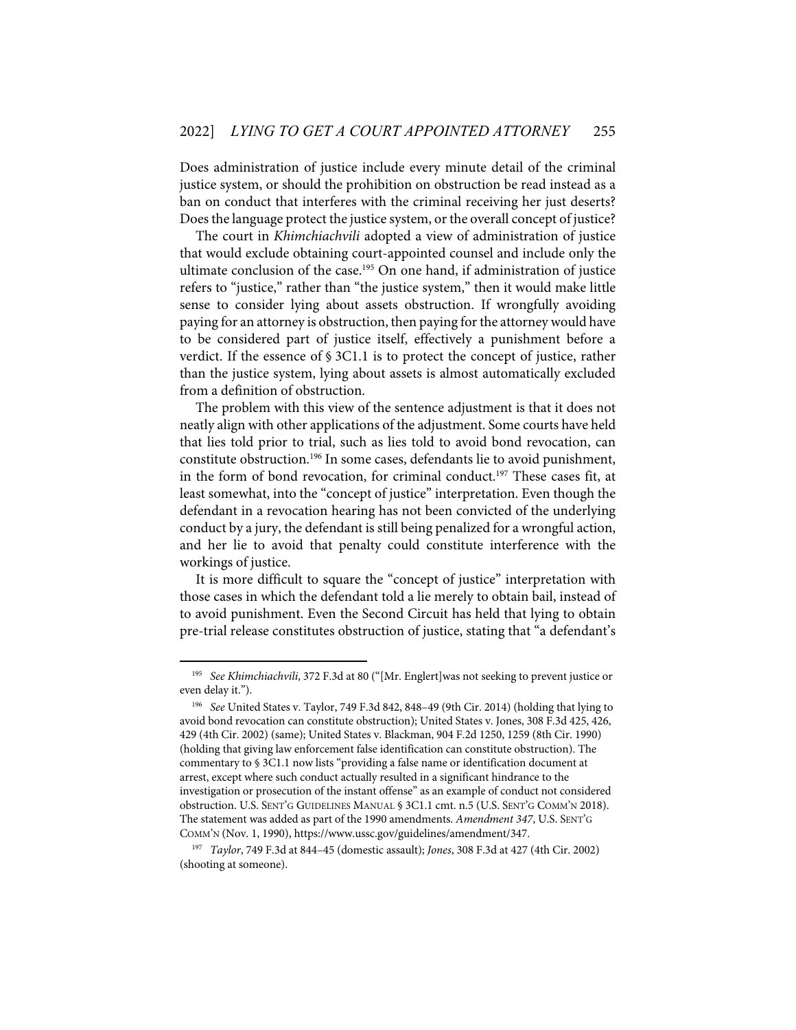Does administration of justice include every minute detail of the criminal justice system, or should the prohibition on obstruction be read instead as a ban on conduct that interferes with the criminal receiving her just deserts? Does the language protect the justice system, or the overall concept of justice?

The court in *Khimchiachvili* adopted a view of administration of justice that would exclude obtaining court-appointed counsel and include only the ultimate conclusion of the case.[195] On one hand, if administration of justice refers to "justice," rather than "the justice system," then it would make little sense to consider lying about assets obstruction. If wrongfully avoiding paying for an attorney is obstruction, then paying for the attorney would have to be considered part of justice itself, effectively a punishment before a verdict. If the essence of § 3C1.1 is to protect the concept of justice, rather than the justice system, lying about assets is almost automatically excluded from a definition of obstruction.

The problem with this view of the sentence adjustment is that it does not neatly align with other applications of the adjustment. Some courts have held that lies told prior to trial, such as lies told to avoid bond revocation, can constitute obstruction.[196] In some cases, defendants lie to avoid punishment, in the form of bond revocation, for criminal conduct.[197] These cases fit, at least somewhat, into the "concept of justice" interpretation. Even though the defendant in a revocation hearing has not been convicted of the underlying conduct by a jury, the defendant is still being penalized for a wrongful action, and her lie to avoid that penalty could constitute interference with the workings of justice.

It is more difficult to square the "concept of justice" interpretation with those cases in which the defendant told a lie merely to obtain bail, instead of to avoid punishment. Even the Second Circuit has held that lying to obtain pre-trial release constitutes obstruction of justice, stating that "a defendant's

---

[195] *See Khimchiachvili*, 372 F.3d at 80 ("[Mr. Englert]was not seeking to prevent justice or even delay it.").

[196] *See* United States v. Taylor, 749 F.3d 842, 848–49 (9th Cir. 2014) (holding that lying to avoid bond revocation can constitute obstruction); United States v. Jones, 308 F.3d 425, 426, 429 (4th Cir. 2002) (same); United States v. Blackman, 904 F.2d 1250, 1259 (8th Cir. 1990) (holding that giving law enforcement false identification can constitute obstruction). The commentary to § 3C1.1 now lists "providing a false name or identification document at arrest, except where such conduct actually resulted in a significant hindrance to the investigation or prosecution of the instant offense" as an example of conduct not considered obstruction. U.S. SENT'G GUIDELINES MANUAL § 3C1.1 cmt. n.5 (U.S. SENT'G COMM'N 2018). The statement was added as part of the 1990 amendments. *Amendment 347*, U.S. SENT'G COMM'N (Nov. 1, 1990), https://www.ussc.gov/guidelines/amendment/347.

[197] *Taylor*, 749 F.3d at 844–45 (domestic assault); *Jones*, 308 F.3d at 427 (4th Cir. 2002) (shooting at someone).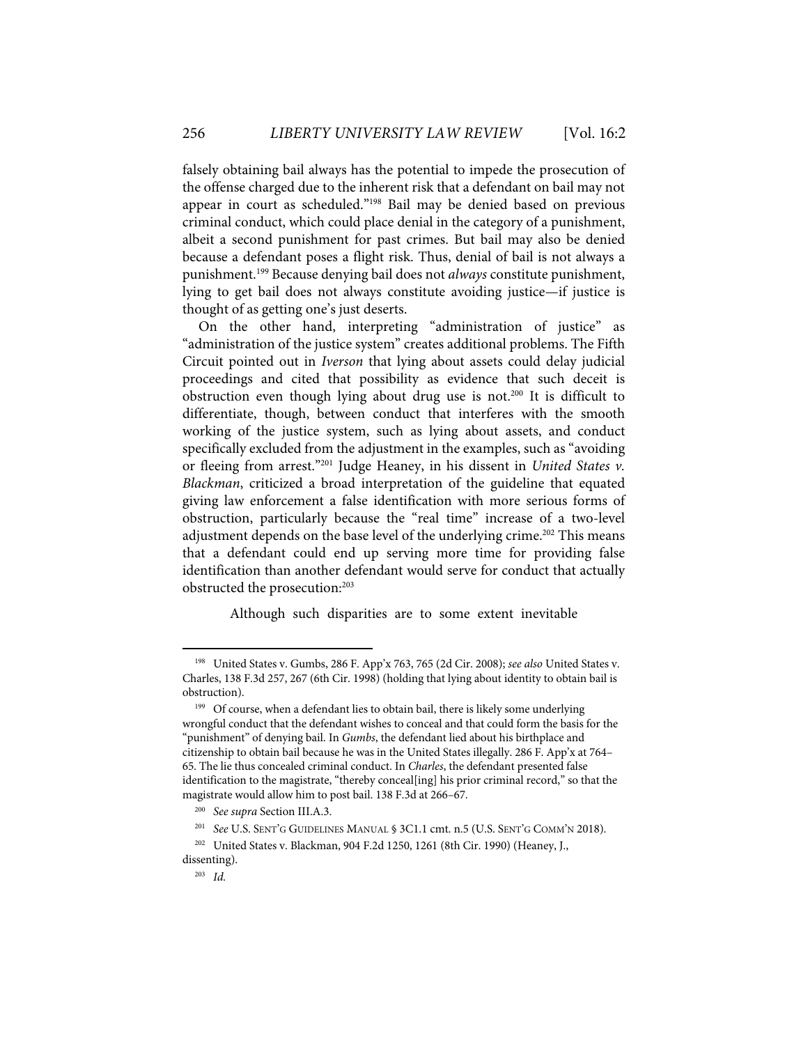falsely obtaining bail always has the potential to impede the prosecution of the offense charged due to the inherent risk that a defendant on bail may not appear in court as scheduled."[198] Bail may be denied based on previous criminal conduct, which could place denial in the category of a punishment, albeit a second punishment for past crimes. But bail may also be denied because a defendant poses a flight risk. Thus, denial of bail is not always a punishment.[199] Because denying bail does not *always* constitute punishment, lying to get bail does not always constitute avoiding justice—if justice is thought of as getting one's just deserts.

On the other hand, interpreting "administration of justice" as "administration of the justice system" creates additional problems. The Fifth Circuit pointed out in *Iverson* that lying about assets could delay judicial proceedings and cited that possibility as evidence that such deceit is obstruction even though lying about drug use is not.[200] It is difficult to differentiate, though, between conduct that interferes with the smooth working of the justice system, such as lying about assets, and conduct specifically excluded from the adjustment in the examples, such as "avoiding or fleeing from arrest."[201] Judge Heaney, in his dissent in *United States v. Blackman*, criticized a broad interpretation of the guideline that equated giving law enforcement a false identification with more serious forms of obstruction, particularly because the "real time" increase of a two-level adjustment depends on the base level of the underlying crime.[202] This means that a defendant could end up serving more time for providing false identification than another defendant would serve for conduct that actually obstructed the prosecution:[203]

> Although such disparities are to some extent inevitable

---

[198] United States v. Gumbs, 286 F. App'x 763, 765 (2d Cir. 2008); *see also* United States v. Charles, 138 F.3d 257, 267 (6th Cir. 1998) (holding that lying about identity to obtain bail is obstruction).

[199] Of course, when a defendant lies to obtain bail, there is likely some underlying wrongful conduct that the defendant wishes to conceal and that could form the basis for the "punishment" of denying bail. In *Gumbs*, the defendant lied about his birthplace and citizenship to obtain bail because he was in the United States illegally. 286 F. App'x at 764–65. The lie thus concealed criminal conduct. In *Charles*, the defendant presented false identification to the magistrate, "thereby conceal[ing] his prior criminal record," so that the magistrate would allow him to post bail. 138 F.3d at 266–67.

[200] *See supra* Section III.A.3.

[201] *See* U.S. SENT'G GUIDELINES MANUAL § 3C1.1 cmt. n.5 (U.S. SENT'G COMM'N 2018).

[202] United States v. Blackman, 904 F.2d 1250, 1261 (8th Cir. 1990) (Heaney, J., dissenting).

[203] *Id.*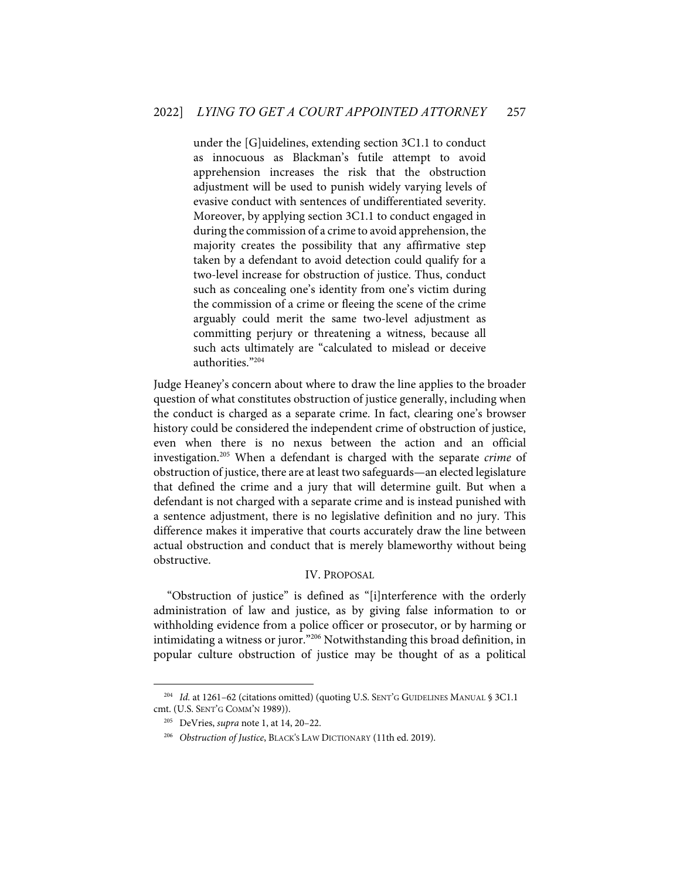> under the [G]uidelines, extending section 3C1.1 to conduct as innocuous as Blackman's futile attempt to avoid apprehension increases the risk that the obstruction adjustment will be used to punish widely varying levels of evasive conduct with sentences of undifferentiated severity. Moreover, by applying section 3C1.1 to conduct engaged in during the commission of a crime to avoid apprehension, the majority creates the possibility that any affirmative step taken by a defendant to avoid detection could qualify for a two-level increase for obstruction of justice. Thus, conduct such as concealing one's identity from one's victim during the commission of a crime or fleeing the scene of the crime arguably could merit the same two-level adjustment as committing perjury or threatening a witness, because all such acts ultimately are "calculated to mislead or deceive authorities."[204]

Judge Heaney's concern about where to draw the line applies to the broader question of what constitutes obstruction of justice generally, including when the conduct is charged as a separate crime. In fact, clearing one's browser history could be considered the independent crime of obstruction of justice, even when there is no nexus between the action and an official investigation.[205] When a defendant is charged with the separate *crime* of obstruction of justice, there are at least two safeguards—an elected legislature that defined the crime and a jury that will determine guilt. But when a defendant is not charged with a separate crime and is instead punished with a sentence adjustment, there is no legislative definition and no jury. This difference makes it imperative that courts accurately draw the line between actual obstruction and conduct that is merely blameworthy without being obstructive.

## IV. PROPOSAL

"Obstruction of justice" is defined as "[i]nterference with the orderly administration of law and justice, as by giving false information to or withholding evidence from a police officer or prosecutor, or by harming or intimidating a witness or juror."[206] Notwithstanding this broad definition, in popular culture obstruction of justice may be thought of as a political

---

[204] *Id.* at 1261–62 (citations omitted) (quoting U.S. SENT'G GUIDELINES MANUAL § 3C1.1 cmt. (U.S. SENT'G COMM'N 1989)).

[205] DeVries, *supra* note 1, at 14, 20–22.

[206] *Obstruction of Justice*, BLACK'S LAW DICTIONARY (11th ed. 2019).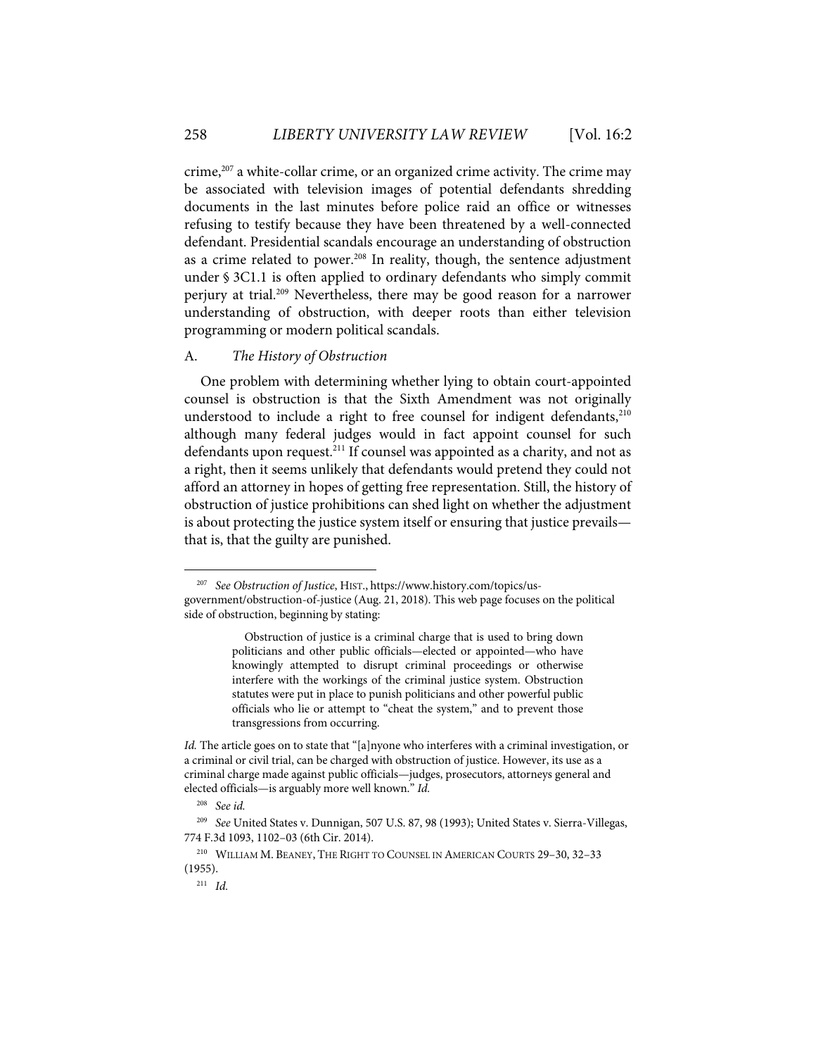crime,[207] a white-collar crime, or an organized crime activity. The crime may be associated with television images of potential defendants shredding documents in the last minutes before police raid an office or witnesses refusing to testify because they have been threatened by a well-connected defendant. Presidential scandals encourage an understanding of obstruction as a crime related to power.[208] In reality, though, the sentence adjustment under § 3C1.1 is often applied to ordinary defendants who simply commit perjury at trial.[209] Nevertheless, there may be good reason for a narrower understanding of obstruction, with deeper roots than either television programming or modern political scandals.

### A. *The History of Obstruction*

One problem with determining whether lying to obtain court-appointed counsel is obstruction is that the Sixth Amendment was not originally understood to include a right to free counsel for indigent defendants,[210] although many federal judges would in fact appoint counsel for such defendants upon request.[211] If counsel was appointed as a charity, and not as a right, then it seems unlikely that defendants would pretend they could not afford an attorney in hopes of getting free representation. Still, the history of obstruction of justice prohibitions can shed light on whether the adjustment is about protecting the justice system itself or ensuring that justice prevails—that is, that the guilty are punished.

---

[207] *See Obstruction of Justice*, HIST., https://www.history.com/topics/us-government/obstruction-of-justice (Aug. 21, 2018). This web page focuses on the political side of obstruction, beginning by stating:

> Obstruction of justice is a criminal charge that is used to bring down politicians and other public officials—elected or appointed—who have knowingly attempted to disrupt criminal proceedings or otherwise interfere with the workings of the criminal justice system. Obstruction statutes were put in place to punish politicians and other powerful public officials who lie or attempt to "cheat the system," and to prevent those transgressions from occurring.

*Id.* The article goes on to state that "[a]nyone who interferes with a criminal investigation, or a criminal or civil trial, can be charged with obstruction of justice. However, its use as a criminal charge made against public officials—judges, prosecutors, attorneys general and elected officials—is arguably more well known." *Id.*

[208] *See id.*

[209] *See* United States v. Dunnigan, 507 U.S. 87, 98 (1993); United States v. Sierra-Villegas, 774 F.3d 1093, 1102–03 (6th Cir. 2014).

[210] WILLIAM M. BEANEY, THE RIGHT TO COUNSEL IN AMERICAN COURTS 29–30, 32–33 (1955).

[211] *Id.*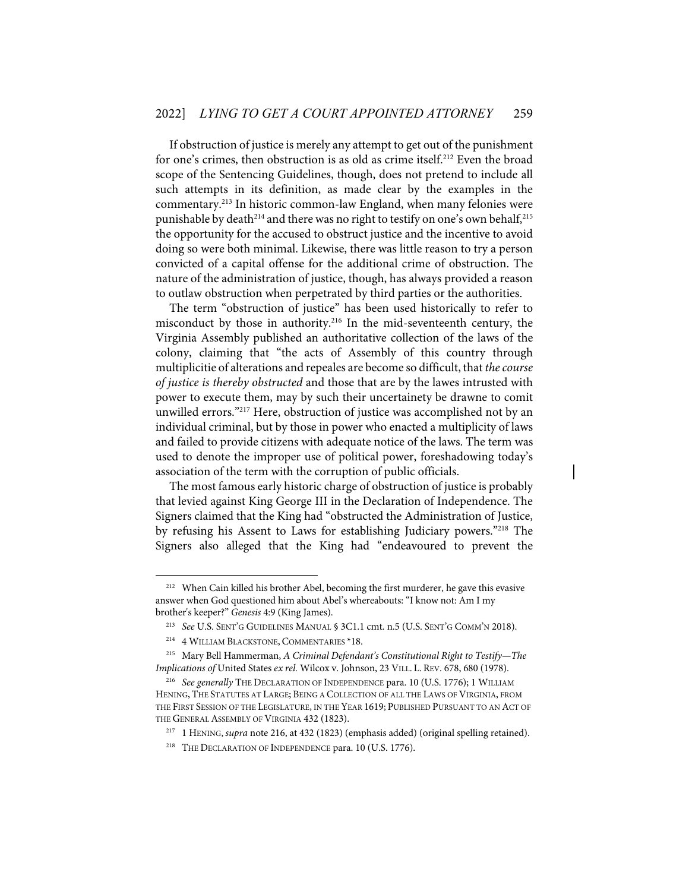If obstruction of justice is merely any attempt to get out of the punishment for one's crimes, then obstruction is as old as crime itself.[212] Even the broad scope of the Sentencing Guidelines, though, does not pretend to include all such attempts in its definition, as made clear by the examples in the commentary.[213] In historic common-law England, when many felonies were punishable by death[214] and there was no right to testify on one's own behalf,[215] the opportunity for the accused to obstruct justice and the incentive to avoid doing so were both minimal. Likewise, there was little reason to try a person convicted of a capital offense for the additional crime of obstruction. The nature of the administration of justice, though, has always provided a reason to outlaw obstruction when perpetrated by third parties or the authorities.

The term "obstruction of justice" has been used historically to refer to misconduct by those in authority.[216] In the mid-seventeenth century, the Virginia Assembly published an authoritative collection of the laws of the colony, claiming that "the acts of Assembly of this country through multiplicitie of alterations and repeales are become so difficult, that *the course of justice is thereby obstructed* and those that are by the lawes intrusted with power to execute them, may by such their uncertainety be drawne to comit unwilled errors."[217] Here, obstruction of justice was accomplished not by an individual criminal, but by those in power who enacted a multiplicity of laws and failed to provide citizens with adequate notice of the laws. The term was used to denote the improper use of political power, foreshadowing today's association of the term with the corruption of public officials.

The most famous early historic charge of obstruction of justice is probably that levied against King George III in the Declaration of Independence. The Signers claimed that the King had "obstructed the Administration of Justice, by refusing his Assent to Laws for establishing Judiciary powers."[218] The Signers also alleged that the King had "endeavoured to prevent the

---

[212] When Cain killed his brother Abel, becoming the first murderer, he gave this evasive answer when God questioned him about Abel's whereabouts: "I know not: Am I my brother's keeper?" *Genesis* 4:9 (King James).

[213] *See* U.S. SENT'G GUIDELINES MANUAL § 3C1.1 cmt. n.5 (U.S. SENT'G COMM'N 2018).

[214] 4 WILLIAM BLACKSTONE, COMMENTARIES *18.

[215] Mary Bell Hammerman, *A Criminal Defendant's Constitutional Right to Testify—The Implications of* United States *ex rel.* Wilcox v. Johnson, 23 VILL. L. REV. 678, 680 (1978).

[216] *See generally* THE DECLARATION OF INDEPENDENCE para. 10 (U.S. 1776); 1 WILLIAM HENING, THE STATUTES AT LARGE; BEING A COLLECTION OF ALL THE LAWS OF VIRGINIA, FROM THE FIRST SESSION OF THE LEGISLATURE, IN THE YEAR 1619; PUBLISHED PURSUANT TO AN ACT OF THE GENERAL ASSEMBLY OF VIRGINIA 432 (1823).

[217] 1 HENING, *supra* note 216, at 432 (1823) (emphasis added) (original spelling retained).

[218] THE DECLARATION OF INDEPENDENCE para. 10 (U.S. 1776).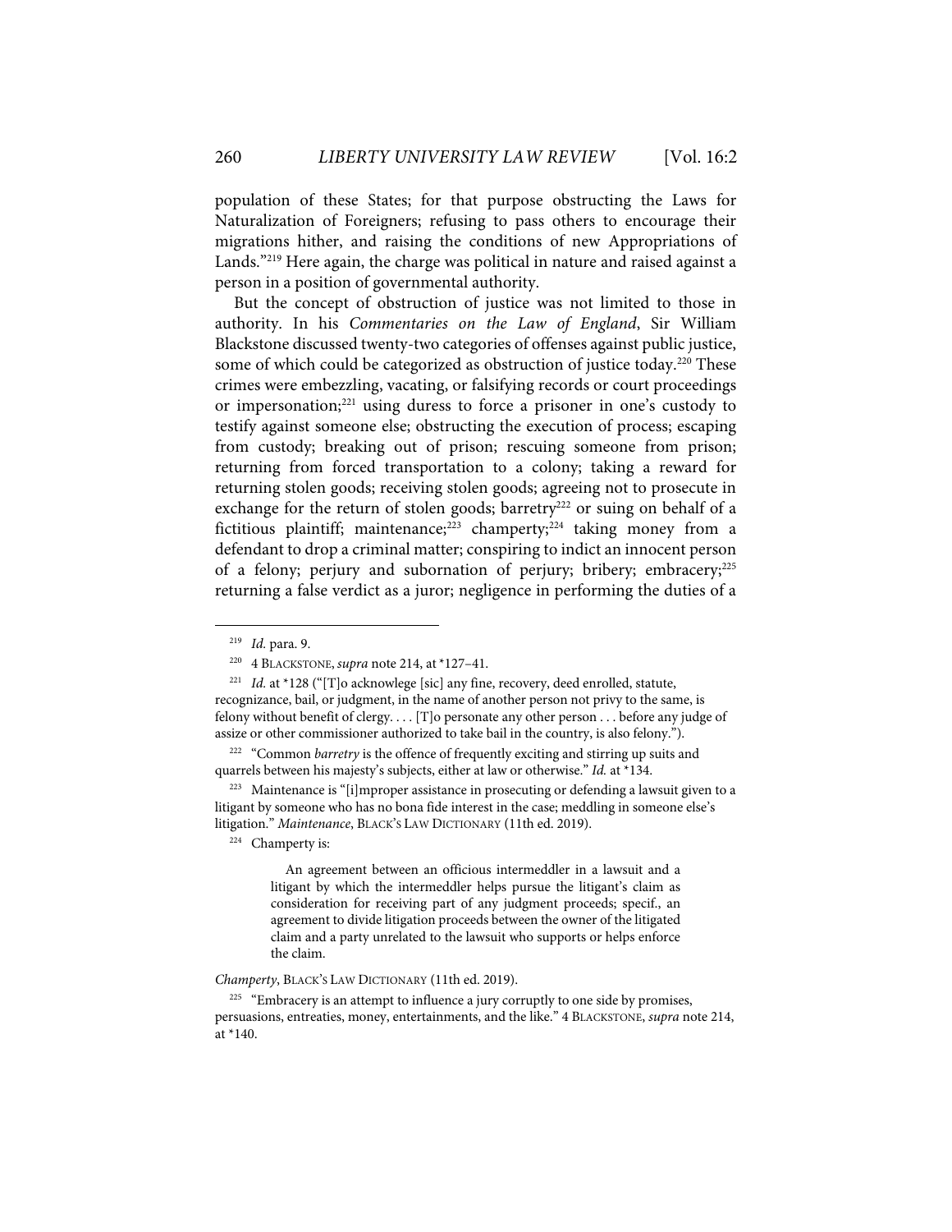population of these States; for that purpose obstructing the Laws for Naturalization of Foreigners; refusing to pass others to encourage their migrations hither, and raising the conditions of new Appropriations of Lands."[219] Here again, the charge was political in nature and raised against a person in a position of governmental authority.

But the concept of obstruction of justice was not limited to those in authority. In his *Commentaries on the Law of England*, Sir William Blackstone discussed twenty-two categories of offenses against public justice, some of which could be categorized as obstruction of justice today.[220] These crimes were embezzling, vacating, or falsifying records or court proceedings or impersonation;[221] using duress to force a prisoner in one's custody to testify against someone else; obstructing the execution of process; escaping from custody; breaking out of prison; rescuing someone from prison; returning from forced transportation to a colony; taking a reward for returning stolen goods; receiving stolen goods; agreeing not to prosecute in exchange for the return of stolen goods; barretry[222] or suing on behalf of a fictitious plaintiff; maintenance;[223] champerty;[224] taking money from a defendant to drop a criminal matter; conspiring to indict an innocent person of a felony; perjury and subornation of perjury; bribery; embracery;[225] returning a false verdict as a juror; negligence in performing the duties of a

---

[219] *Id.* para. 9.

[220] 4 BLACKSTONE, *supra* note 214, at *127–41.

[221] *Id.* at *128 ("[T]o acknowlege [sic] any fine, recovery, deed enrolled, statute, recognizance, bail, or judgment, in the name of another person not privy to the same, is felony without benefit of clergy. . . . [T]o personate any other person . . . before any judge of assize or other commissioner authorized to take bail in the country, is also felony.").

[222] "Common *barretry* is the offence of frequently exciting and stirring up suits and quarrels between his majesty's subjects, either at law or otherwise." *Id.* at *134.

[223] Maintenance is "[i]mproper assistance in prosecuting or defending a lawsuit given to a litigant by someone who has no bona fide interest in the case; meddling in someone else's litigation." *Maintenance*, BLACK'S LAW DICTIONARY (11th ed. 2019).

[224] Champerty is:

> An agreement between an officious intermeddler in a lawsuit and a litigant by which the intermeddler helps pursue the litigant's claim as consideration for receiving part of any judgment proceeds; specif., an agreement to divide litigation proceeds between the owner of the litigated claim and a party unrelated to the lawsuit who supports or helps enforce the claim.

*Champerty*, BLACK'S LAW DICTIONARY (11th ed. 2019).

[225] "Embracery is an attempt to influence a jury corruptly to one side by promises, persuasions, entreaties, money, entertainments, and the like." 4 BLACKSTONE, *supra* note 214, at *140.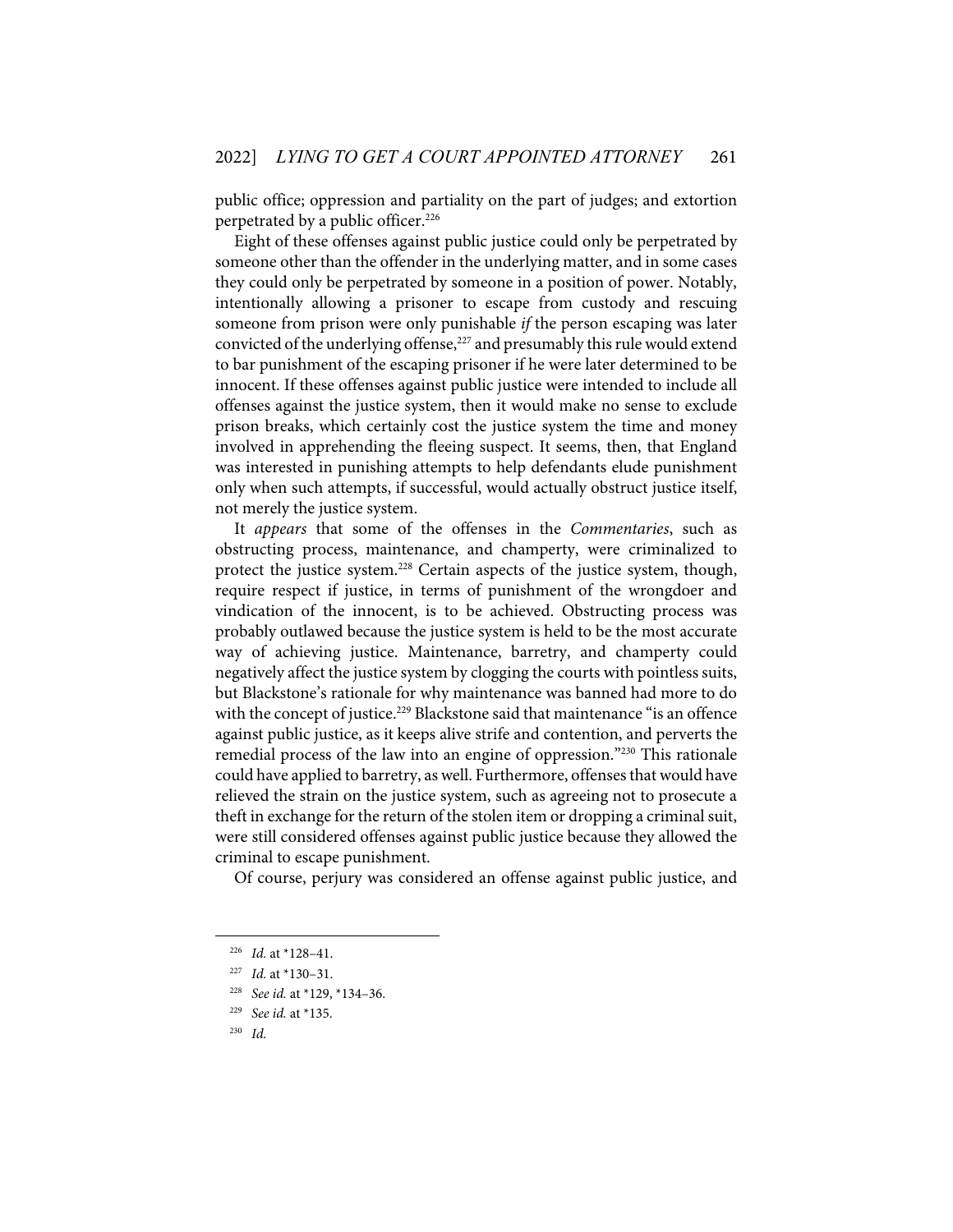public office; oppression and partiality on the part of judges; and extortion perpetrated by a public officer.[226]

Eight of these offenses against public justice could only be perpetrated by someone other than the offender in the underlying matter, and in some cases they could only be perpetrated by someone in a position of power. Notably, intentionally allowing a prisoner to escape from custody and rescuing someone from prison were only punishable *if* the person escaping was later convicted of the underlying offense,[227] and presumably this rule would extend to bar punishment of the escaping prisoner if he were later determined to be innocent. If these offenses against public justice were intended to include all offenses against the justice system, then it would make no sense to exclude prison breaks, which certainly cost the justice system the time and money involved in apprehending the fleeing suspect. It seems, then, that England was interested in punishing attempts to help defendants elude punishment only when such attempts, if successful, would actually obstruct justice itself, not merely the justice system.

It *appears* that some of the offenses in the *Commentaries*, such as obstructing process, maintenance, and champerty, were criminalized to protect the justice system.[228] Certain aspects of the justice system, though, require respect if justice, in terms of punishment of the wrongdoer and vindication of the innocent, is to be achieved. Obstructing process was probably outlawed because the justice system is held to be the most accurate way of achieving justice. Maintenance, barretry, and champerty could negatively affect the justice system by clogging the courts with pointless suits, but Blackstone's rationale for why maintenance was banned had more to do with the concept of justice.[229] Blackstone said that maintenance "is an offence against public justice, as it keeps alive strife and contention, and perverts the remedial process of the law into an engine of oppression."[230] This rationale could have applied to barretry, as well. Furthermore, offenses that would have relieved the strain on the justice system, such as agreeing not to prosecute a theft in exchange for the return of the stolen item or dropping a criminal suit, were still considered offenses against public justice because they allowed the criminal to escape punishment.

Of course, perjury was considered an offense against public justice, and

---

[226] *Id.* at *128–41.

[227] *Id.* at *130–31.

[228] *See id.* at *129, *134–36.

[229] *See id.* at *135.

[230] *Id.*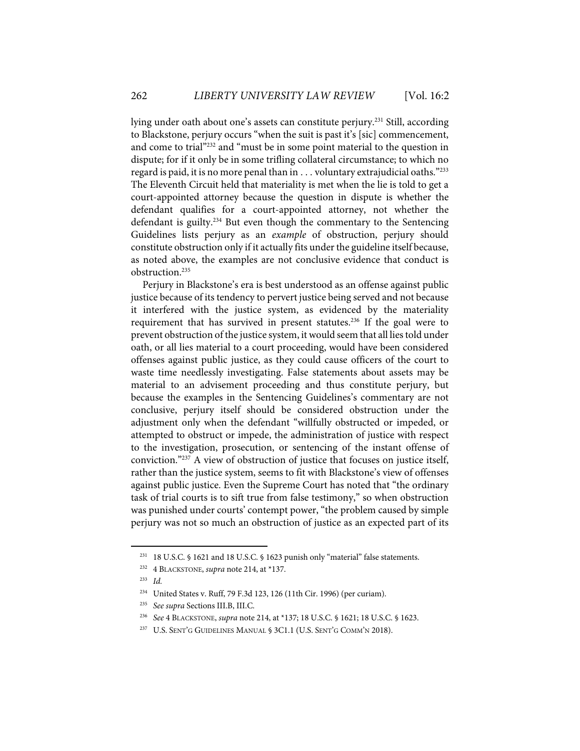lying under oath about one's assets can constitute perjury.[231] Still, according to Blackstone, perjury occurs "when the suit is past it's [sic] commencement, and come to trial"[232] and "must be in some point material to the question in dispute; for if it only be in some trifling collateral circumstance; to which no regard is paid, it is no more penal than in . . . voluntary extrajudicial oaths."[233] The Eleventh Circuit held that materiality is met when the lie is told to get a court-appointed attorney because the question in dispute is whether the defendant qualifies for a court-appointed attorney, not whether the defendant is guilty.[234] But even though the commentary to the Sentencing Guidelines lists perjury as an *example* of obstruction, perjury should constitute obstruction only if it actually fits under the guideline itself because, as noted above, the examples are not conclusive evidence that conduct is obstruction.[235]

Perjury in Blackstone's era is best understood as an offense against public justice because of its tendency to pervert justice being served and not because it interfered with the justice system, as evidenced by the materiality requirement that has survived in present statutes.[236] If the goal were to prevent obstruction of the justice system, it would seem that all lies told under oath, or all lies material to a court proceeding, would have been considered offenses against public justice, as they could cause officers of the court to waste time needlessly investigating. False statements about assets may be material to an advisement proceeding and thus constitute perjury, but because the examples in the Sentencing Guidelines's commentary are not conclusive, perjury itself should be considered obstruction under the adjustment only when the defendant "willfully obstructed or impeded, or attempted to obstruct or impede, the administration of justice with respect to the investigation, prosecution, or sentencing of the instant offense of conviction."[237] A view of obstruction of justice that focuses on justice itself, rather than the justice system, seems to fit with Blackstone's view of offenses against public justice. Even the Supreme Court has noted that "the ordinary task of trial courts is to sift true from false testimony," so when obstruction was punished under courts' contempt power, "the problem caused by simple perjury was not so much an obstruction of justice as an expected part of its

---

[231] 18 U.S.C. § 1621 and 18 U.S.C. § 1623 punish only "material" false statements.

[232] 4 BLACKSTONE, *supra* note 214, at *137.

[233] *Id.*

[234] United States v. Ruff, 79 F.3d 123, 126 (11th Cir. 1996) (per curiam).

[235] *See supra* Sections III.B, III.C.

[236] *See* 4 BLACKSTONE, *supra* note 214, at *137; 18 U.S.C. § 1621; 18 U.S.C. § 1623.

[237] U.S. SENT'G GUIDELINES MANUAL § 3C1.1 (U.S. SENT'G COMM'N 2018).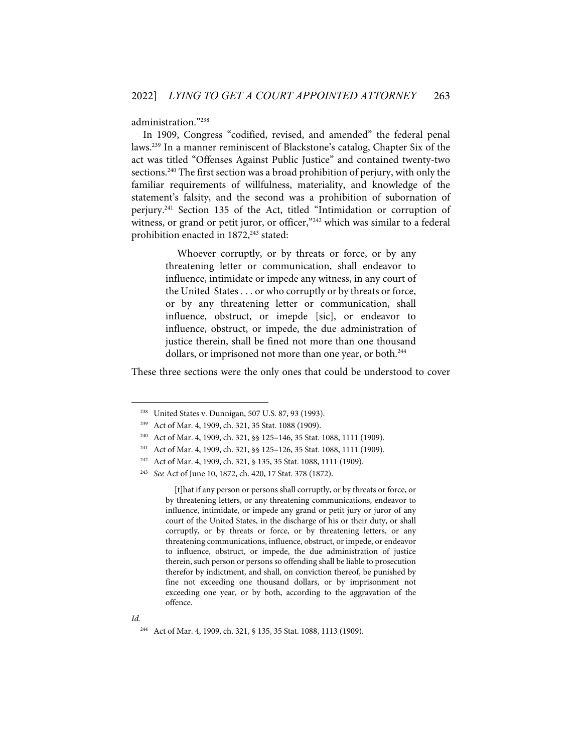administration."[238]

In 1909, Congress "codified, revised, and amended" the federal penal laws.[239] In a manner reminiscent of Blackstone's catalog, Chapter Six of the act was titled "Offenses Against Public Justice" and contained twenty-two sections.[240] The first section was a broad prohibition of perjury, with only the familiar requirements of willfulness, materiality, and knowledge of the statement's falsity, and the second was a prohibition of subornation of perjury.[241] Section 135 of the Act, titled "Intimidation or corruption of witness, or grand or petit juror, or officer,"[242] which was similar to a federal prohibition enacted in 1872,[243] stated:

> Whoever corruptly, or by threats or force, or by any threatening letter or communication, shall endeavor to influence, intimidate or impede any witness, in any court of the United States . . . or who corruptly or by threats or force, or by any threatening letter or communication, shall influence, obstruct, or imepde [sic], or endeavor to influence, obstruct, or impede, the due administration of justice therein, shall be fined not more than one thousand dollars, or imprisoned not more than one year, or both.[244]

These three sections were the only ones that could be understood to cover

---

[238] United States v. Dunnigan, 507 U.S. 87, 93 (1993).

[239] Act of Mar. 4, 1909, ch. 321, 35 Stat. 1088 (1909).

[240] Act of Mar. 4, 1909, ch. 321, §§ 125–146, 35 Stat. 1088, 1111 (1909).

[241] Act of Mar. 4, 1909, ch. 321, §§ 125–126, 35 Stat. 1088, 1111 (1909).

[242] Act of Mar. 4, 1909, ch. 321, § 135, 35 Stat. 1088, 1111 (1909).

[243] *See* Act of June 10, 1872, ch. 420, 17 Stat. 378 (1872).

> [t]hat if any person or persons shall corruptly, or by threats or force, or by threatening letters, or any threatening communications, endeavor to influence, intimidate, or impede any grand or petit jury or juror of any court of the United States, in the discharge of his or their duty, or shall corruptly, or by threats or force, or by threatening letters, or any threatening communications, influence, obstruct, or impede, or endeavor to influence, obstruct, or impede, the due administration of justice therein, such person or persons so offending shall be liable to prosecution therefor by indictment, and shall, on conviction thereof, be punished by fine not exceeding one thousand dollars, or by imprisonment not exceeding one year, or by both, according to the aggravation of the offence.

*Id.*

[244] Act of Mar. 4, 1909, ch. 321, § 135, 35 Stat. 1088, 1113 (1909).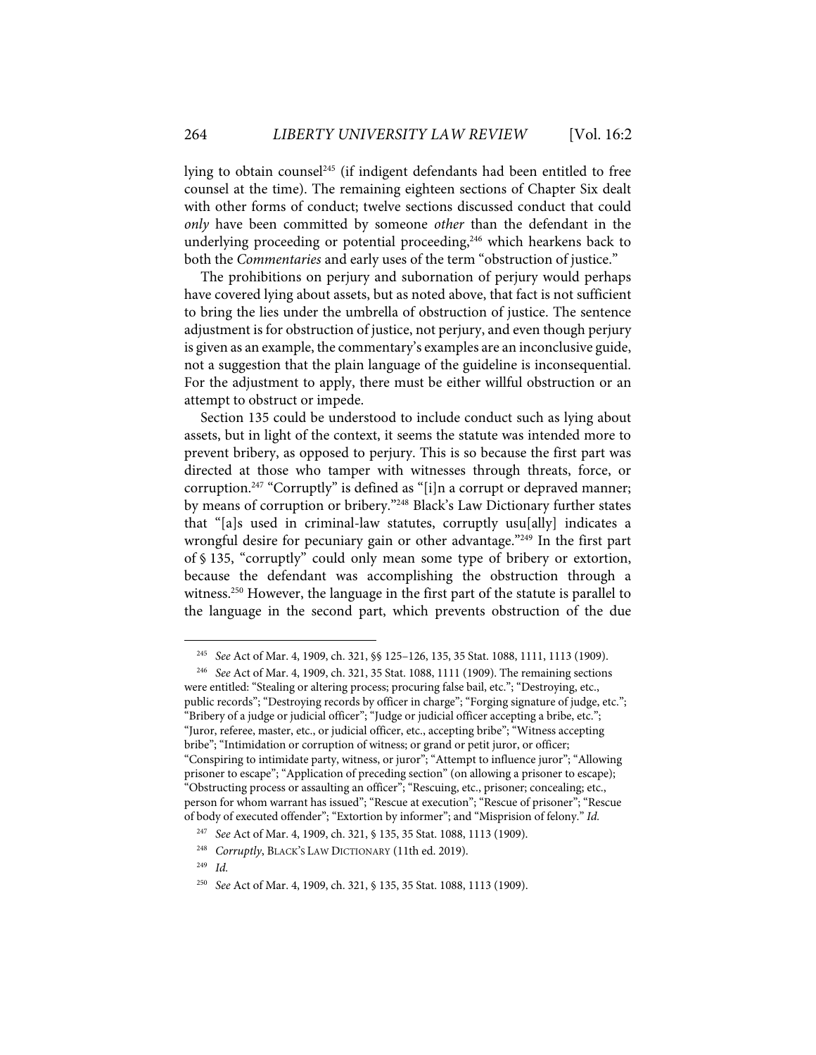lying to obtain counsel[245] (if indigent defendants had been entitled to free counsel at the time). The remaining eighteen sections of Chapter Six dealt with other forms of conduct; twelve sections discussed conduct that could *only* have been committed by someone *other* than the defendant in the underlying proceeding or potential proceeding,[246] which harkens back to both the *Commentaries* and early uses of the term "obstruction of justice."

The prohibitions on perjury and subornation of perjury would perhaps have covered lying about assets, but as noted above, that fact is not sufficient to bring the lies under the umbrella of obstruction of justice. The sentence adjustment is for obstruction of justice, not perjury, and even though perjury is given as an example, the commentary's examples are an inconclusive guide, not a suggestion that the plain language of the guideline is inconsequential. For the adjustment to apply, there must be either willful obstruction or an attempt to obstruct or impede.

Section 135 could be understood to include conduct such as lying about assets, but in light of the context, it seems the statute was intended more to prevent bribery, as opposed to perjury. This is so because the first part was directed at those who tamper with witnesses through threats, force, or corruption.[247] "Corruptly" is defined as "[i]n a corrupt or depraved manner; by means of corruption or bribery."[248] Black's Law Dictionary further states that "[a]s used in criminal-law statutes, corruptly usu[ally] indicates a wrongful desire for pecuniary gain or other advantage."[249] In the first part of § 135, "corruptly" could only mean some type of bribery or extortion, because the defendant was accomplishing the obstruction through a witness.[250] However, the language in the first part of the statute is parallel to the language in the second part, which prevents obstruction of the due

---

[245] *See* Act of Mar. 4, 1909, ch. 321, §§ 125–126, 135, 35 Stat. 1088, 1111, 1113 (1909).

[246] *See* Act of Mar. 4, 1909, ch. 321, 35 Stat. 1088, 1111 (1909). The remaining sections were entitled: "Stealing or altering process; procuring false bail, etc."; "Destroying, etc., public records"; "Destroying records by officer in charge"; "Forging signature of judge, etc."; "Bribery of a judge or judicial officer"; "Judge or judicial officer accepting a bribe, etc."; "Juror, referee, master, etc., or judicial officer, etc., accepting bribe"; "Witness accepting bribe"; "Intimidation or corruption of witness; or grand or petit juror, or officer; "Conspiring to intimidate party, witness, or juror"; "Attempt to influence juror"; "Allowing prisoner to escape"; "Application of preceding section" (on allowing a prisoner to escape); "Obstructing process or assaulting an officer"; "Rescuing, etc., prisoner; concealing; etc., person for whom warrant has issued"; "Rescue at execution"; "Rescue of prisoner"; "Rescue of body of executed offender"; "Extortion by informer"; and "Misprision of felony." *Id.*

[247] *See* Act of Mar. 4, 1909, ch. 321, § 135, 35 Stat. 1088, 1113 (1909).

[248] *Corruptly*, BLACK'S LAW DICTIONARY (11th ed. 2019).

[249] *Id.*

[250] *See* Act of Mar. 4, 1909, ch. 321, § 135, 35 Stat. 1088, 1113 (1909).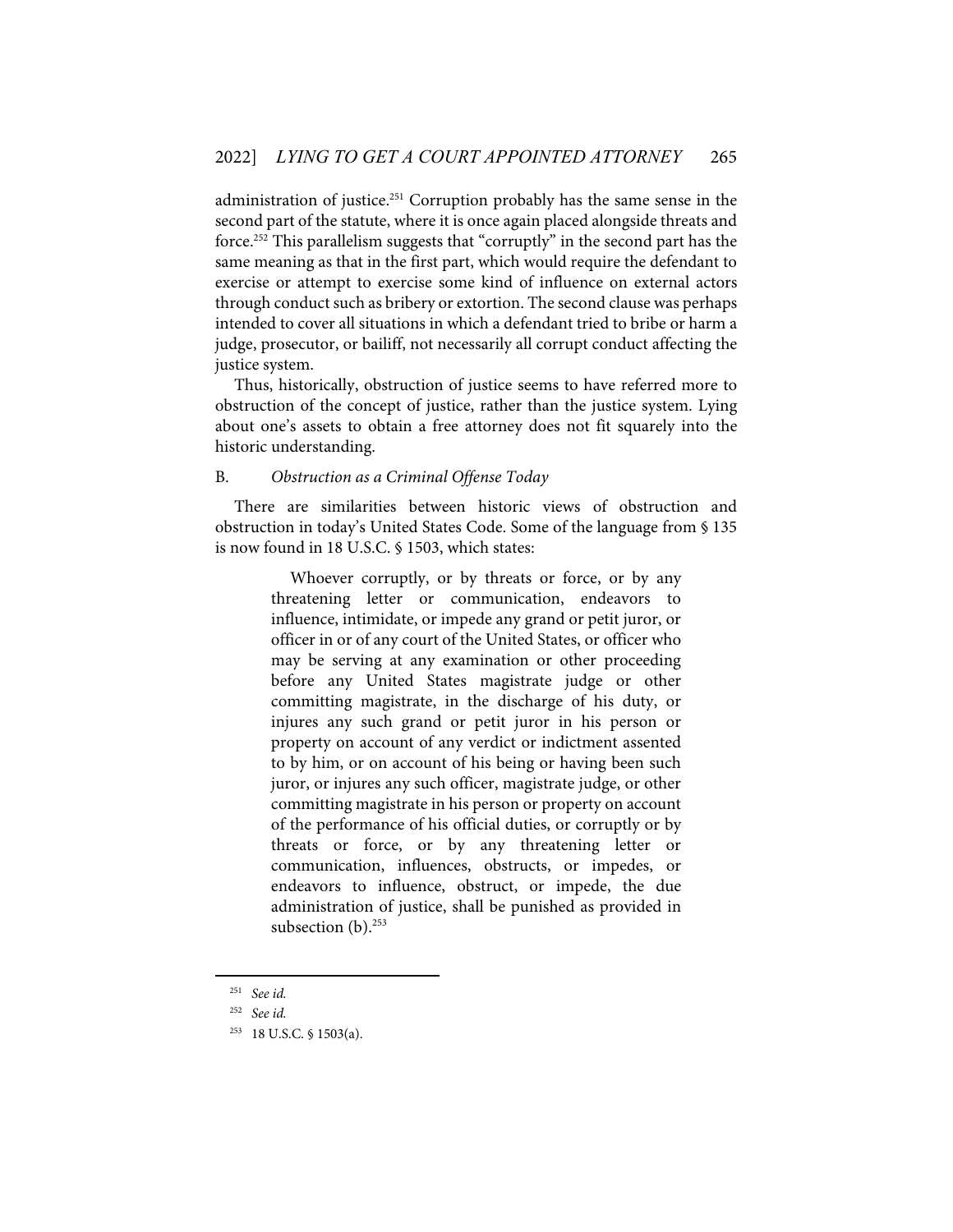administration of justice.[251] Corruption probably has the same sense in the second part of the statute, where it is once again placed alongside threats and force.[252] This parallelism suggests that "corruptly" in the second part has the same meaning as that in the first part, which would require the defendant to exercise or attempt to exercise some kind of influence on external actors through conduct such as bribery or extortion. The second clause was perhaps intended to cover all situations in which a defendant tried to bribe or harm a judge, prosecutor, or bailiff, not necessarily all corrupt conduct affecting the justice system.

Thus, historically, obstruction of justice seems to have referred more to obstruction of the concept of justice, rather than the justice system. Lying about one's assets to obtain a free attorney does not fit squarely into the historic understanding.

### B. *Obstruction as a Criminal Offense Today*

There are similarities between historic views of obstruction and obstruction in today's United States Code. Some of the language from § 135 is now found in 18 U.S.C. § 1503, which states:

> Whoever corruptly, or by threats or force, or by any threatening letter or communication, endeavors to influence, intimidate, or impede any grand or petit juror, or officer in or of any court of the United States, or officer who may be serving at any examination or other proceeding before any United States magistrate judge or other committing magistrate, in the discharge of his duty, or injures any such grand or petit juror in his person or property on account of any verdict or indictment assented to by him, or on account of his being or having been such juror, or injures any such officer, magistrate judge, or other committing magistrate in his person or property on account of the performance of his official duties, or corruptly or by threats or force, or by any threatening letter or communication, influences, obstructs, or impedes, or endeavors to influence, obstruct, or impede, the due administration of justice, shall be punished as provided in subsection (b).[253]

---

[251] *See id.*

[252] *See id.*

[253] 18 U.S.C. § 1503(a).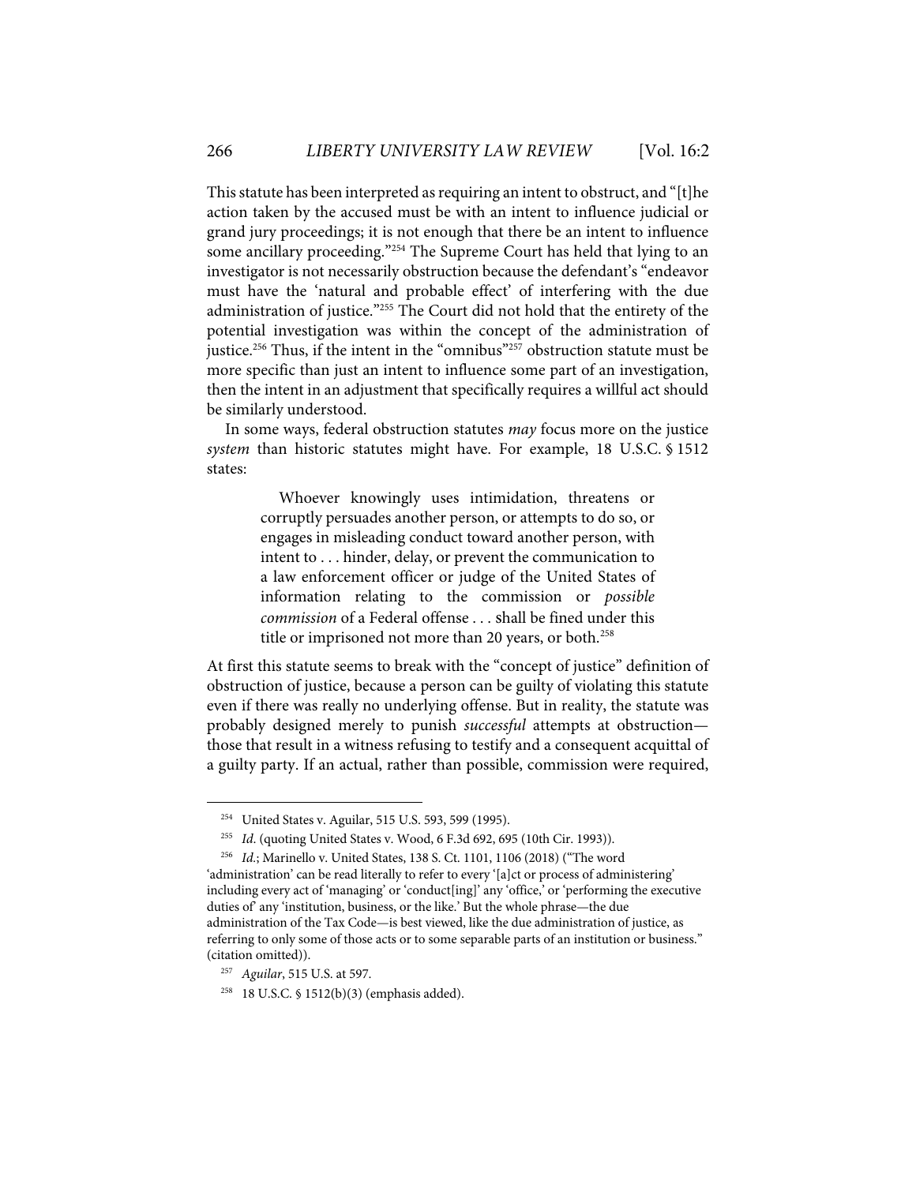This statute has been interpreted as requiring an intent to obstruct, and "[t]he action taken by the accused must be with an intent to influence judicial or grand jury proceedings; it is not enough that there be an intent to influence some ancillary proceeding."[254] The Supreme Court has held that lying to an investigator is not necessarily obstruction because the defendant's "endeavor must have the 'natural and probable effect' of interfering with the due administration of justice."[255] The Court did not hold that the entirety of the potential investigation was within the concept of the administration of justice.[256] Thus, if the intent in the "omnibus"[257] obstruction statute must be more specific than just an intent to influence some part of an investigation, then the intent in an adjustment that specifically requires a willful act should be similarly understood.

In some ways, federal obstruction statutes *may* focus more on the justice *system* than historic statutes might have. For example, 18 U.S.C. § 1512 states:

> Whoever knowingly uses intimidation, threatens or corruptly persuades another person, or attempts to do so, or engages in misleading conduct toward another person, with intent to . . . hinder, delay, or prevent the communication to a law enforcement officer or judge of the United States of information relating to the commission or *possible commission* of a Federal offense . . . shall be fined under this title or imprisoned not more than 20 years, or both.[258]

At first this statute seems to break with the "concept of justice" definition of obstruction of justice, because a person can be guilty of violating this statute even if there was really no underlying offense. But in reality, the statute was probably designed merely to punish *successful* attempts at obstruction—those that result in a witness refusing to testify and a consequent acquittal of a guilty party. If an actual, rather than possible, commission were required,

---

[254] United States v. Aguilar, 515 U.S. 593, 599 (1995).

[255] *Id*. (quoting United States v. Wood, 6 F.3d 692, 695 (10th Cir. 1993)).

[256] *Id*.; Marinello v. United States, 138 S. Ct. 1101, 1106 (2018) ("The word 'administration' can be read literally to refer to every '[a]ct or process of administering' including every act of 'managing' or 'conduct[ing]' any 'office,' or 'performing the executive duties of' any 'institution, business, or the like.' But the whole phrase—the due administration of the Tax Code—is best viewed, like the due administration of justice, as referring to only some of those acts or to some separable parts of an institution or business." (citation omitted)).

[257] *Aguilar*, 515 U.S. at 597.

[258] 18 U.S.C. § 1512(b)(3) (emphasis added).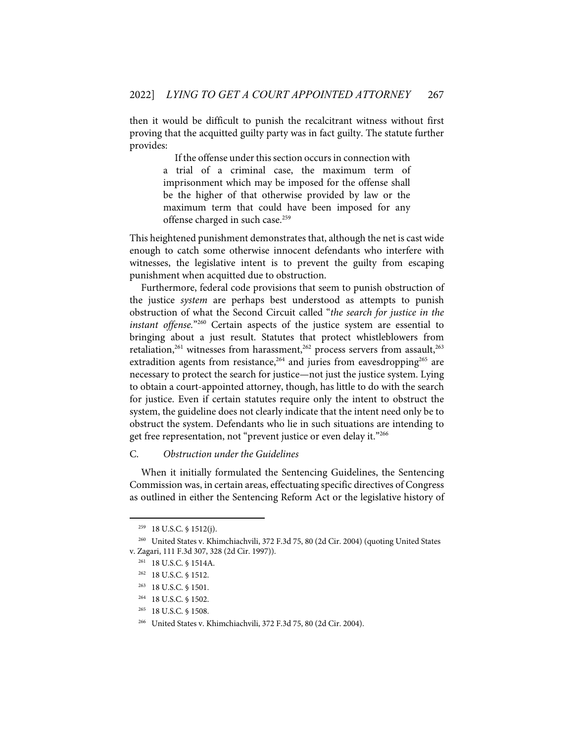then it would be difficult to punish the recalcitrant witness without first proving that the acquitted guilty party was in fact guilty. The statute further provides:

> If the offense under this section occurs in connection with a trial of a criminal case, the maximum term of imprisonment which may be imposed for the offense shall be the higher of that otherwise provided by law or the maximum term that could have been imposed for any offense charged in such case.[259]

This heightened punishment demonstrates that, although the net is cast wide enough to catch some otherwise innocent defendants who interfere with witnesses, the legislative intent is to prevent the guilty from escaping punishment when acquitted due to obstruction.

Furthermore, federal code provisions that seem to punish obstruction of the justice *system* are perhaps best understood as attempts to punish obstruction of what the Second Circuit called "*the search for justice in the instant offense.*"[260] Certain aspects of the justice system are essential to bringing about a just result. Statutes that protect whistleblowers from retaliation,[261] witnesses from harassment,[262] process servers from assault,[263] extradition agents from resistance,[264] and juries from eavesdropping[265] are necessary to protect the search for justice—not just the justice system. Lying to obtain a court-appointed attorney, though, has little to do with the search for justice. Even if certain statutes require only the intent to obstruct the system, the guideline does not clearly indicate that the intent need only be to obstruct the system. Defendants who lie in such situations are intending to get free representation, not "prevent justice or even delay it."[266]

### C. *Obstruction under the Guidelines*

When it initially formulated the Sentencing Guidelines, the Sentencing Commission was, in certain areas, effectuating specific directives of Congress as outlined in either the Sentencing Reform Act or the legislative history of

---

[259] 18 U.S.C. § 1512(j).

[260] United States v. Khimchiachvili, 372 F.3d 75, 80 (2d Cir. 2004) (quoting United States v. Zagari, 111 F.3d 307, 328 (2d Cir. 1997)).

[261] 18 U.S.C. § 1514A.

[262] 18 U.S.C. § 1512.

[263] 18 U.S.C. § 1501.

[264] 18 U.S.C. § 1502.

[265] 18 U.S.C. § 1508.

[266] United States v. Khimchiachvili, 372 F.3d 75, 80 (2d Cir. 2004).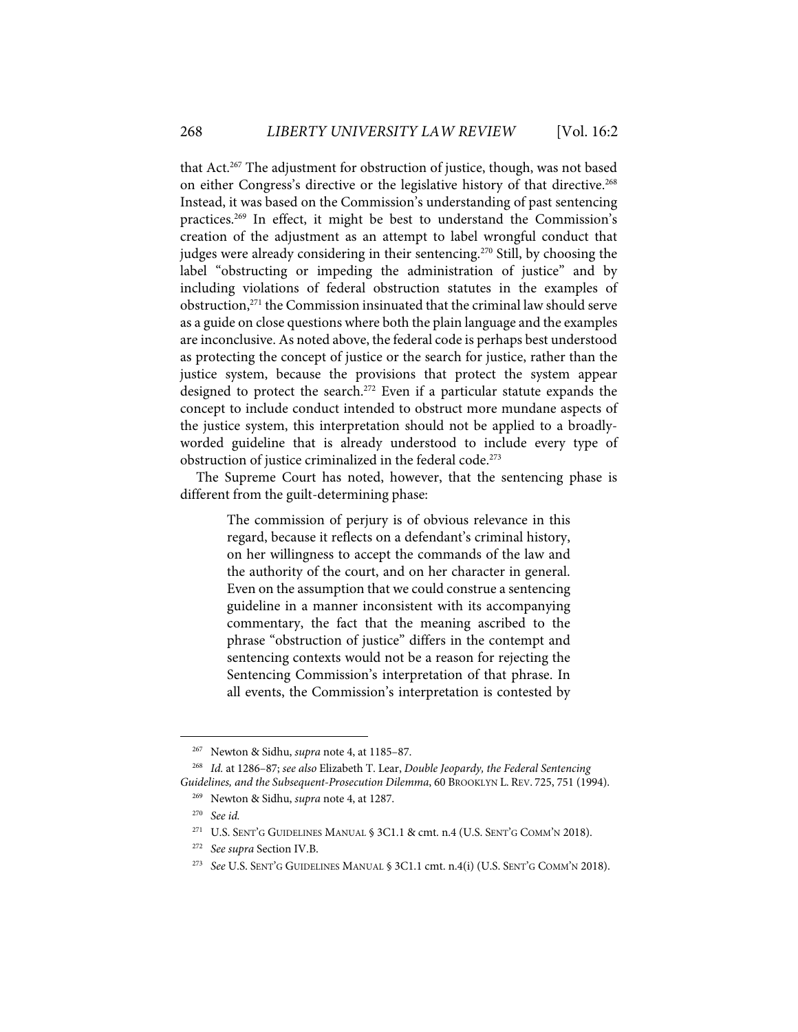that Act.[267] The adjustment for obstruction of justice, though, was not based on either Congress's directive or the legislative history of that directive.[268] Instead, it was based on the Commission's understanding of past sentencing practices.[269] In effect, it might be best to understand the Commission's creation of the adjustment as an attempt to label wrongful conduct that judges were already considering in their sentencing.[270] Still, by choosing the label "obstructing or impeding the administration of justice" and by including violations of federal obstruction statutes in the examples of obstruction,[271] the Commission insinuated that the criminal law should serve as a guide on close questions where both the plain language and the examples are inconclusive. As noted above, the federal code is perhaps best understood as protecting the concept of justice or the search for justice, rather than the justice system, because the provisions that protect the system appear designed to protect the search.[272] Even if a particular statute expands the concept to include conduct intended to obstruct more mundane aspects of the justice system, this interpretation should not be applied to a broadly-worded guideline that is already understood to include every type of obstruction of justice criminalized in the federal code.[273]

The Supreme Court has noted, however, that the sentencing phase is different from the guilt-determining phase:

> The commission of perjury is of obvious relevance in this regard, because it reflects on a defendant's criminal history, on her willingness to accept the commands of the law and the authority of the court, and on her character in general. Even on the assumption that we could construe a sentencing guideline in a manner inconsistent with its accompanying commentary, the fact that the meaning ascribed to the phrase "obstruction of justice" differs in the contempt and sentencing contexts would not be a reason for rejecting the Sentencing Commission's interpretation of that phrase. In all events, the Commission's interpretation is contested by

---

[267] Newton & Sidhu, *supra* note 4, at 1185–87.

[268] *Id.* at 1286–87; *see also* Elizabeth T. Lear, *Double Jeopardy, the Federal Sentencing Guidelines, and the Subsequent-Prosecution Dilemma*, 60 BROOKLYN L. REV. 725, 751 (1994).

[269] Newton & Sidhu, *supra* note 4, at 1287.

[270] *See id.*

[271] U.S. SENT'G GUIDELINES MANUAL § 3C1.1 & cmt. n.4 (U.S. SENT'G COMM'N 2018).

[272] *See supra* Section IV.B.

[273] *See* U.S. SENT'G GUIDELINES MANUAL § 3C1.1 cmt. n.4(i) (U.S. SENT'G COMM'N 2018).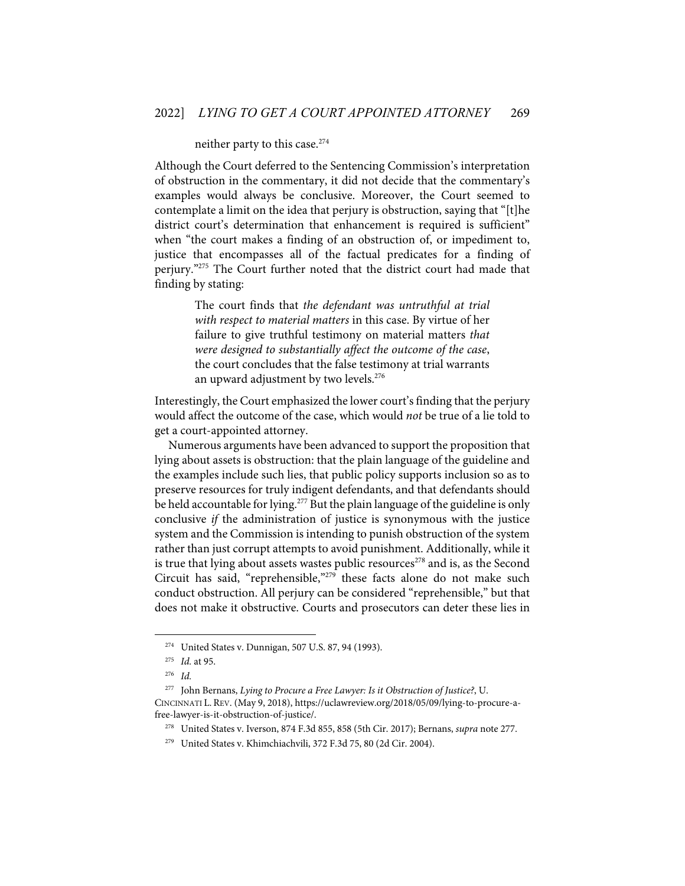> neither party to this case.[274]

Although the Court deferred to the Sentencing Commission's interpretation of obstruction in the commentary, it did not decide that the commentary's examples would always be conclusive. Moreover, the Court seemed to contemplate a limit on the idea that perjury is obstruction, saying that "[t]he district court's determination that enhancement is required is sufficient" when "the court makes a finding of an obstruction of, or impediment to, justice that encompasses all of the factual predicates for a finding of perjury."[275] The Court further noted that the district court had made that finding by stating:

> The court finds that *the defendant was untruthful at trial with respect to material matters* in this case. By virtue of her failure to give truthful testimony on material matters *that were designed to substantially affect the outcome of the case*, the court concludes that the false testimony at trial warrants an upward adjustment by two levels.[276]

Interestingly, the Court emphasized the lower court's finding that the perjury would affect the outcome of the case, which would *not* be true of a lie told to get a court-appointed attorney.

Numerous arguments have been advanced to support the proposition that lying about assets is obstruction: that the plain language of the guideline and the examples include such lies, that public policy supports inclusion so as to preserve resources for truly indigent defendants, and that defendants should be held accountable for lying.[277] But the plain language of the guideline is only conclusive *if* the administration of justice is synonymous with the justice system and the Commission is intending to punish obstruction of the system rather than just corrupt attempts to avoid punishment. Additionally, while it is true that lying about assets wastes public resources[278] and is, as the Second Circuit has said, "reprehensible,"[279] these facts alone do not make such conduct obstruction. All perjury can be considered "reprehensible," but that does not make it obstructive. Courts and prosecutors can deter these lies in

---

[274] United States v. Dunnigan, 507 U.S. 87, 94 (1993).

[275] *Id.* at 95.

[276] *Id.*

[277] John Bernans, *Lying to Procure a Free Lawyer: Is it Obstruction of Justice?*, U. CINCINNATI L. REV. (May 9, 2018), https://uclawreview.org/2018/05/09/lying-to-procure-a-free-lawyer-is-it-obstruction-of-justice/.

[278] United States v. Iverson, 874 F.3d 855, 858 (5th Cir. 2017); Bernans, *supra* note 277.

[279] United States v. Khimchiachvili, 372 F.3d 75, 80 (2d Cir. 2004).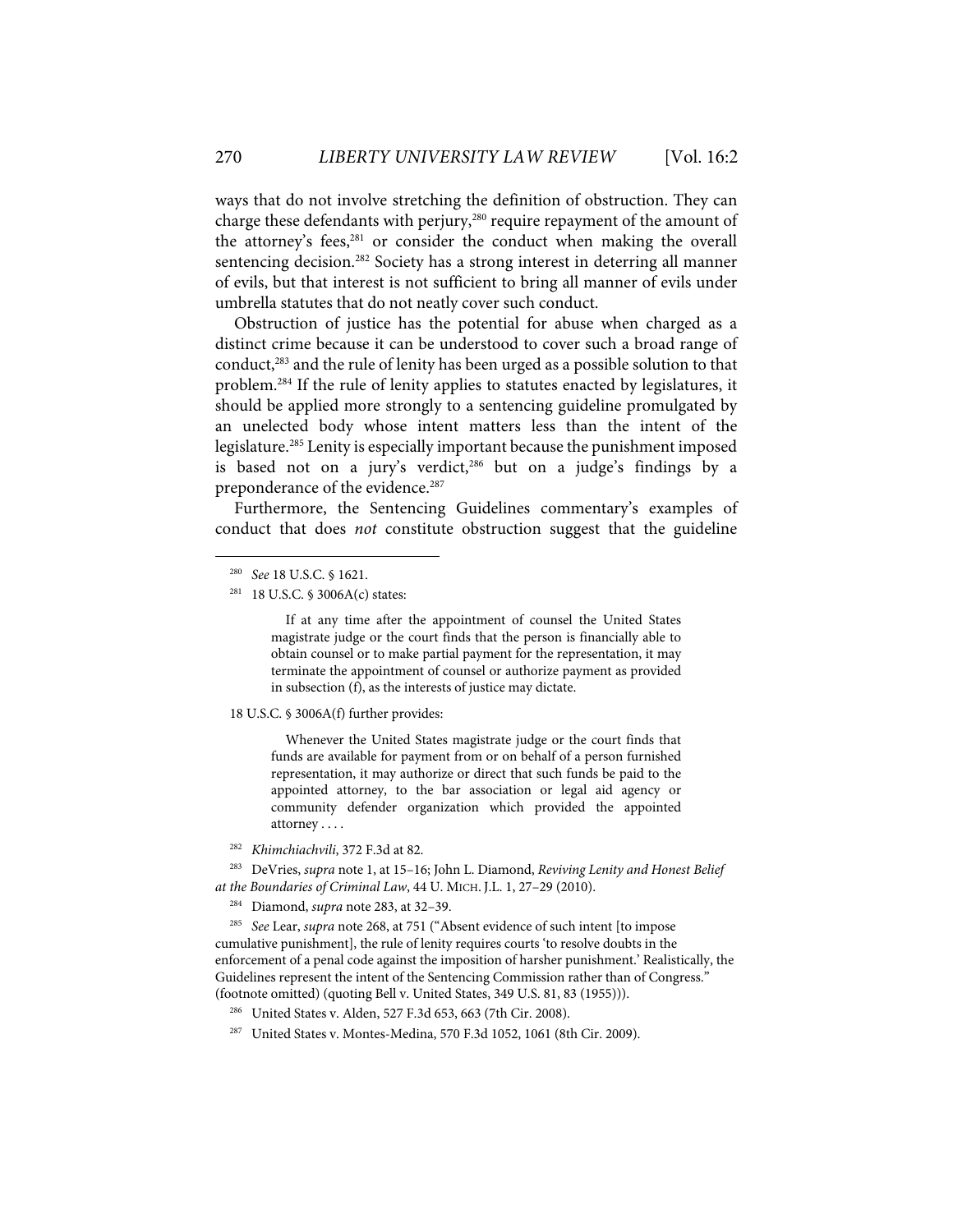ways that do not involve stretching the definition of obstruction. They can charge these defendants with perjury,[280] require repayment of the amount of the attorney's fees,[281] or consider the conduct when making the overall sentencing decision.[282] Society has a strong interest in deterring all manner of evils, but that interest is not sufficient to bring all manner of evils under umbrella statutes that do not neatly cover such conduct.

Obstruction of justice has the potential for abuse when charged as a distinct crime because it can be understood to cover such a broad range of conduct,[283] and the rule of lenity has been urged as a possible solution to that problem.[284] If the rule of lenity applies to statutes enacted by legislatures, it should be applied more strongly to a sentencing guideline promulgated by an unelected body whose intent matters less than the intent of the legislature.[285] Lenity is especially important because the punishment imposed is based not on a jury's verdict,[286] but on a judge's findings by a preponderance of the evidence.[287]

Furthermore, the Sentencing Guidelines commentary's examples of conduct that does *not* constitute obstruction suggest that the guideline

---

[280] *See* 18 U.S.C. § 1621.

[281] 18 U.S.C. § 3006A(c) states:

> If at any time after the appointment of counsel the United States magistrate judge or the court finds that the person is financially able to obtain counsel or to make partial payment for the representation, it may terminate the appointment of counsel or authorize payment as provided in subsection (f), as the interests of justice may dictate.

18 U.S.C. § 3006A(f) further provides:

> Whenever the United States magistrate judge or the court finds that funds are available for payment from or on behalf of a person furnished representation, it may authorize or direct that such funds be paid to the appointed attorney, to the bar association or legal aid agency or community defender organization which provided the appointed attorney . . . .

[282] *Khimchiachvili*, 372 F.3d at 82.

[283] DeVries, *supra* note 1, at 15–16; John L. Diamond, *Reviving Lenity and Honest Belief at the Boundaries of Criminal Law*, 44 U. MICH. J.L. 1, 27–29 (2010).

[284] Diamond, *supra* note 283, at 32–39.

[285] *See* Lear, *supra* note 268, at 751 ("Absent evidence of such intent [to impose cumulative punishment], the rule of lenity requires courts 'to resolve doubts in the enforcement of a penal code against the imposition of harsher punishment.' Realistically, the Guidelines represent the intent of the Sentencing Commission rather than of Congress." (footnote omitted) (quoting Bell v. United States, 349 U.S. 81, 83 (1955))).

[286] United States v. Alden, 527 F.3d 653, 663 (7th Cir. 2008).

[287] United States v. Montes-Medina, 570 F.3d 1052, 1061 (8th Cir. 2009).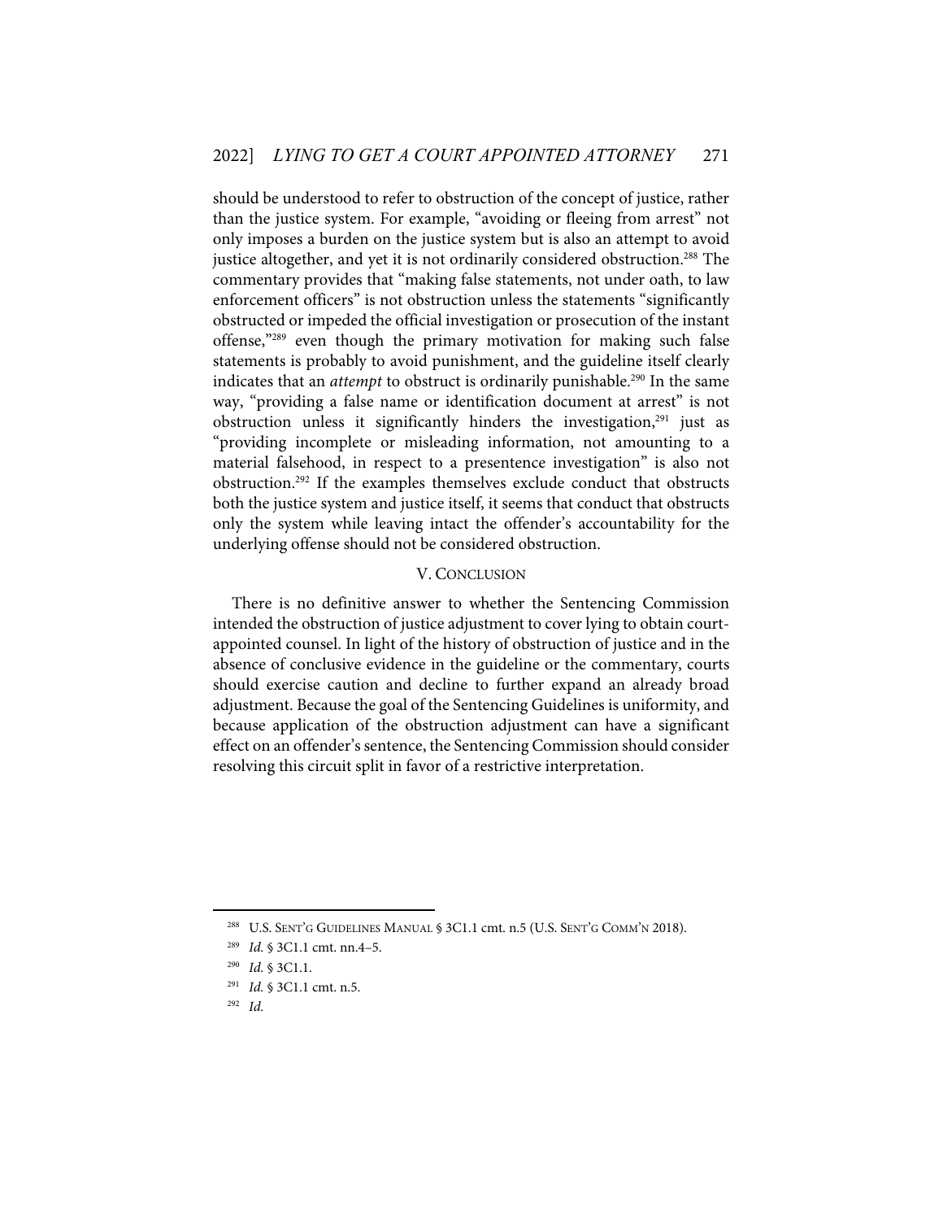should be understood to refer to obstruction of the concept of justice, rather than the justice system. For example, "avoiding or fleeing from arrest" not only imposes a burden on the justice system but is also an attempt to avoid justice altogether, and yet it is not ordinarily considered obstruction.[288] The commentary provides that "making false statements, not under oath, to law enforcement officers" is not obstruction unless the statements "significantly obstructed or impeded the official investigation or prosecution of the instant offense,"[289] even though the primary motivation for making such false statements is probably to avoid punishment, and the guideline itself clearly indicates that an *attempt* to obstruct is ordinarily punishable.[290] In the same way, "providing a false name or identification document at arrest" is not obstruction unless it significantly hinders the investigation,[291] just as "providing incomplete or misleading information, not amounting to a material falsehood, in respect to a presentence investigation" is also not obstruction.[292] If the examples themselves exclude conduct that obstructs both the justice system and justice itself, it seems that conduct that obstructs only the system while leaving intact the offender's accountability for the underlying offense should not be considered obstruction.

## V. CONCLUSION

There is no definitive answer to whether the Sentencing Commission intended the obstruction of justice adjustment to cover lying to obtain court-appointed counsel. In light of the history of obstruction of justice and in the absence of conclusive evidence in the guideline or the commentary, courts should exercise caution and decline to further expand an already broad adjustment. Because the goal of the Sentencing Guidelines is uniformity, and because application of the obstruction adjustment can have a significant effect on an offender's sentence, the Sentencing Commission should consider resolving this circuit split in favor of a restrictive interpretation.

---

[288] U.S. SENT'G GUIDELINES MANUAL § 3C1.1 cmt. n.5 (U.S. SENT'G COMM'N 2018).

[289] *Id.* § 3C1.1 cmt. nn.4–5.

[290] *Id.* § 3C1.1.

[291] *Id.* § 3C1.1 cmt. n.5.

[292] *Id.*